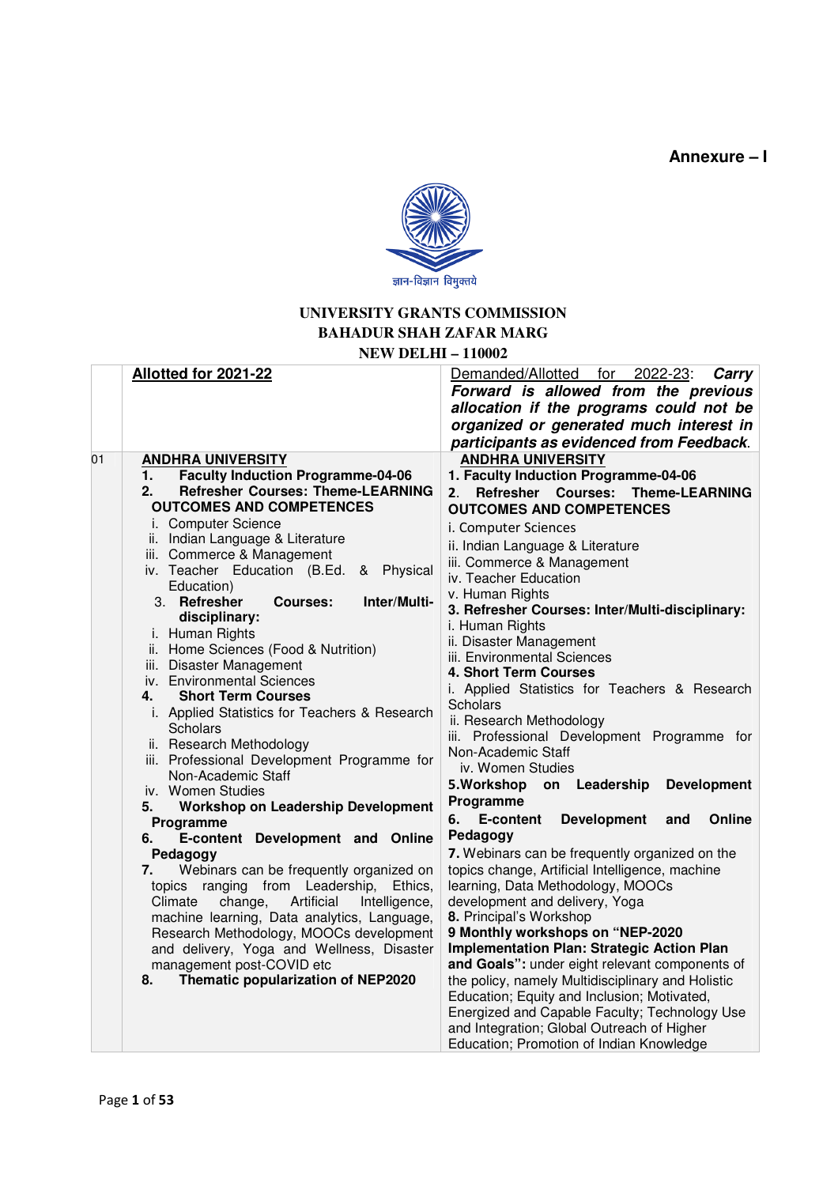**Annexure – I**

ज्ञान-विज्ञान विमुक्तये

**UNIVERSITY GRANTS COMMISSION**
**BAHADUR SHAH ZAFAR MARG**
**NEW DELHI – 110002**

| | **Allotted for 2021-22** | Demanded/Allotted for 2022-23: ***Carry Forward is allowed from the previous allocation if the programs could not be organized or generated much interest in participants as evidenced from Feedback***. |
|---|---|---|
| 01 | **ANDHRA UNIVERSITY**<br>**1. Faculty Induction Programme-04-06**<br>**2. Refresher Courses: Theme-LEARNING OUTCOMES AND COMPETENCES**<br>i. Computer Science<br>ii. Indian Language & Literature<br>iii. Commerce & Management<br>iv. Teacher Education (B.Ed. & Physical Education)<br>**3. Refresher Courses: Inter/Multi-disciplinary:**<br>i. Human Rights<br>ii. Home Sciences (Food & Nutrition)<br>iii. Disaster Management<br>iv. Environmental Sciences<br>**4. Short Term Courses**<br>i. Applied Statistics for Teachers & Research Scholars<br>ii. Research Methodology<br>iii. Professional Development Programme for Non-Academic Staff<br>iv. Women Studies<br>**5. Workshop on Leadership Development Programme**<br>**6. E-content Development and Online Pedagogy**<br>**7.** Webinars can be frequently organized on topics ranging from Leadership, Ethics, Climate change, Artificial Intelligence, machine learning, Data analytics, Language, Research Methodology, MOOCs development and delivery, Yoga and Wellness, Disaster management post-COVID etc<br>**8. Thematic popularization of NEP2020** | **ANDHRA UNIVERSITY**<br>**1. Faculty Induction Programme-04-06**<br>**2. Refresher Courses: Theme-LEARNING OUTCOMES AND COMPETENCES**<br>i. Computer Sciences<br>ii. Indian Language & Literature<br>iii. Commerce & Management<br>iv. Teacher Education<br>v. Human Rights<br>**3. Refresher Courses: Inter/Multi-disciplinary:**<br>i. Human Rights<br>ii. Disaster Management<br>iii. Environmental Sciences<br>**4. Short Term Courses**<br>i. Applied Statistics for Teachers & Research Scholars<br>ii. Research Methodology<br>iii. Professional Development Programme for Non-Academic Staff<br>iv. Women Studies<br>**5.Workshop on Leadership Development Programme**<br>**6. E-content Development and Online Pedagogy**<br>**7.** Webinars can be frequently organized on the topics change, Artificial Intelligence, machine learning, Data Methodology, MOOCs development and delivery, Yoga<br>**8.** Principal's Workshop<br>**9 Monthly workshops on "NEP-2020 Implementation Plan: Strategic Action Plan and Goals":** under eight relevant components of the policy, namely Multidisciplinary and Holistic Education; Equity and Inclusion; Motivated, Energized and Capable Faculty; Technology Use and Integration; Global Outreach of Higher Education; Promotion of Indian Knowledge |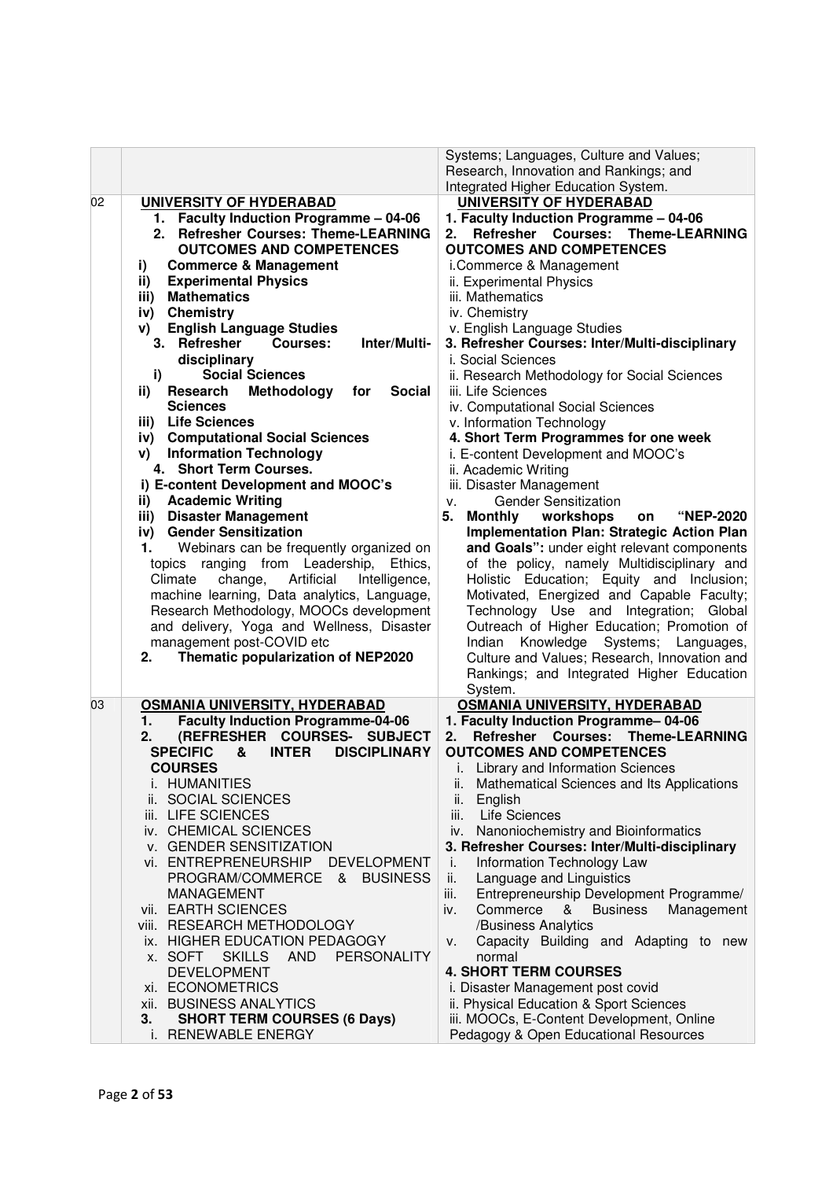| | | |
|---|---|---|
| | | Systems; Languages, Culture and Values; Research, Innovation and Rankings; and Integrated Higher Education System. |
| 02 | **UNIVERSITY OF HYDERABAD**<br>**1. Faculty Induction Programme – 04-06**<br>**2. Refresher Courses: Theme-LEARNING OUTCOMES AND COMPETENCES**<br>**i) Commerce & Management**<br>**ii) Experimental Physics**<br>**iii) Mathematics**<br>**iv) Chemistry**<br>**v) English Language Studies**<br>**3. Refresher Courses: Inter/Multi-disciplinary**<br>**i) Social Sciences**<br>**ii) Research Methodology for Social Sciences**<br>**iii) Life Sciences**<br>**iv) Computational Social Sciences**<br>**v) Information Technology**<br>**4. Short Term Courses.**<br>**i) E-content Development and MOOC's**<br>**ii) Academic Writing**<br>**iii) Disaster Management**<br>**iv) Gender Sensitization**<br>**1.** Webinars can be frequently organized on topics ranging from Leadership, Ethics, Climate change, Artificial Intelligence, machine learning, Data analytics, Language, Research Methodology, MOOCs development and delivery, Yoga and Wellness, Disaster management post-COVID etc<br>**2. Thematic popularization of NEP2020** | **UNIVERSITY OF HYDERABAD**<br>**1. Faculty Induction Programme – 04-06**<br>**2. Refresher Courses: Theme-LEARNING OUTCOMES AND COMPETENCES**<br>i. Commerce & Management<br>ii. Experimental Physics<br>iii. Mathematics<br>iv. Chemistry<br>v. English Language Studies<br>**3. Refresher Courses: Inter/Multi-disciplinary**<br>i. Social Sciences<br>ii. Research Methodology for Social Sciences<br>iii. Life Sciences<br>iv. Computational Social Sciences<br>v. Information Technology<br>**4. Short Term Programmes for one week**<br>i. E-content Development and MOOC's<br>ii. Academic Writing<br>iii. Disaster Management<br>v. Gender Sensitization<br>**5. Monthly workshops on "NEP-2020 Implementation Plan: Strategic Action Plan and Goals":** under eight relevant components of the policy, namely Multidisciplinary and Holistic Education; Equity and Inclusion; Motivated, Energized and Capable Faculty; Technology Use and Integration; Global Outreach of Higher Education; Promotion of Indian Knowledge Systems; Languages, Culture and Values; Research, Innovation and Rankings; and Integrated Higher Education System. |
| 03 | **OSMANIA UNIVERSITY, HYDERABAD**<br>**1. Faculty Induction Programme-04-06**<br>**2. (REFRESHER COURSES- SUBJECT SPECIFIC & INTER DISCIPLINARY COURSES**<br>i. HUMANITIES<br>ii. SOCIAL SCIENCES<br>iii. LIFE SCIENCES<br>iv. CHEMICAL SCIENCES<br>v. GENDER SENSITIZATION<br>vi. ENTREPRENEURSHIP DEVELOPMENT PROGRAM/COMMERCE & BUSINESS MANAGEMENT<br>vii. EARTH SCIENCES<br>viii. RESEARCH METHODOLOGY<br>ix. HIGHER EDUCATION PEDAGOGY<br>x. SOFT SKILLS AND PERSONALITY DEVELOPMENT<br>xi. ECONOMETRICS<br>xii. BUSINESS ANALYTICS<br>**3. SHORT TERM COURSES (6 Days)**<br>i. RENEWABLE ENERGY | **OSMANIA UNIVERSITY, HYDERABAD**<br>**1. Faculty Induction Programme– 04-06**<br>**2. Refresher Courses: Theme-LEARNING OUTCOMES AND COMPETENCES**<br>i. Library and Information Sciences<br>ii. Mathematical Sciences and Its Applications<br>ii. English<br>iii. Life Sciences<br>iv. Nanoniochemistry and Bioinformatics<br>**3. Refresher Courses: Inter/Multi-disciplinary**<br>i. Information Technology Law<br>ii. Language and Linguistics<br>iii. Entrepreneurship Development Programme/<br>iv. Commerce & Business Management /Business Analytics<br>v. Capacity Building and Adapting to new normal<br>**4. SHORT TERM COURSES**<br>i. Disaster Management post covid<br>ii. Physical Education & Sport Sciences<br>iii. MOOCs, E-Content Development, Online Pedagogy & Open Educational Resources |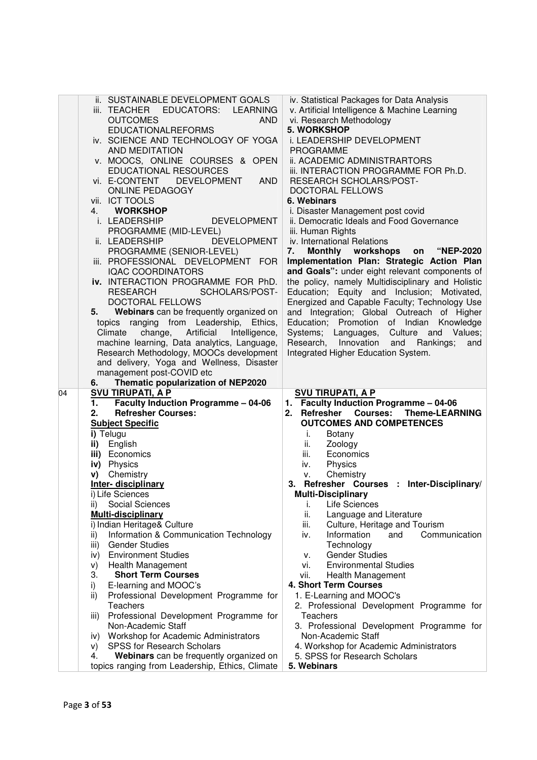| | | |
|---|---|---|
| | ii. SUSTAINABLE DEVELOPMENT GOALS<br>iii. TEACHER EDUCATORS: LEARNING OUTCOMES AND EDUCATIONALREFORMS<br>iv. SCIENCE AND TECHNOLOGY OF YOGA AND MEDITATION<br>v. MOOCS, ONLINE COURSES & OPEN EDUCATIONAL RESOURCES<br>vi. E-CONTENT DEVELOPMENT AND ONLINE PEDAGOGY<br>vii. ICT TOOLS<br>4. **WORKSHOP**<br>i. LEADERSHIP DEVELOPMENT PROGRAMME (MID-LEVEL)<br>ii. LEADERSHIP DEVELOPMENT PROGRAMME (SENIOR-LEVEL)<br>iii. PROFESSIONAL DEVELOPMENT FOR IQAC COORDINATORS<br>**iv.** INTERACTION PROGRAMME FOR PhD. RESEARCH SCHOLARS/POST-DOCTORAL FELLOWS<br>**5.** **Webinars** can be frequently organized on topics ranging from Leadership, Ethics, Climate change, Artificial Intelligence, machine learning, Data analytics, Language, Research Methodology, MOOCs development and delivery, Yoga and Wellness, Disaster management post-COVID etc<br>**6. Thematic popularization of NEP2020** | iv. Statistical Packages for Data Analysis<br>v. Artificial Intelligence & Machine Learning<br>vi. Research Methodology<br>**5. WORKSHOP**<br>i. LEADERSHIP DEVELOPMENT PROGRAMME<br>ii. ACADEMIC ADMINISTRARTORS<br>iii. INTERACTION PROGRAMME FOR Ph.D. RESEARCH SCHOLARS/POST-DOCTORAL FELLOWS<br>**6. Webinars**<br>i. Disaster Management post covid<br>ii. Democratic Ideals and Food Governance<br>iii. Human Rights<br>iv. International Relations<br>**7. Monthly workshops on "NEP-2020 Implementation Plan: Strategic Action Plan and Goals":** under eight relevant components of the policy, namely Multidisciplinary and Holistic Education; Equity and Inclusion; Motivated, Energized and Capable Faculty; Technology Use and Integration; Global Outreach of Higher Education; Promotion of Indian Knowledge Systems; Languages, Culture and Values; Research, Innovation and Rankings; and Integrated Higher Education System. |
| 04 | **SVU TIRUPATI, A P**<br>**1. Faculty Induction Programme – 04-06**<br>**2. Refresher Courses:**<br>**Subject Specific**<br>**i)** Telugu<br>**ii)** English<br>**iii)** Economics<br>**iv)** Physics<br>**v)** Chemistry<br>**Inter- disciplinary**<br>i) Life Sciences<br>ii) Social Sciences<br>**Multi-disciplinary**<br>i) Indian Heritage& Culture<br>ii) Information & Communication Technology<br>iii) Gender Studies<br>iv) Environment Studies<br>v) Health Management<br>3. **Short Term Courses**<br>i) E-learning and MOOC's<br>ii) Professional Development Programme for Teachers<br>iii) Professional Development Programme for Non-Academic Staff<br>iv) Workshop for Academic Administrators<br>v) SPSS for Research Scholars<br>4. **Webinars** can be frequently organized on topics ranging from Leadership, Ethics, Climate | **SVU TIRUPATI, A P**<br>**1. Faculty Induction Programme – 04-06**<br>**2. Refresher Courses: Theme-LEARNING OUTCOMES AND COMPETENCES**<br>i. Botany<br>ii. Zoology<br>iii. Economics<br>iv. Physics<br>v. Chemistry<br>**3. Refresher Courses : Inter-Disciplinary/ Multi-Disciplinary**<br>i. Life Sciences<br>ii. Language and Literature<br>iii. Culture, Heritage and Tourism<br>iv. Information and Communication Technology<br>v. Gender Studies<br>vi. Environmental Studies<br>vii. Health Management<br>**4. Short Term Courses**<br>1. E-Learning and MOOC's<br>2. Professional Development Programme for Teachers<br>3. Professional Development Programme for Non-Academic Staff<br>4. Workshop for Academic Administrators<br>5. SPSS for Research Scholars<br>**5. Webinars** |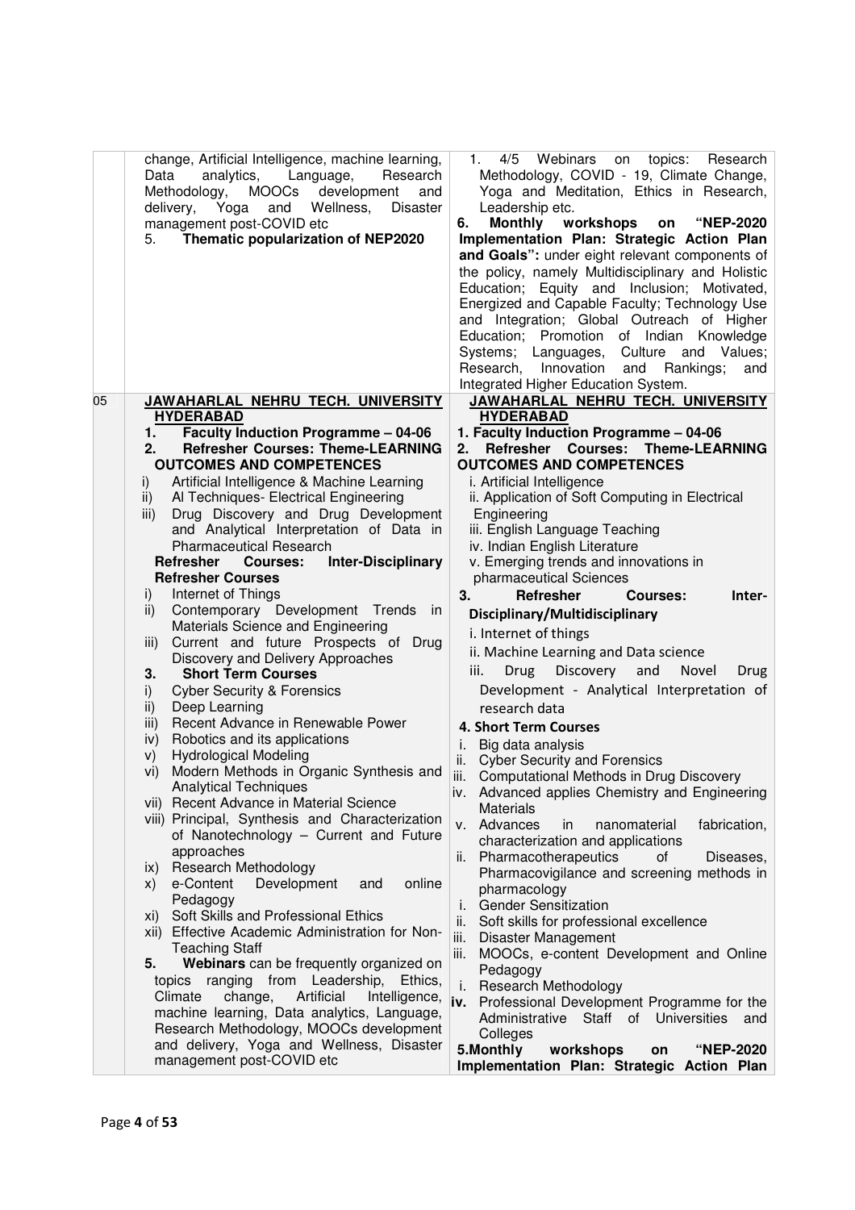| | | |
|---|---|---|
| | change, Artificial Intelligence, machine learning, Data analytics, Language, Research Methodology, MOOCs development and delivery, Yoga and Wellness, Disaster management post-COVID etc<br>5. **Thematic popularization of NEP2020** | 1. 4/5 Webinars on topics: Research Methodology, COVID - 19, Climate Change, Yoga and Meditation, Ethics in Research, Leadership etc.<br>**6. Monthly workshops on "NEP-2020 Implementation Plan: Strategic Action Plan and Goals":** under eight relevant components of the policy, namely Multidisciplinary and Holistic Education; Equity and Inclusion; Motivated, Energized and Capable Faculty; Technology Use and Integration; Global Outreach of Higher Education; Promotion of Indian Knowledge Systems; Languages, Culture and Values; Research, Innovation and Rankings; and Integrated Higher Education System. |
| 05 | **<u>JAWAHARLAL NEHRU TECH. UNIVERSITY HYDERABAD</u>**<br>1. **Faculty Induction Programme – 04-06**<br>2. **Refresher Courses: Theme-LEARNING OUTCOMES AND COMPETENCES**<br>i) Artificial Intelligence & Machine Learning<br>ii) AI Techniques- Electrical Engineering<br>iii) Drug Discovery and Drug Development and Analytical Interpretation of Data in Pharmaceutical Research<br>**Refresher Courses: Inter-Disciplinary Refresher Courses**<br>i) Internet of Things<br>ii) Contemporary Development Trends in Materials Science and Engineering<br>iii) Current and future Prospects of Drug Discovery and Delivery Approaches<br>3. **Short Term Courses**<br>i) Cyber Security & Forensics<br>ii) Deep Learning<br>iii) Recent Advance in Renewable Power<br>iv) Robotics and its applications<br>v) Hydrological Modeling<br>vi) Modern Methods in Organic Synthesis and Analytical Techniques<br>vii) Recent Advance in Material Science<br>viii) Principal, Synthesis and Characterization of Nanotechnology – Current and Future approaches<br>ix) Research Methodology<br>x) e-Content Development and online Pedagogy<br>xi) Soft Skills and Professional Ethics<br>xii) Effective Academic Administration for Non-Teaching Staff<br>5. **Webinars** can be frequently organized on topics ranging from Leadership, Ethics, Climate change, Artificial Intelligence, machine learning, Data analytics, Language, Research Methodology, MOOCs development and delivery, Yoga and Wellness, Disaster management post-COVID etc | **<u>JAWAHARLAL NEHRU TECH. UNIVERSITY HYDERABAD</u>**<br>**1. Faculty Induction Programme – 04-06**<br>**2. Refresher Courses: Theme-LEARNING OUTCOMES AND COMPETENCES**<br>i. Artificial Intelligence<br>ii. Application of Soft Computing in Electrical Engineering<br>iii. English Language Teaching<br>iv. Indian English Literature<br>v. Emerging trends and innovations in pharmaceutical Sciences<br>**3. Refresher Courses: Inter-Disciplinary/Multidisciplinary**<br>i. Internet of things<br>ii. Machine Learning and Data science<br>iii. Drug Discovery and Novel Drug Development - Analytical Interpretation of research data<br>**4. Short Term Courses**<br>i. Big data analysis<br>ii. Cyber Security and Forensics<br>iii. Computational Methods in Drug Discovery<br>iv. Advanced applies Chemistry and Engineering Materials<br>v. Advances in nanomaterial fabrication, characterization and applications<br>ii. Pharmacotherapeutics of Diseases, Pharmacovigilance and screening methods in pharmacology<br>i. Gender Sensitization<br>ii. Soft skills for professional excellence<br>iii. Disaster Management<br>iii. MOOCs, e-content Development and Online Pedagogy<br>i. Research Methodology<br>**iv.** Professional Development Programme for the Administrative Staff of Universities and Colleges<br>**5.Monthly workshops on "NEP-2020 Implementation Plan: Strategic Action Plan** |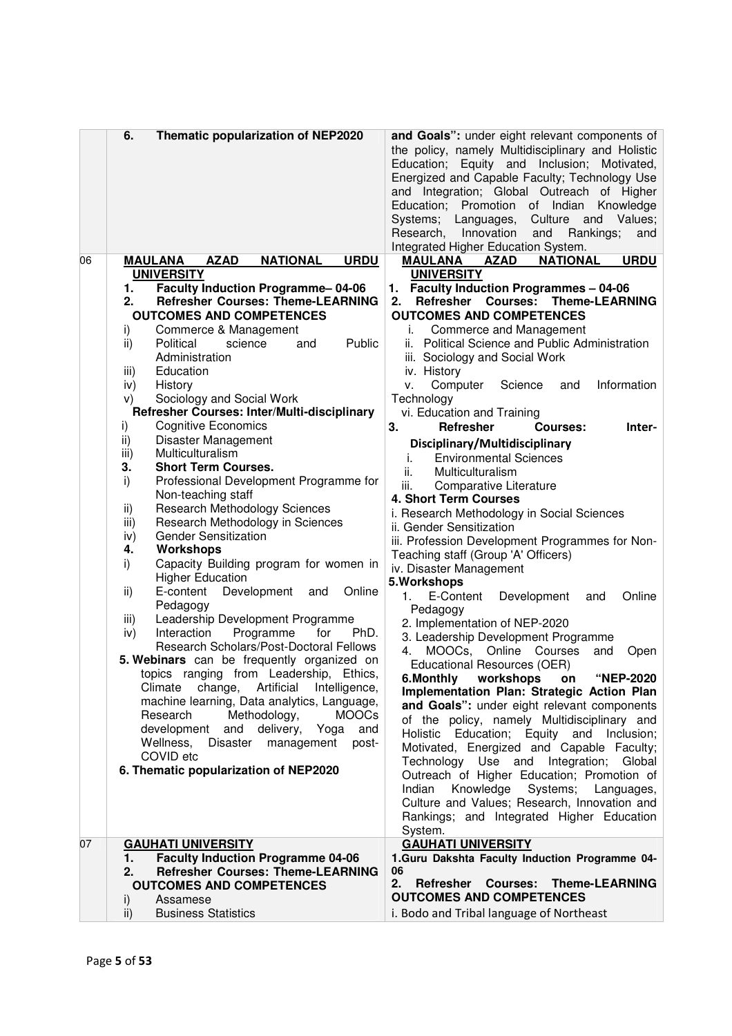| | | |
|---|---|---|
| | 6. **Thematic popularization of NEP2020** | **and Goals":** under eight relevant components of the policy, namely Multidisciplinary and Holistic Education; Equity and Inclusion; Motivated, Energized and Capable Faculty; Technology Use and Integration; Global Outreach of Higher Education; Promotion of Indian Knowledge Systems; Languages, Culture and Values; Research, Innovation and Rankings; and Integrated Higher Education System. |
| 06 | **MAULANA AZAD NATIONAL URDU UNIVERSITY**<br>1. **Faculty Induction Programme– 04-06**<br>2. **Refresher Courses: Theme-LEARNING OUTCOMES AND COMPETENCES**<br>i) Commerce & Management<br>ii) Political science and Public Administration<br>iii) Education<br>iv) History<br>v) Sociology and Social Work<br>**Refresher Courses: Inter/Multi-disciplinary**<br>i) Cognitive Economics<br>ii) Disaster Management<br>iii) Multiculturalism<br>3. **Short Term Courses.**<br>i) Professional Development Programme for Non-teaching staff<br>ii) Research Methodology Sciences<br>iii) Research Methodology in Sciences<br>iv) Gender Sensitization<br>4. **Workshops**<br>i) Capacity Building program for women in Higher Education<br>ii) E-content Development and Online Pedagogy<br>iii) Leadership Development Programme<br>iv) Interaction Programme for PhD. Research Scholars/Post-Doctoral Fellows<br>**5. Webinars** can be frequently organized on topics ranging from Leadership, Ethics, Climate change, Artificial Intelligence, machine learning, Data analytics, Language, Research Methodology, MOOCs development and delivery, Yoga and Wellness, Disaster management post-COVID etc<br>**6. Thematic popularization of NEP2020** | **MAULANA AZAD NATIONAL URDU UNIVERSITY**<br>**1. Faculty Induction Programmes – 04-06**<br>**2. Refresher Courses: Theme-LEARNING OUTCOMES AND COMPETENCES**<br>i. Commerce and Management<br>ii. Political Science and Public Administration<br>iii. Sociology and Social Work<br>iv. History<br>v. Computer Science and Information Technology<br>vi. Education and Training<br>**3. Refresher Courses: Inter-Disciplinary/Multidisciplinary**<br>i. Environmental Sciences<br>ii. Multiculturalism<br>iii. Comparative Literature<br>**4. Short Term Courses**<br>i. Research Methodology in Social Sciences<br>ii. Gender Sensitization<br>iii. Profession Development Programmes for Non-Teaching staff (Group 'A' Officers)<br>iv. Disaster Management<br>**5.Workshops**<br>1. E-Content Development and Online Pedagogy<br>2. Implementation of NEP-2020<br>3. Leadership Development Programme<br>4. MOOCs, Online Courses and Open Educational Resources (OER)<br>**6.Monthly workshops on "NEP-2020 Implementation Plan: Strategic Action Plan and Goals":** under eight relevant components of the policy, namely Multidisciplinary and Holistic Education; Equity and Inclusion; Motivated, Energized and Capable Faculty; Technology Use and Integration; Global Outreach of Higher Education; Promotion of Indian Knowledge Systems; Languages, Culture and Values; Research, Innovation and Rankings; and Integrated Higher Education System. |
| 07 | **GAUHATI UNIVERSITY**<br>1. **Faculty Induction Programme 04-06**<br>2. **Refresher Courses: Theme-LEARNING OUTCOMES AND COMPETENCES**<br>i) Assamese<br>ii) Business Statistics | **GAUHATI UNIVERSITY**<br>**1.Guru Dakshta Faculty Induction Programme 04-06**<br>**2. Refresher Courses: Theme-LEARNING OUTCOMES AND COMPETENCES**<br>i. Bodo and Tribal language of Northeast |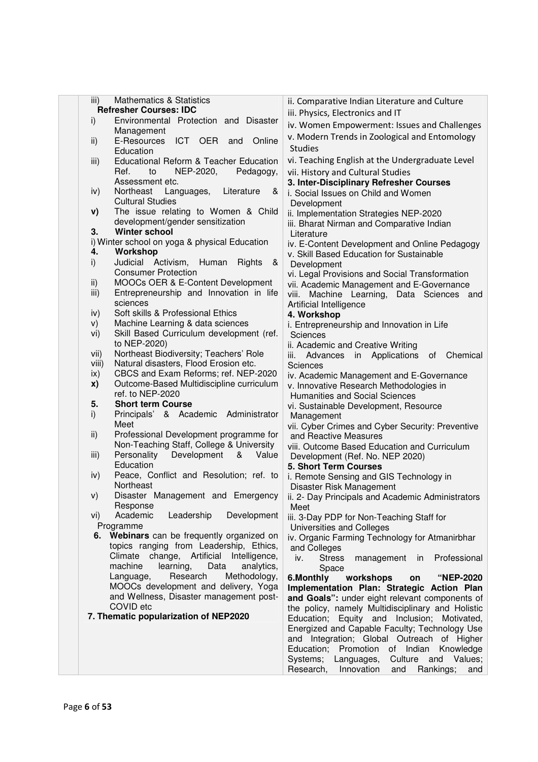| | Left column | Right column |
|---|---|---|
| | iii) Mathematics & Statistics<br>**Refresher Courses: IDC**<br>i) Environmental Protection and Disaster Management<br>ii) E-Resources ICT OER and Online Education<br>iii) Educational Reform & Teacher Education Ref. to NEP-2020, Pedagogy, Assessment etc.<br>iv) Northeast Languages, Literature & Cultural Studies<br>**v)** The issue relating to Women & Child development/gender sensitization<br>**3. Winter school**<br>i) Winter school on yoga & physical Education<br>**4. Workshop**<br>i) Judicial Activism, Human Rights & Consumer Protection<br>ii) MOOCs OER & E-Content Development<br>iii) Entrepreneurship and Innovation in life sciences<br>iv) Soft skills & Professional Ethics<br>v) Machine Learning & data sciences<br>vi) Skill Based Curriculum development (ref. to NEP-2020)<br>vii) Northeast Biodiversity; Teachers' Role<br>viii) Natural disasters, Flood Erosion etc.<br>ix) CBCS and Exam Reforms; ref. NEP-2020<br>**x)** Outcome-Based Multidiscipline curriculum ref. to NEP-2020<br>**5. Short term Course**<br>i) Principals' & Academic Administrator Meet<br>ii) Professional Development programme for Non-Teaching Staff, College & University<br>iii) Personality Development & Value Education<br>iv) Peace, Conflict and Resolution; ref. to Northeast<br>v) Disaster Management and Emergency Response<br>vi) Academic Leadership Development Programme<br>**6. Webinars** can be frequently organized on topics ranging from Leadership, Ethics, Climate change, Artificial Intelligence, machine learning, Data analytics, Language, Research Methodology, MOOCs development and delivery, Yoga and Wellness, Disaster management post-COVID etc<br>**7. Thematic popularization of NEP2020** | ii. Comparative Indian Literature and Culture<br>iii. Physics, Electronics and IT<br>iv. Women Empowerment: Issues and Challenges<br>v. Modern Trends in Zoological and Entomology Studies<br>vi. Teaching English at the Undergraduate Level<br>vii. History and Cultural Studies<br>**3. Inter-Disciplinary Refresher Courses**<br>i. Social Issues on Child and Women Development<br>ii. Implementation Strategies NEP-2020<br>iii. Bharat Nirman and Comparative Indian Literature<br>iv. E-Content Development and Online Pedagogy<br>v. Skill Based Education for Sustainable Development<br>vi. Legal Provisions and Social Transformation<br>vii. Academic Management and E-Governance<br>viii. Machine Learning, Data Sciences and Artificial Intelligence<br>**4. Workshop**<br>i. Entrepreneurship and Innovation in Life Sciences<br>ii. Academic and Creative Writing<br>iii. Advances in Applications of Chemical Sciences<br>iv. Academic Management and E-Governance<br>v. Innovative Research Methodologies in Humanities and Social Sciences<br>vi. Sustainable Development, Resource Management<br>vii. Cyber Crimes and Cyber Security: Preventive and Reactive Measures<br>viii. Outcome Based Education and Curriculum Development (Ref. No. NEP 2020)<br>**5. Short Term Courses**<br>i. Remote Sensing and GIS Technology in Disaster Risk Management<br>ii. 2- Day Principals and Academic Administrators Meet<br>iii. 3-Day PDP for Non-Teaching Staff for Universities and Colleges<br>iv. Organic Farming Technology for Atmanirbhar and Colleges<br>iv. Stress management in Professional Space<br>**6.Monthly workshops on "NEP-2020 Implementation Plan: Strategic Action Plan and Goals":** under eight relevant components of the policy, namely Multidisciplinary and Holistic Education; Equity and Inclusion; Motivated, Energized and Capable Faculty; Technology Use and Integration; Global Outreach of Higher Education; Promotion of Indian Knowledge Systems; Languages, Culture and Values; Research, Innovation and Rankings; and |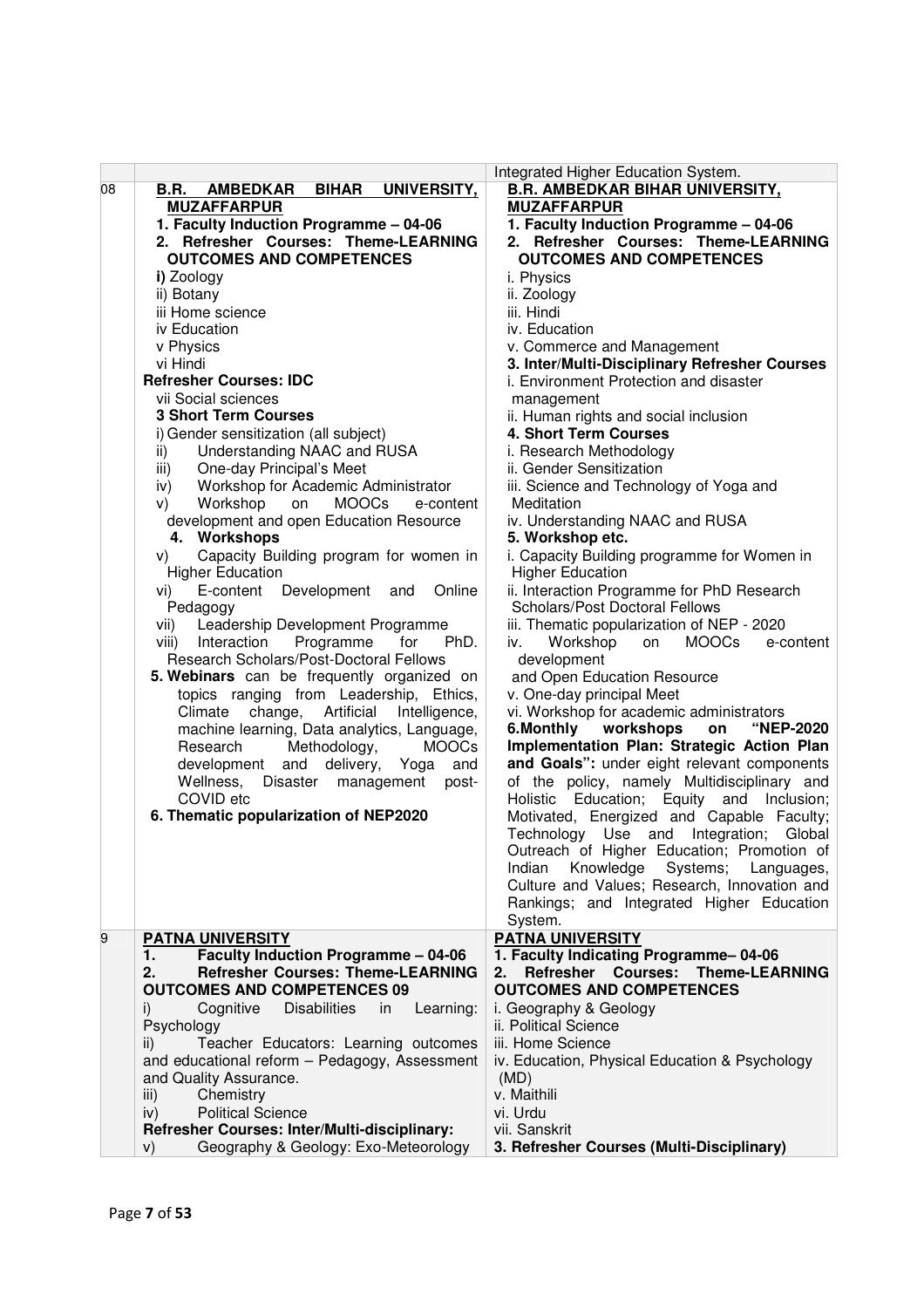| | | |
|---|---|---|
| | | Integrated Higher Education System. |
| 08 | **B.R. AMBEDKAR BIHAR UNIVERSITY, MUZAFFARPUR**<br>**1. Faculty Induction Programme – 04-06**<br>**2. Refresher Courses: Theme-LEARNING OUTCOMES AND COMPETENCES**<br>**i)** Zoology<br>ii) Botany<br>iii Home science<br>iv Education<br>v Physics<br>vi Hindi<br>**Refresher Courses: IDC**<br>vii Social sciences<br>**3 Short Term Courses**<br>i) Gender sensitization (all subject)<br>ii) Understanding NAAC and RUSA<br>iii) One-day Principal's Meet<br>iv) Workshop for Academic Administrator<br>v) Workshop on MOOCs e-content development and open Education Resource<br>**4. Workshops**<br>v) Capacity Building program for women in Higher Education<br>vi) E-content Development and Online Pedagogy<br>vii) Leadership Development Programme<br>viii) Interaction Programme for PhD. Research Scholars/Post-Doctoral Fellows<br>**5. Webinars** can be frequently organized on topics ranging from Leadership, Ethics, Climate change, Artificial Intelligence, machine learning, Data analytics, Language, Research Methodology, MOOCs development and delivery, Yoga and Wellness, Disaster management post-COVID etc<br>**6. Thematic popularization of NEP2020** | **B.R. AMBEDKAR BIHAR UNIVERSITY, MUZAFFARPUR**<br>**1. Faculty Induction Programme – 04-06**<br>**2. Refresher Courses: Theme-LEARNING OUTCOMES AND COMPETENCES**<br>i. Physics<br>ii. Zoology<br>iii. Hindi<br>iv. Education<br>v. Commerce and Management<br>**3. Inter/Multi-Disciplinary Refresher Courses**<br>i. Environment Protection and disaster management<br>ii. Human rights and social inclusion<br>**4. Short Term Courses**<br>i. Research Methodology<br>ii. Gender Sensitization<br>iii. Science and Technology of Yoga and Meditation<br>iv. Understanding NAAC and RUSA<br>**5. Workshop etc.**<br>i. Capacity Building programme for Women in Higher Education<br>ii. Interaction Programme for PhD Research Scholars/Post Doctoral Fellows<br>iii. Thematic popularization of NEP - 2020<br>iv. Workshop on MOOCs e-content development and Open Education Resource<br>v. One-day principal Meet<br>vi. Workshop for academic administrators<br>**6.Monthly workshops on "NEP-2020 Implementation Plan: Strategic Action Plan and Goals":** under eight relevant components of the policy, namely Multidisciplinary and Holistic Education; Equity and Inclusion; Motivated, Energized and Capable Faculty; Technology Use and Integration; Global Outreach of Higher Education; Promotion of Indian Knowledge Systems; Languages, Culture and Values; Research, Innovation and Rankings; and Integrated Higher Education System. |
| 9 | **PATNA UNIVERSITY**<br>**1. Faculty Induction Programme – 04-06**<br>**2. Refresher Courses: Theme-LEARNING OUTCOMES AND COMPETENCES 09**<br>i) Cognitive Disabilities in Learning: Psychology<br>ii) Teacher Educators: Learning outcomes and educational reform – Pedagogy, Assessment and Quality Assurance.<br>iii) Chemistry<br>iv) Political Science<br>**Refresher Courses: Inter/Multi-disciplinary:**<br>v) Geography & Geology: Exo-Meteorology | **PATNA UNIVERSITY**<br>**1. Faculty Indicating Programme– 04-06**<br>**2. Refresher Courses: Theme-LEARNING OUTCOMES AND COMPETENCES**<br>i. Geography & Geology<br>ii. Political Science<br>iii. Home Science<br>iv. Education, Physical Education & Psychology (MD)<br>v. Maithili<br>vi. Urdu<br>vii. Sanskrit<br>**3. Refresher Courses (Multi-Disciplinary)** |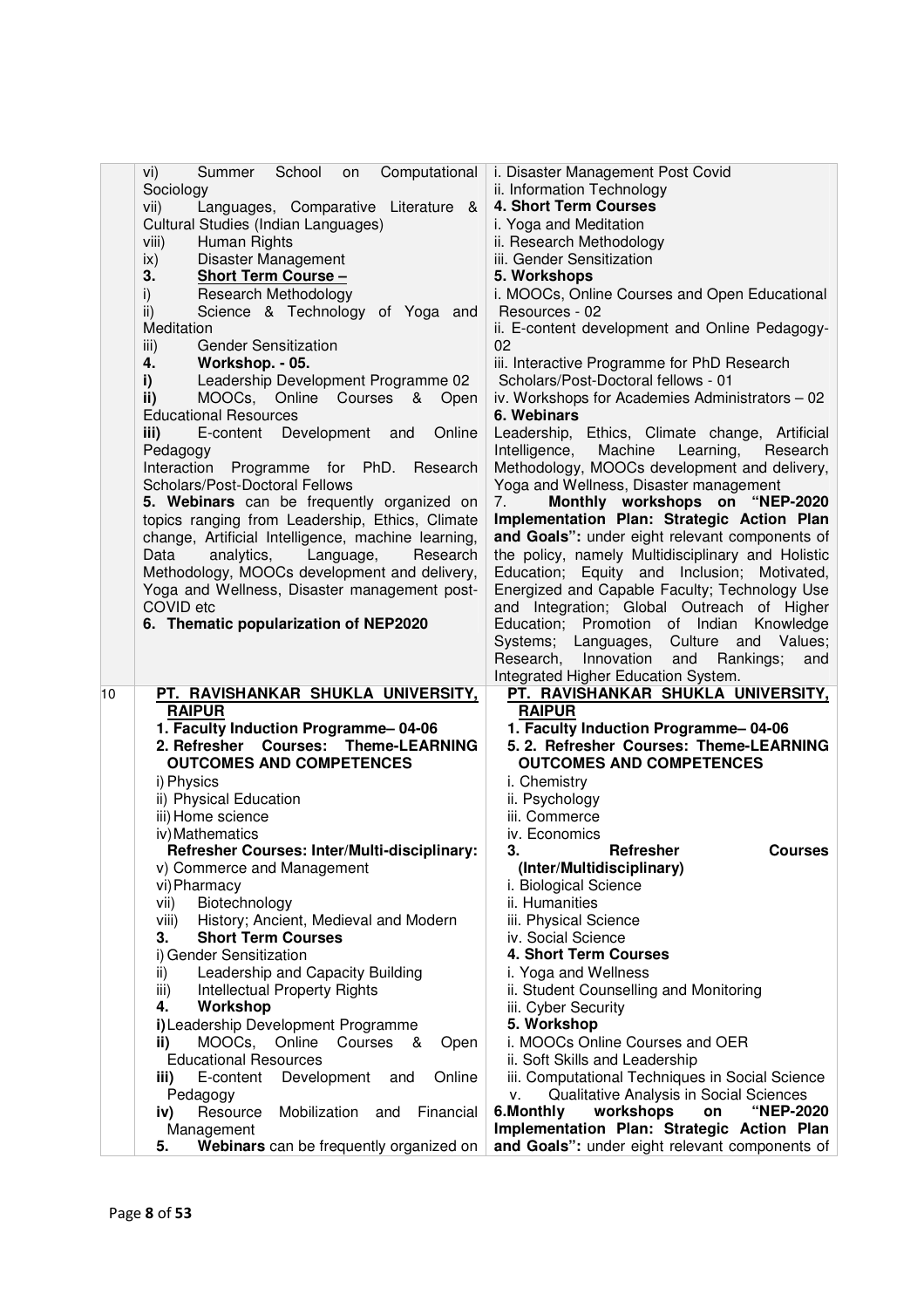| | | |
|---|---|---|
| | vi) Summer School on Computational Sociology<br>vii) Languages, Comparative Literature & Cultural Studies (Indian Languages)<br>viii) Human Rights<br>ix) Disaster Management<br>**3. Short Term Course –**<br>i) Research Methodology<br>ii) Science & Technology of Yoga and Meditation<br>iii) Gender Sensitization<br>**4. Workshop. - 05.**<br>**i)** Leadership Development Programme 02<br>**ii)** MOOCs, Online Courses & Open Educational Resources<br>**iii)** E-content Development and Online Pedagogy<br>Interaction Programme for PhD. Research Scholars/Post-Doctoral Fellows<br>**5. Webinars** can be frequently organized on topics ranging from Leadership, Ethics, Climate change, Artificial Intelligence, machine learning, Data analytics, Language, Research Methodology, MOOCs development and delivery, Yoga and Wellness, Disaster management post-COVID etc<br>**6. Thematic popularization of NEP2020** | i. Disaster Management Post Covid<br>ii. Information Technology<br>**4. Short Term Courses**<br>i. Yoga and Meditation<br>ii. Research Methodology<br>iii. Gender Sensitization<br>**5. Workshops**<br>i. MOOCs, Online Courses and Open Educational Resources - 02<br>ii. E-content development and Online Pedagogy-02<br>iii. Interactive Programme for PhD Research Scholars/Post-Doctoral fellows - 01<br>iv. Workshops for Academies Administrators – 02<br>**6. Webinars**<br>Leadership, Ethics, Climate change, Artificial Intelligence, Machine Learning, Research Methodology, MOOCs development and delivery, Yoga and Wellness, Disaster management<br>**7. Monthly workshops on "NEP-2020 Implementation Plan: Strategic Action Plan and Goals":** under eight relevant components of the policy, namely Multidisciplinary and Holistic Education; Equity and Inclusion; Motivated, Energized and Capable Faculty; Technology Use and Integration; Global Outreach of Higher Education; Promotion of Indian Knowledge Systems; Languages, Culture and Values; Research, Innovation and Rankings; and Integrated Higher Education System. |
| 10 | **PT. RAVISHANKAR SHUKLA UNIVERSITY, RAIPUR**<br>**1. Faculty Induction Programme– 04-06**<br>**2. Refresher Courses: Theme-LEARNING OUTCOMES AND COMPETENCES**<br>i) Physics<br>ii) Physical Education<br>iii) Home science<br>iv) Mathematics<br>**Refresher Courses: Inter/Multi-disciplinary:**<br>v) Commerce and Management<br>vi) Pharmacy<br>vii) Biotechnology<br>viii) History; Ancient, Medieval and Modern<br>**3. Short Term Courses**<br>i) Gender Sensitization<br>ii) Leadership and Capacity Building<br>iii) Intellectual Property Rights<br>**4. Workshop**<br>**i)** Leadership Development Programme<br>**ii)** MOOCs, Online Courses & Open Educational Resources<br>**iii)** E-content Development and Online Pedagogy<br>**iv)** Resource Mobilization and Financial Management<br>**5. Webinars** can be frequently organized on | **PT. RAVISHANKAR SHUKLA UNIVERSITY, RAIPUR**<br>**1. Faculty Induction Programme– 04-06**<br>**5. 2. Refresher Courses: Theme-LEARNING OUTCOMES AND COMPETENCES**<br>i. Chemistry<br>ii. Psychology<br>iii. Commerce<br>iv. Economics<br>**3. Refresher Courses (Inter/Multidisciplinary)**<br>i. Biological Science<br>ii. Humanities<br>iii. Physical Science<br>iv. Social Science<br>**4. Short Term Courses**<br>i. Yoga and Wellness<br>ii. Student Counselling and Monitoring<br>iii. Cyber Security<br>**5. Workshop**<br>i. MOOCs Online Courses and OER<br>ii. Soft Skills and Leadership<br>iii. Computational Techniques in Social Science<br>v. Qualitative Analysis in Social Sciences<br>**6.Monthly workshops on "NEP-2020 Implementation Plan: Strategic Action Plan and Goals":** under eight relevant components of |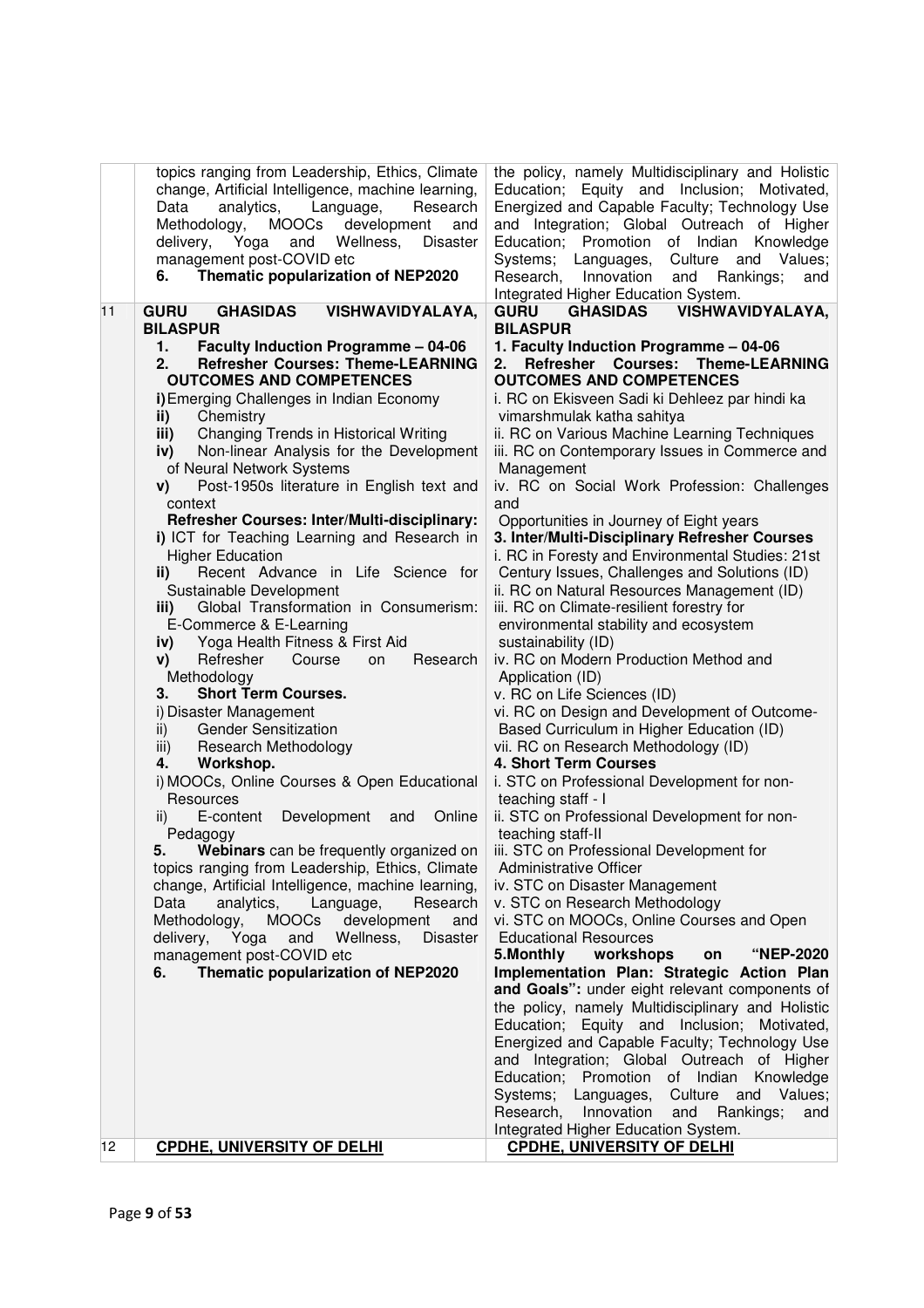| | | |
|---|---|---|
| | topics ranging from Leadership, Ethics, Climate change, Artificial Intelligence, machine learning, Data analytics, Language, Research Methodology, MOOCs development and delivery, Yoga and Wellness, Disaster management post-COVID etc<br>**6. Thematic popularization of NEP2020** | the policy, namely Multidisciplinary and Holistic Education; Equity and Inclusion; Motivated, Energized and Capable Faculty; Technology Use and Integration; Global Outreach of Higher Education; Promotion of Indian Knowledge Systems; Languages, Culture and Values; Research, Innovation and Rankings; and Integrated Higher Education System. |
| 11 | **GURU GHASIDAS VISHWAVIDYALAYA, BILASPUR**<br>**1. Faculty Induction Programme – 04-06**<br>**2. Refresher Courses: Theme-LEARNING OUTCOMES AND COMPETENCES**<br>**i)** Emerging Challenges in Indian Economy<br>**ii)** Chemistry<br>**iii)** Changing Trends in Historical Writing<br>**iv)** Non-linear Analysis for the Development of Neural Network Systems<br>**v)** Post-1950s literature in English text and context<br>**Refresher Courses: Inter/Multi-disciplinary:**<br>**i)** ICT for Teaching Learning and Research in Higher Education<br>**ii)** Recent Advance in Life Science for Sustainable Development<br>**iii)** Global Transformation in Consumerism: E-Commerce & E-Learning<br>**iv)** Yoga Health Fitness & First Aid<br>**v)** Refresher Course on Research Methodology<br>**3. Short Term Courses.**<br>i) Disaster Management<br>ii) Gender Sensitization<br>iii) Research Methodology<br>**4. Workshop.**<br>i) MOOCs, Online Courses & Open Educational Resources<br>ii) E-content Development and Online Pedagogy<br>**5. Webinars** can be frequently organized on topics ranging from Leadership, Ethics, Climate change, Artificial Intelligence, machine learning, Data analytics, Language, Research Methodology, MOOCs development and delivery, Yoga and Wellness, Disaster management post-COVID etc<br>**6. Thematic popularization of NEP2020** | **GURU GHASIDAS VISHWAVIDYALAYA, BILASPUR**<br>**1. Faculty Induction Programme – 04-06**<br>**2. Refresher Courses: Theme-LEARNING OUTCOMES AND COMPETENCES**<br>i. RC on Ekisveen Sadi ki Dehleez par hindi ka vimarshmulak katha sahitya<br>ii. RC on Various Machine Learning Techniques<br>iii. RC on Contemporary Issues in Commerce and Management<br>iv. RC on Social Work Profession: Challenges and Opportunities in Journey of Eight years<br>**3. Inter/Multi-Disciplinary Refresher Courses**<br>i. RC in Foresty and Environmental Studies: 21st Century Issues, Challenges and Solutions (ID)<br>ii. RC on Natural Resources Management (ID)<br>iii. RC on Climate-resilient forestry for environmental stability and ecosystem sustainability (ID)<br>iv. RC on Modern Production Method and Application (ID)<br>v. RC on Life Sciences (ID)<br>vi. RC on Design and Development of Outcome-Based Curriculum in Higher Education (ID)<br>vii. RC on Research Methodology (ID)<br>**4. Short Term Courses**<br>i. STC on Professional Development for non-teaching staff - I<br>ii. STC on Professional Development for non-teaching staff-II<br>iii. STC on Professional Development for Administrative Officer<br>iv. STC on Disaster Management<br>v. STC on Research Methodology<br>vi. STC on MOOCs, Online Courses and Open Educational Resources<br>**5.Monthly workshops on "NEP-2020 Implementation Plan: Strategic Action Plan and Goals":** under eight relevant components of the policy, namely Multidisciplinary and Holistic Education; Equity and Inclusion; Motivated, Energized and Capable Faculty; Technology Use and Integration; Global Outreach of Higher Education; Promotion of Indian Knowledge Systems; Languages, Culture and Values; Research, Innovation and Rankings; and Integrated Higher Education System. |
| 12 | **CPDHE, UNIVERSITY OF DELHI** | **CPDHE, UNIVERSITY OF DELHI** |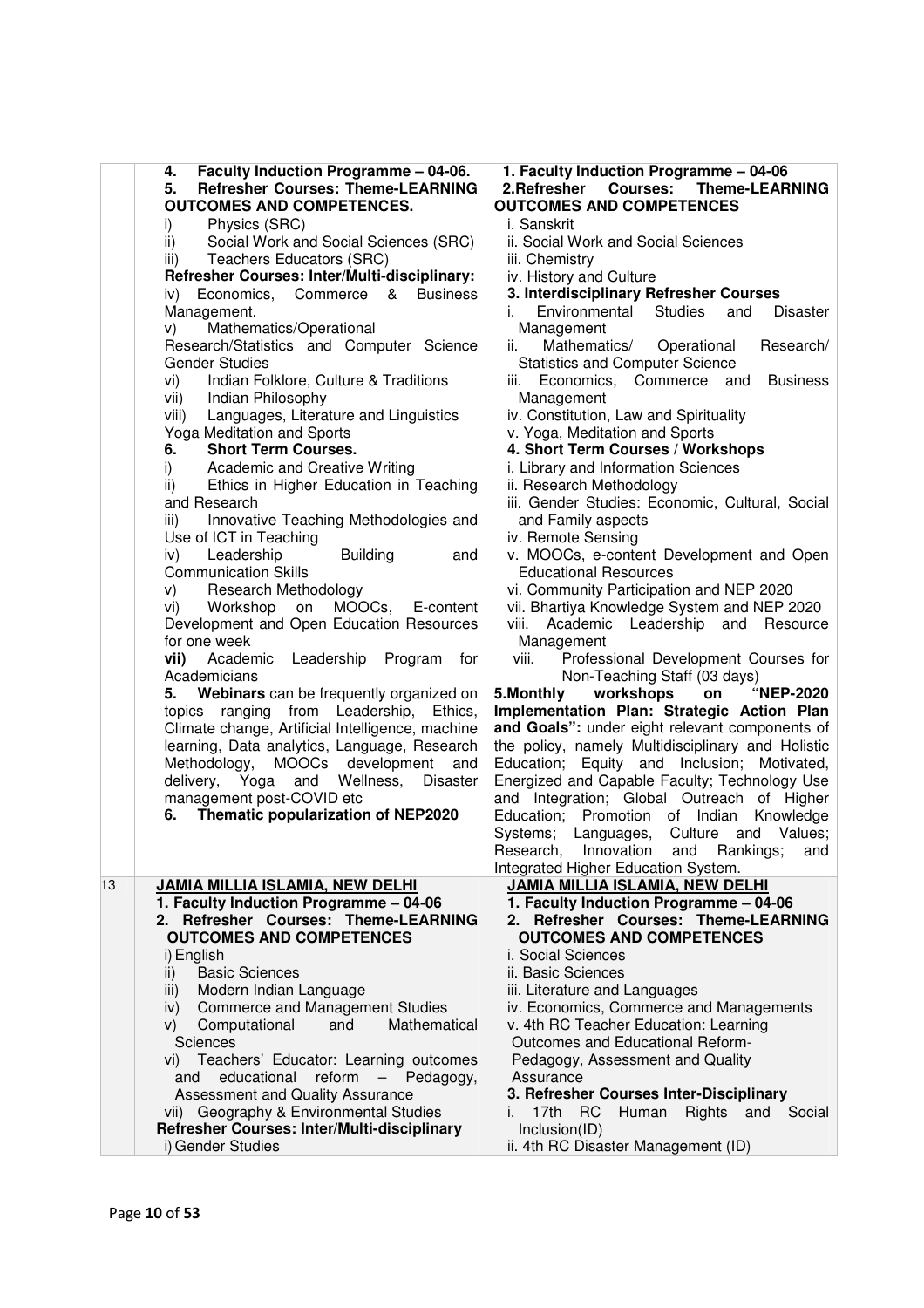| | | |
|---|---|---|
| | 4. **Faculty Induction Programme – 04-06.**<br>5. **Refresher Courses: Theme-LEARNING OUTCOMES AND COMPETENCES.**<br>i) Physics (SRC)<br>ii) Social Work and Social Sciences (SRC)<br>iii) Teachers Educators (SRC)<br>**Refresher Courses: Inter/Multi-disciplinary:**<br>iv) Economics, Commerce & Business Management.<br>v) Mathematics/Operational Research/Statistics and Computer Science Gender Studies<br>vi) Indian Folklore, Culture & Traditions<br>vii) Indian Philosophy<br>viii) Languages, Literature and Linguistics Yoga Meditation and Sports<br>6. **Short Term Courses.**<br>i) Academic and Creative Writing<br>ii) Ethics in Higher Education in Teaching and Research<br>iii) Innovative Teaching Methodologies and Use of ICT in Teaching<br>iv) Leadership Building and Communication Skills<br>v) Research Methodology<br>vi) Workshop on MOOCs, E-content Development and Open Education Resources for one week<br>**vii)** Academic Leadership Program for Academicians<br>5. **Webinars** can be frequently organized on topics ranging from Leadership, Ethics, Climate change, Artificial Intelligence, machine learning, Data analytics, Language, Research Methodology, MOOCs development and delivery, Yoga and Wellness, Disaster management post-COVID etc<br>6. **Thematic popularization of NEP2020** | **1. Faculty Induction Programme – 04-06**<br>**2.Refresher Courses: Theme-LEARNING OUTCOMES AND COMPETENCES**<br>i. Sanskrit<br>ii. Social Work and Social Sciences<br>iii. Chemistry<br>iv. History and Culture<br>**3. Interdisciplinary Refresher Courses**<br>i. Environmental Studies and Disaster Management<br>ii. Mathematics/ Operational Research/ Statistics and Computer Science<br>iii. Economics, Commerce and Business Management<br>iv. Constitution, Law and Spirituality<br>v. Yoga, Meditation and Sports<br>**4. Short Term Courses / Workshops**<br>i. Library and Information Sciences<br>ii. Research Methodology<br>iii. Gender Studies: Economic, Cultural, Social and Family aspects<br>iv. Remote Sensing<br>v. MOOCs, e-content Development and Open Educational Resources<br>vi. Community Participation and NEP 2020<br>vii. Bhartiya Knowledge System and NEP 2020<br>viii. Academic Leadership and Resource Management<br>viii. Professional Development Courses for Non-Teaching Staff (03 days)<br>**5.Monthly workshops on "NEP-2020 Implementation Plan: Strategic Action Plan and Goals":** under eight relevant components of the policy, namely Multidisciplinary and Holistic Education; Equity and Inclusion; Motivated, Energized and Capable Faculty; Technology Use and Integration; Global Outreach of Higher Education; Promotion of Indian Knowledge Systems; Languages, Culture and Values; Research, Innovation and Rankings; and Integrated Higher Education System. |
| 13 | **JAMIA MILLIA ISLAMIA, NEW DELHI**<br>**1. Faculty Induction Programme – 04-06**<br>**2. Refresher Courses: Theme-LEARNING OUTCOMES AND COMPETENCES**<br>i) English<br>ii) Basic Sciences<br>iii) Modern Indian Language<br>iv) Commerce and Management Studies<br>v) Computational and Mathematical Sciences<br>vi) Teachers' Educator: Learning outcomes and educational reform – Pedagogy, Assessment and Quality Assurance<br>vii) Geography & Environmental Studies<br>**Refresher Courses: Inter/Multi-disciplinary**<br>i) Gender Studies | **JAMIA MILLIA ISLAMIA, NEW DELHI**<br>**1. Faculty Induction Programme – 04-06**<br>**2. Refresher Courses: Theme-LEARNING OUTCOMES AND COMPETENCES**<br>i. Social Sciences<br>ii. Basic Sciences<br>iii. Literature and Languages<br>iv. Economics, Commerce and Managements<br>v. 4th RC Teacher Education: Learning Outcomes and Educational Reform-Pedagogy, Assessment and Quality Assurance<br>**3. Refresher Courses Inter-Disciplinary**<br>i. 17th RC Human Rights and Social Inclusion(ID)<br>ii. 4th RC Disaster Management (ID) |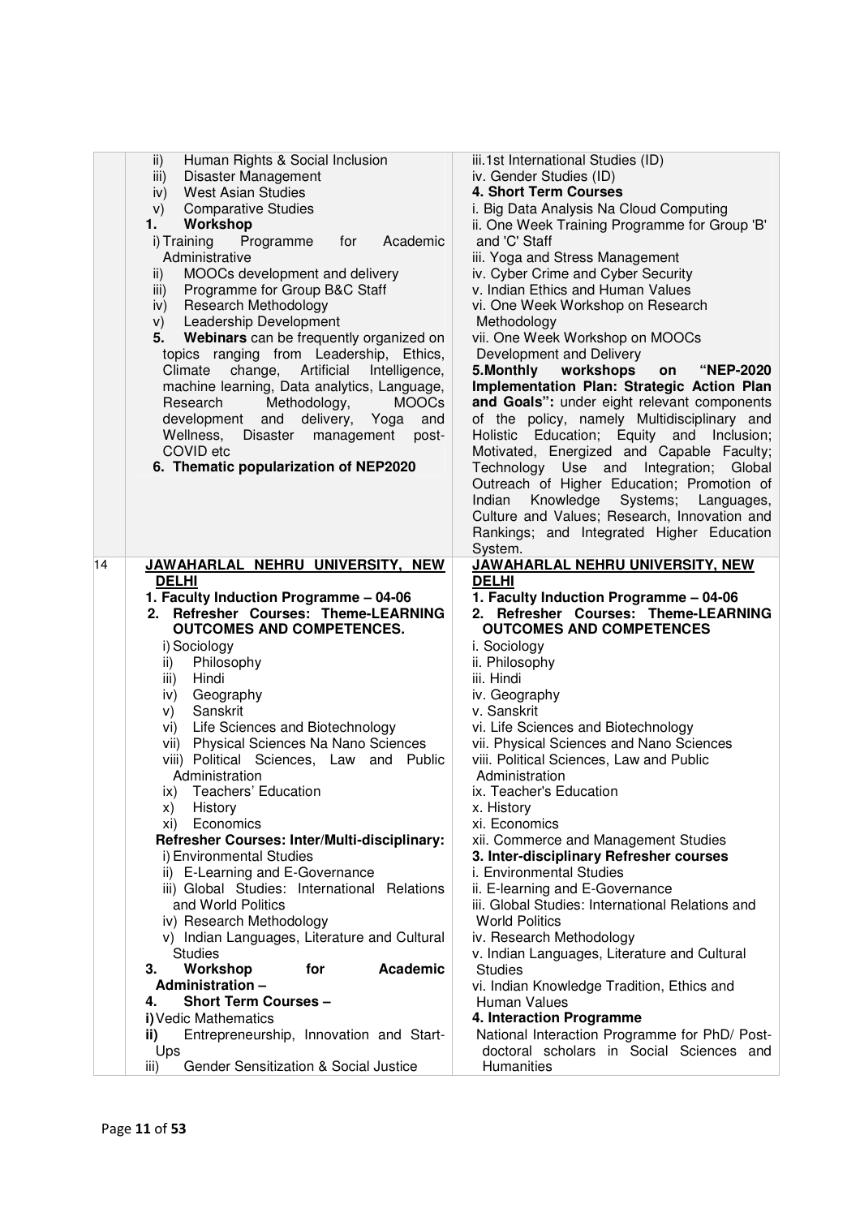| | | |
|---|---|---|
| | ii) Human Rights & Social Inclusion<br>iii) Disaster Management<br>iv) West Asian Studies<br>v) Comparative Studies<br>**1. Workshop**<br>i) Training Programme for Academic Administrative<br>ii) MOOCs development and delivery<br>iii) Programme for Group B&C Staff<br>iv) Research Methodology<br>v) Leadership Development<br>**5. Webinars** can be frequently organized on topics ranging from Leadership, Ethics, Climate change, Artificial Intelligence, machine learning, Data analytics, Language, Research Methodology, MOOCs development and delivery, Yoga and Wellness, Disaster management post-COVID etc<br>**6. Thematic popularization of NEP2020** | iii.1st International Studies (ID)<br>iv. Gender Studies (ID)<br>**4. Short Term Courses**<br>i. Big Data Analysis Na Cloud Computing<br>ii. One Week Training Programme for Group 'B' and 'C' Staff<br>iii. Yoga and Stress Management<br>iv. Cyber Crime and Cyber Security<br>v. Indian Ethics and Human Values<br>vi. One Week Workshop on Research Methodology<br>vii. One Week Workshop on MOOCs Development and Delivery<br>**5.Monthly workshops on "NEP-2020 Implementation Plan: Strategic Action Plan and Goals":** under eight relevant components of the policy, namely Multidisciplinary and Holistic Education; Equity and Inclusion; Motivated, Energized and Capable Faculty; Technology Use and Integration; Global Outreach of Higher Education; Promotion of Indian Knowledge Systems; Languages, Culture and Values; Research, Innovation and Rankings; and Integrated Higher Education System. |
| 14 | **JAWAHARLAL NEHRU UNIVERSITY, NEW DELHI**<br>**1. Faculty Induction Programme – 04-06**<br>**2. Refresher Courses: Theme-LEARNING OUTCOMES AND COMPETENCES.**<br>i) Sociology<br>ii) Philosophy<br>iii) Hindi<br>iv) Geography<br>v) Sanskrit<br>vi) Life Sciences and Biotechnology<br>vii) Physical Sciences Na Nano Sciences<br>viii) Political Sciences, Law and Public Administration<br>ix) Teachers' Education<br>x) History<br>xi) Economics<br>**Refresher Courses: Inter/Multi-disciplinary:**<br>i) Environmental Studies<br>ii) E-Learning and E-Governance<br>iii) Global Studies: International Relations and World Politics<br>iv) Research Methodology<br>v) Indian Languages, Literature and Cultural Studies<br>**3. Workshop for Academic Administration –**<br>**4. Short Term Courses –**<br>**i)** Vedic Mathematics<br>**ii)** Entrepreneurship, Innovation and Start-Ups<br>iii) Gender Sensitization & Social Justice | **JAWAHARLAL NEHRU UNIVERSITY, NEW DELHI**<br>**1. Faculty Induction Programme – 04-06**<br>**2. Refresher Courses: Theme-LEARNING OUTCOMES AND COMPETENCES**<br>i. Sociology<br>ii. Philosophy<br>iii. Hindi<br>iv. Geography<br>v. Sanskrit<br>vi. Life Sciences and Biotechnology<br>vii. Physical Sciences and Nano Sciences<br>viii. Political Sciences, Law and Public Administration<br>ix. Teacher's Education<br>x. History<br>xi. Economics<br>xii. Commerce and Management Studies<br>**3. Inter-disciplinary Refresher courses**<br>i. Environmental Studies<br>ii. E-learning and E-Governance<br>iii. Global Studies: International Relations and World Politics<br>iv. Research Methodology<br>v. Indian Languages, Literature and Cultural Studies<br>vi. Indian Knowledge Tradition, Ethics and Human Values<br>**4. Interaction Programme**<br>National Interaction Programme for PhD/ Post-doctoral scholars in Social Sciences and Humanities |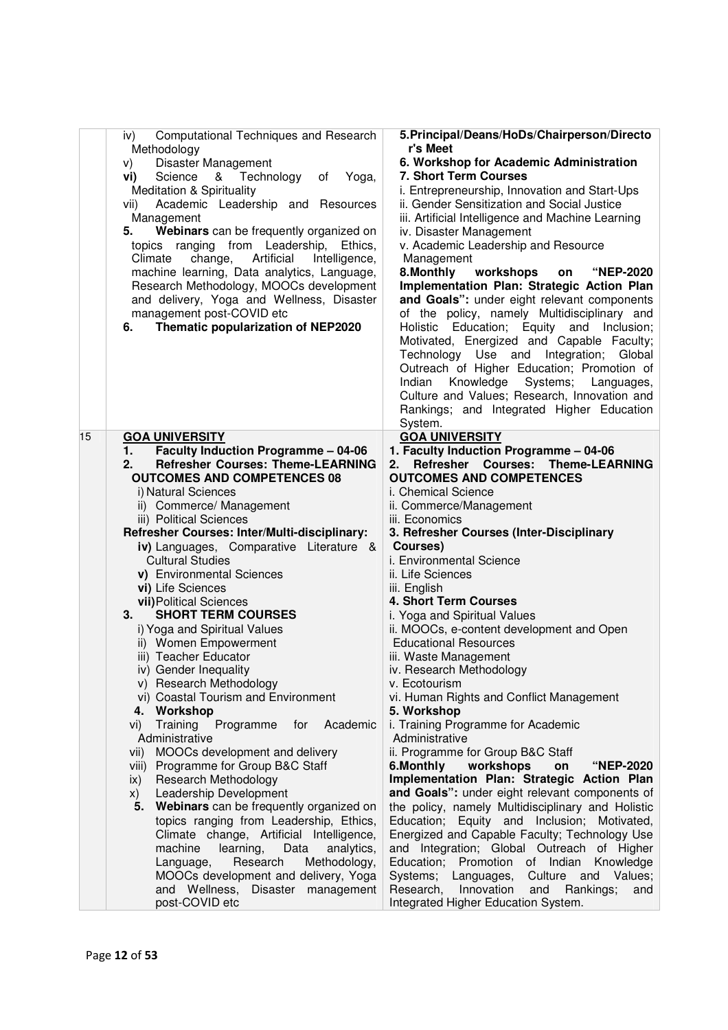| | | |
|---|---|---|
| | iv) Computational Techniques and Research Methodology<br>v) Disaster Management<br>**vi)** Science & Technology of Yoga, Meditation & Spirituality<br>vii) Academic Leadership and Resources Management<br>**5. Webinars** can be frequently organized on topics ranging from Leadership, Ethics, Climate change, Artificial Intelligence, machine learning, Data analytics, Language, Research Methodology, MOOCs development and delivery, Yoga and Wellness, Disaster management post-COVID etc<br>**6. Thematic popularization of NEP2020** | **5.Principal/Deans/HoDs/Chairperson/Director's Meet**<br>**6. Workshop for Academic Administration**<br>**7. Short Term Courses**<br>i. Entrepreneurship, Innovation and Start-Ups<br>ii. Gender Sensitization and Social Justice<br>iii. Artificial Intelligence and Machine Learning<br>iv. Disaster Management<br>v. Academic Leadership and Resource Management<br>**8.Monthly workshops on "NEP-2020 Implementation Plan: Strategic Action Plan and Goals":** under eight relevant components of the policy, namely Multidisciplinary and Holistic Education; Equity and Inclusion; Motivated, Energized and Capable Faculty; Technology Use and Integration; Global Outreach of Higher Education; Promotion of Indian Knowledge Systems; Languages, Culture and Values; Research, Innovation and Rankings; and Integrated Higher Education System. |
| 15 | **GOA UNIVERSITY**<br>**1. Faculty Induction Programme – 04-06**<br>**2. Refresher Courses: Theme-LEARNING OUTCOMES AND COMPETENCES 08**<br>i) Natural Sciences<br>ii) Commerce/ Management<br>iii) Political Sciences<br>**Refresher Courses: Inter/Multi-disciplinary:**<br>**iv)** Languages, Comparative Literature & Cultural Studies<br>**v)** Environmental Sciences<br>**vi)** Life Sciences<br>**vii)** Political Sciences<br>**3. SHORT TERM COURSES**<br>i) Yoga and Spiritual Values<br>ii) Women Empowerment<br>iii) Teacher Educator<br>iv) Gender Inequality<br>v) Research Methodology<br>vi) Coastal Tourism and Environment<br>**4. Workshop**<br>vi) Training Programme for Academic Administrative<br>vii) MOOCs development and delivery<br>viii) Programme for Group B&C Staff<br>ix) Research Methodology<br>x) Leadership Development<br>**5. Webinars** can be frequently organized on topics ranging from Leadership, Ethics, Climate change, Artificial Intelligence, machine learning, Data analytics, Language, Research Methodology, MOOCs development and delivery, Yoga and Wellness, Disaster management post-COVID etc | **GOA UNIVERSITY**<br>**1. Faculty Induction Programme – 04-06**<br>**2. Refresher Courses: Theme-LEARNING OUTCOMES AND COMPETENCES**<br>i. Chemical Science<br>ii. Commerce/Management<br>iii. Economics<br>**3. Refresher Courses (Inter-Disciplinary Courses)**<br>i. Environmental Science<br>ii. Life Sciences<br>iii. English<br>**4. Short Term Courses**<br>i. Yoga and Spiritual Values<br>ii. MOOCs, e-content development and Open Educational Resources<br>iii. Waste Management<br>iv. Research Methodology<br>v. Ecotourism<br>vi. Human Rights and Conflict Management<br>**5. Workshop**<br>i. Training Programme for Academic Administrative<br>ii. Programme for Group B&C Staff<br>**6.Monthly workshops on "NEP-2020 Implementation Plan: Strategic Action Plan and Goals":** under eight relevant components of the policy, namely Multidisciplinary and Holistic Education; Equity and Inclusion; Motivated, Energized and Capable Faculty; Technology Use and Integration; Global Outreach of Higher Education; Promotion of Indian Knowledge Systems; Languages, Culture and Values; Research, Innovation and Rankings; and Integrated Higher Education System. |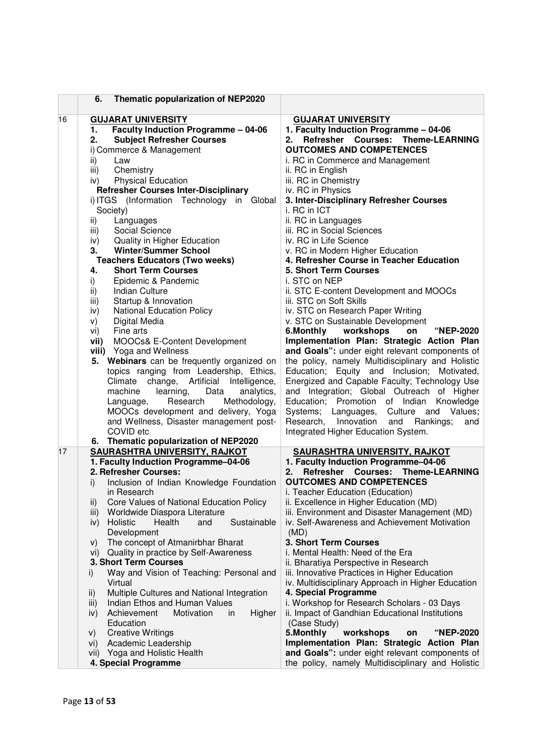| | | |
|---|---|---|
| | **6. Thematic popularization of NEP2020** | |
| 16 | **<u>GUJARAT UNIVERSITY</u>**<br>1. **Faculty Induction Programme – 04-06**<br>2. **Subject Refresher Courses**<br>i) Commerce & Management<br>ii) Law<br>iii) Chemistry<br>iv) Physical Education<br>**Refresher Courses Inter-Disciplinary**<br>i) ITGS (Information Technology in Global Society)<br>ii) Languages<br>iii) Social Science<br>iv) Quality in Higher Education<br>3. **Winter/Summer School**<br>**Teachers Educators (Two weeks)**<br>4. **Short Term Courses**<br>i) Epidemic & Pandemic<br>ii) Indian Culture<br>iii) Startup & Innovation<br>iv) National Education Policy<br>v) Digital Media<br>vi) Fine arts<br>**vii)** MOOCs& E-Content Development<br>**viii)** Yoga and Wellness<br>5. **Webinars** can be frequently organized on topics ranging from Leadership, Ethics, Climate change, Artificial Intelligence, machine learning, Data analytics, Language, Research Methodology, MOOCs development and delivery, Yoga and Wellness, Disaster management post-COVID etc<br>6. **Thematic popularization of NEP2020** | **<u>GUJARAT UNIVERSITY</u>**<br>**1. Faculty Induction Programme – 04-06**<br>**2. Refresher Courses: Theme-LEARNING OUTCOMES AND COMPETENCES**<br>i. RC in Commerce and Management<br>ii. RC in English<br>iii. RC in Chemistry<br>iv. RC in Physics<br>**3. Inter-Disciplinary Refresher Courses**<br>i. RC in ICT<br>ii. RC in Languages<br>iii. RC in Social Sciences<br>iv. RC in Life Science<br>v. RC in Modern Higher Education<br>**4. Refresher Course in Teacher Education**<br>**5. Short Term Courses**<br>i. STC on NEP<br>ii. STC E-content Development and MOOCs<br>iii. STC on Soft Skills<br>iv. STC on Research Paper Writing<br>v. STC on Sustainable Development<br>**6.Monthly workshops on "NEP-2020 Implementation Plan: Strategic Action Plan and Goals":** under eight relevant components of the policy, namely Multidisciplinary and Holistic Education; Equity and Inclusion; Motivated, Energized and Capable Faculty; Technology Use and Integration; Global Outreach of Higher Education; Promotion of Indian Knowledge Systems; Languages, Culture and Values; Research, Innovation and Rankings; and Integrated Higher Education System. |
| 17 | **<u>SAURASHTRA UNIVERSITY, RAJKOT</u>**<br>**1. Faculty Induction Programme–04-06**<br>**2. Refresher Courses:**<br>i) Inclusion of Indian Knowledge Foundation in Research<br>ii) Core Values of National Education Policy<br>iii) Worldwide Diaspora Literature<br>iv) Holistic Health and Sustainable Development<br>v) The concept of Atmanirbhar Bharat<br>vi) Quality in practice by Self-Awareness<br>**3. Short Term Courses**<br>i) Way and Vision of Teaching: Personal and Virtual<br>ii) Multiple Cultures and National Integration<br>iii) Indian Ethos and Human Values<br>iv) Achievement Motivation in Higher Education<br>v) Creative Writings<br>vi) Academic Leadership<br>vii) Yoga and Holistic Health<br>**4. Special Programme** | **<u>SAURASHTRA UNIVERSITY, RAJKOT</u>**<br>**1. Faculty Induction Programme–04-06**<br>**2. Refresher Courses: Theme-LEARNING OUTCOMES AND COMPETENCES**<br>i. Teacher Education (Education)<br>ii. Excellence in Higher Education (MD)<br>iii. Environment and Disaster Management (MD)<br>iv. Self-Awareness and Achievement Motivation (MD)<br>**3. Short Term Courses**<br>i. Mental Health: Need of the Era<br>ii. Bharatiya Perspective in Research<br>iii. Innovative Practices in Higher Education<br>iv. Multidisciplinary Approach in Higher Education<br>**4. Special Programme**<br>i. Workshop for Research Scholars - 03 Days<br>ii. Impact of Gandhian Educational Institutions (Case Study)<br>**5.Monthly workshops on "NEP-2020 Implementation Plan: Strategic Action Plan and Goals":** under eight relevant components of the policy, namely Multidisciplinary and Holistic |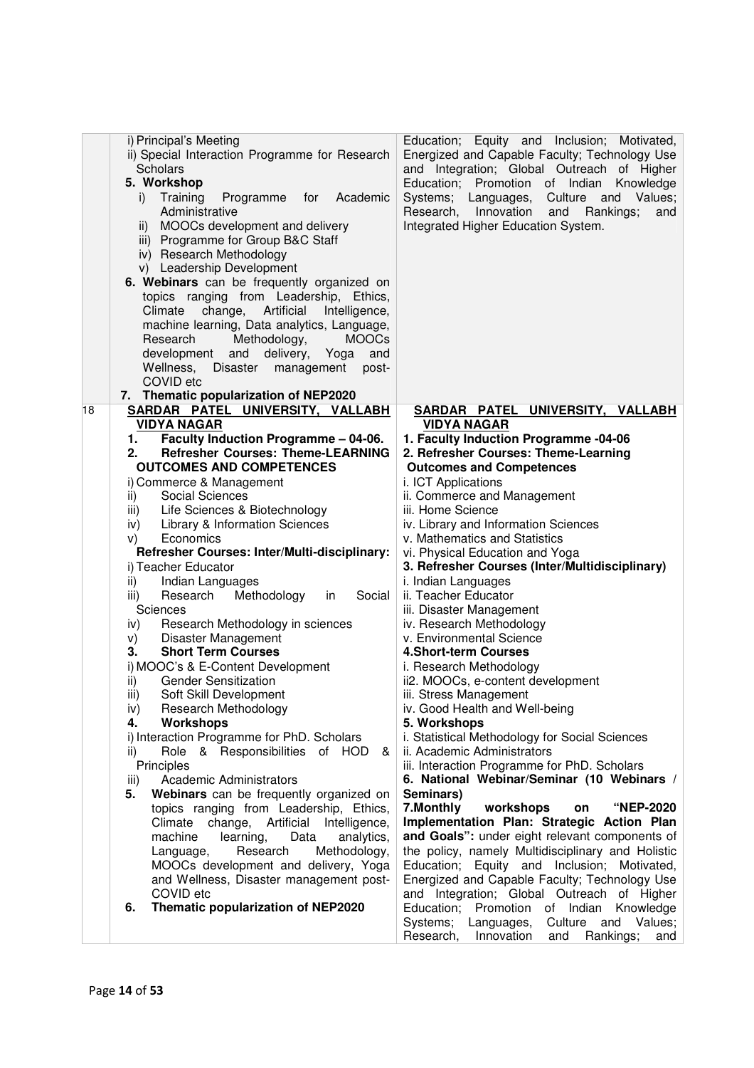| | | |
|---|---|---|
| | i) Principal's Meeting<br>ii) Special Interaction Programme for Research Scholars<br>**5. Workshop**<br>i) Training Programme for Academic Administrative<br>ii) MOOCs development and delivery<br>iii) Programme for Group B&C Staff<br>iv) Research Methodology<br>v) Leadership Development<br>**6. Webinars** can be frequently organized on topics ranging from Leadership, Ethics, Climate change, Artificial Intelligence, machine learning, Data analytics, Language, Research Methodology, MOOCs development and delivery, Yoga and Wellness, Disaster management post-COVID etc<br>**7. Thematic popularization of NEP2020** | Education; Equity and Inclusion; Motivated, Energized and Capable Faculty; Technology Use and Integration; Global Outreach of Higher Education; Promotion of Indian Knowledge Systems; Languages, Culture and Values; Research, Innovation and Rankings; and Integrated Higher Education System. |
| 18 | **SARDAR PATEL UNIVERSITY, VALLABH VIDYA NAGAR**<br>**1. Faculty Induction Programme – 04-06.**<br>**2. Refresher Courses: Theme-LEARNING OUTCOMES AND COMPETENCES**<br>i) Commerce & Management<br>ii) Social Sciences<br>iii) Life Sciences & Biotechnology<br>iv) Library & Information Sciences<br>v) Economics<br>**Refresher Courses: Inter/Multi-disciplinary:**<br>i) Teacher Educator<br>ii) Indian Languages<br>iii) Research Methodology in Social Sciences<br>iv) Research Methodology in sciences<br>v) Disaster Management<br>**3. Short Term Courses**<br>i) MOOC's & E-Content Development<br>ii) Gender Sensitization<br>iii) Soft Skill Development<br>iv) Research Methodology<br>**4. Workshops**<br>i) Interaction Programme for PhD. Scholars<br>ii) Role & Responsibilities of HOD & Principles<br>iii) Academic Administrators<br>**5. Webinars** can be frequently organized on topics ranging from Leadership, Ethics, Climate change, Artificial Intelligence, machine learning, Data analytics, Language, Research Methodology, MOOCs development and delivery, Yoga and Wellness, Disaster management post-COVID etc<br>**6. Thematic popularization of NEP2020** | **SARDAR PATEL UNIVERSITY, VALLABH VIDYA NAGAR**<br>**1. Faculty Induction Programme -04-06**<br>**2. Refresher Courses: Theme-Learning Outcomes and Competences**<br>i. ICT Applications<br>ii. Commerce and Management<br>iii. Home Science<br>iv. Library and Information Sciences<br>v. Mathematics and Statistics<br>vi. Physical Education and Yoga<br>**3. Refresher Courses (Inter/Multidisciplinary)**<br>i. Indian Languages<br>ii. Teacher Educator<br>iii. Disaster Management<br>iv. Research Methodology<br>v. Environmental Science<br>**4.Short-term Courses**<br>i. Research Methodology<br>ii2. MOOCs, e-content development<br>iii. Stress Management<br>iv. Good Health and Well-being<br>**5. Workshops**<br>i. Statistical Methodology for Social Sciences<br>ii. Academic Administrators<br>iii. Interaction Programme for PhD. Scholars<br>**6. National Webinar/Seminar (10 Webinars / Seminars)**<br>**7.Monthly workshops on "NEP-2020 Implementation Plan: Strategic Action Plan and Goals":** under eight relevant components of the policy, namely Multidisciplinary and Holistic Education; Equity and Inclusion; Motivated, Energized and Capable Faculty; Technology Use and Integration; Global Outreach of Higher Education; Promotion of Indian Knowledge Systems; Languages, Culture and Values; Research, Innovation and Rankings; and |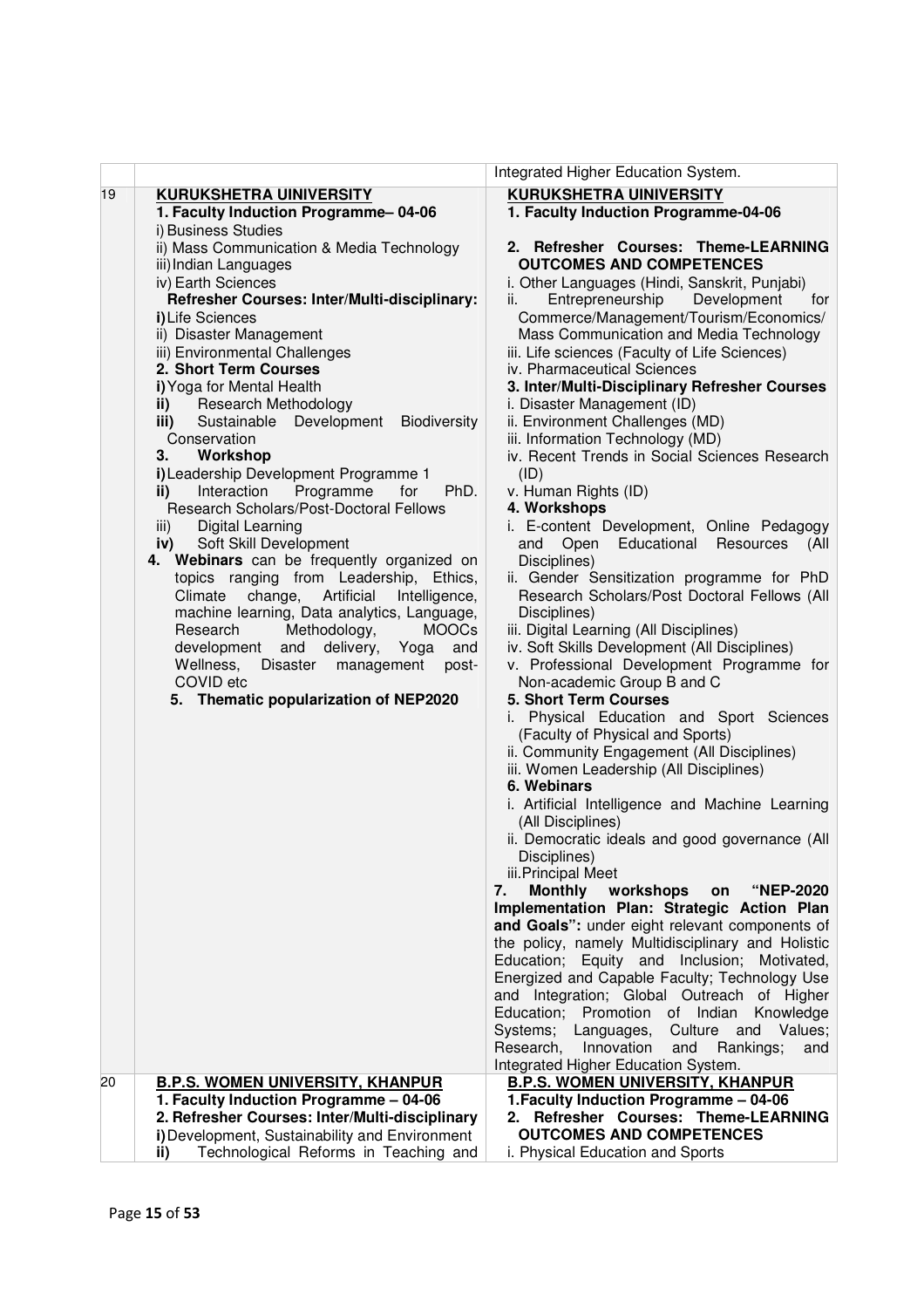| | | |
|---|---|---|
| | | Integrated Higher Education System. |
| 19 | **KURUKSHETRA UINIVERSITY**<br>**1. Faculty Induction Programme– 04-06**<br>i) Business Studies<br>ii) Mass Communication & Media Technology<br>iii) Indian Languages<br>iv) Earth Sciences<br>**Refresher Courses: Inter/Multi-disciplinary:**<br>**i)** Life Sciences<br>ii) Disaster Management<br>iii) Environmental Challenges<br>**2. Short Term Courses**<br>**i)** Yoga for Mental Health<br>**ii)** Research Methodology<br>**iii)** Sustainable Development Biodiversity Conservation<br>**3. Workshop**<br>**i)** Leadership Development Programme 1<br>**ii)** Interaction Programme for PhD. Research Scholars/Post-Doctoral Fellows<br>iii) Digital Learning<br>**iv)** Soft Skill Development<br>**4. Webinars** can be frequently organized on topics ranging from Leadership, Ethics, Climate change, Artificial Intelligence, machine learning, Data analytics, Language, Research Methodology, MOOCs development and delivery, Yoga and Wellness, Disaster management post-COVID etc<br>**5. Thematic popularization of NEP2020** | **KURUKSHETRA UINIVERSITY**<br>**1. Faculty Induction Programme-04-06**<br><br>**2. Refresher Courses: Theme-LEARNING OUTCOMES AND COMPETENCES**<br>i. Other Languages (Hindi, Sanskrit, Punjabi)<br>ii. Entrepreneurship Development for Commerce/Management/Tourism/Economics/ Mass Communication and Media Technology<br>iii. Life sciences (Faculty of Life Sciences)<br>iv. Pharmaceutical Sciences<br>**3. Inter/Multi-Disciplinary Refresher Courses**<br>i. Disaster Management (ID)<br>ii. Environment Challenges (MD)<br>iii. Information Technology (MD)<br>iv. Recent Trends in Social Sciences Research (ID)<br>v. Human Rights (ID)<br>**4. Workshops**<br>i. E-content Development, Online Pedagogy and Open Educational Resources (All Disciplines)<br>ii. Gender Sensitization programme for PhD Research Scholars/Post Doctoral Fellows (All Disciplines)<br>iii. Digital Learning (All Disciplines)<br>iv. Soft Skills Development (All Disciplines)<br>v. Professional Development Programme for Non-academic Group B and C<br>**5. Short Term Courses**<br>i. Physical Education and Sport Sciences (Faculty of Physical and Sports)<br>ii. Community Engagement (All Disciplines)<br>iii. Women Leadership (All Disciplines)<br>**6. Webinars**<br>i. Artificial Intelligence and Machine Learning (All Disciplines)<br>ii. Democratic ideals and good governance (All Disciplines)<br>iii. Principal Meet<br>**7. Monthly workshops on "NEP-2020 Implementation Plan: Strategic Action Plan and Goals":** under eight relevant components of the policy, namely Multidisciplinary and Holistic Education; Equity and Inclusion; Motivated, Energized and Capable Faculty; Technology Use and Integration; Global Outreach of Higher Education; Promotion of Indian Knowledge Systems; Languages, Culture and Values; Research, Innovation and Rankings; and Integrated Higher Education System. |
| 20 | **B.P.S. WOMEN UNIVERSITY, KHANPUR**<br>**1. Faculty Induction Programme – 04-06**<br>**2. Refresher Courses: Inter/Multi-disciplinary**<br>**i)** Development, Sustainability and Environment<br>**ii)** Technological Reforms in Teaching and | **B.P.S. WOMEN UNIVERSITY, KHANPUR**<br>**1. Faculty Induction Programme – 04-06**<br>**2. Refresher Courses: Theme-LEARNING OUTCOMES AND COMPETENCES**<br>i. Physical Education and Sports |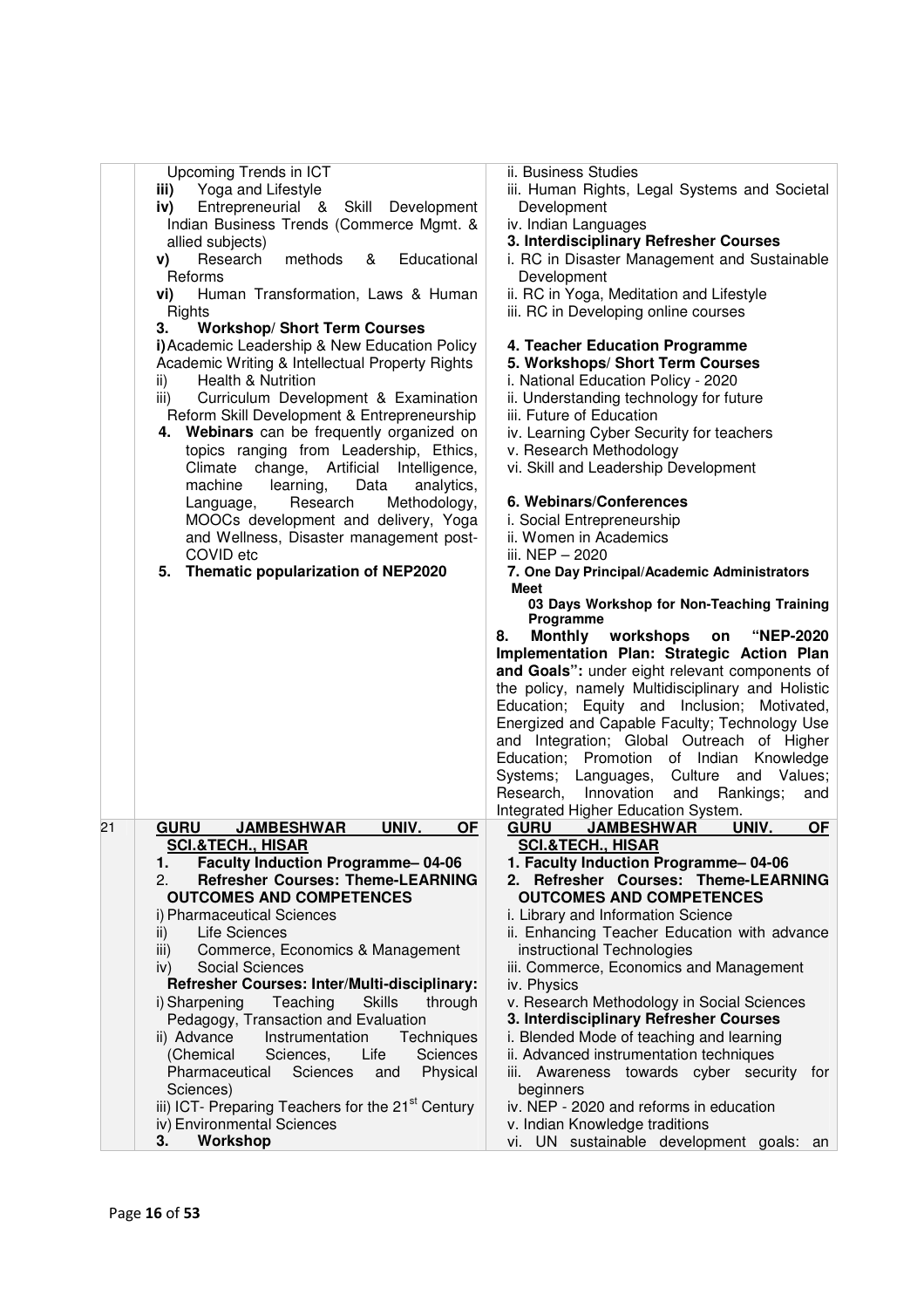| | | |
|---|---|---|
| | Upcoming Trends in ICT<br>**iii)** Yoga and Lifestyle<br>**iv)** Entrepreneurial & Skill Development Indian Business Trends (Commerce Mgmt. & allied subjects)<br>**v)** Research methods & Educational Reforms<br>**vi)** Human Transformation, Laws & Human Rights<br>**3. Workshop/ Short Term Courses**<br>**i)** Academic Leadership & New Education Policy Academic Writing & Intellectual Property Rights<br>ii) Health & Nutrition<br>iii) Curriculum Development & Examination Reform Skill Development & Entrepreneurship<br>**4. Webinars** can be frequently organized on topics ranging from Leadership, Ethics, Climate change, Artificial Intelligence, machine learning, Data analytics, Language, Research Methodology, MOOCs development and delivery, Yoga and Wellness, Disaster management post-COVID etc<br>**5. Thematic popularization of NEP2020** | ii. Business Studies<br>iii. Human Rights, Legal Systems and Societal Development<br>iv. Indian Languages<br>**3. Interdisciplinary Refresher Courses**<br>i. RC in Disaster Management and Sustainable Development<br>ii. RC in Yoga, Meditation and Lifestyle<br>iii. RC in Developing online courses<br><br>**4. Teacher Education Programme**<br>**5. Workshops/ Short Term Courses**<br>i. National Education Policy - 2020<br>ii. Understanding technology for future<br>iii. Future of Education<br>iv. Learning Cyber Security for teachers<br>v. Research Methodology<br>vi. Skill and Leadership Development<br><br>**6. Webinars/Conferences**<br>i. Social Entrepreneurship<br>ii. Women in Academics<br>iii. NEP – 2020<br>**7. One Day Principal/Academic Administrators Meet**<br>**03 Days Workshop for Non-Teaching Training Programme**<br>**8. Monthly workshops on "NEP-2020 Implementation Plan: Strategic Action Plan and Goals":** under eight relevant components of the policy, namely Multidisciplinary and Holistic Education; Equity and Inclusion; Motivated, Energized and Capable Faculty; Technology Use and Integration; Global Outreach of Higher Education; Promotion of Indian Knowledge Systems; Languages, Culture and Values; Research, Innovation and Rankings; and Integrated Higher Education System. |
| 21 | **GURU JAMBESHWAR UNIV. OF SCI.&TECH., HISAR**<br>**1. Faculty Induction Programme– 04-06**<br>**2. Refresher Courses: Theme-LEARNING OUTCOMES AND COMPETENCES**<br>i) Pharmaceutical Sciences<br>ii) Life Sciences<br>iii) Commerce, Economics & Management<br>iv) Social Sciences<br>**Refresher Courses: Inter/Multi-disciplinary:**<br>i) Sharpening Teaching Skills through Pedagogy, Transaction and Evaluation<br>ii) Advance Instrumentation Techniques (Chemical Sciences, Life Sciences Pharmaceutical Sciences and Physical Sciences)<br>iii) ICT- Preparing Teachers for the 21st Century<br>iv) Environmental Sciences<br>**3. Workshop** | **GURU JAMBESHWAR UNIV. OF SCI.&TECH., HISAR**<br>**1. Faculty Induction Programme– 04-06**<br>**2. Refresher Courses: Theme-LEARNING OUTCOMES AND COMPETENCES**<br>i. Library and Information Science<br>ii. Enhancing Teacher Education with advance instructional Technologies<br>iii. Commerce, Economics and Management<br>iv. Physics<br>v. Research Methodology in Social Sciences<br>**3. Interdisciplinary Refresher Courses**<br>i. Blended Mode of teaching and learning<br>ii. Advanced instrumentation techniques<br>iii. Awareness towards cyber security for beginners<br>iv. NEP - 2020 and reforms in education<br>v. Indian Knowledge traditions<br>vi. UN sustainable development goals: an |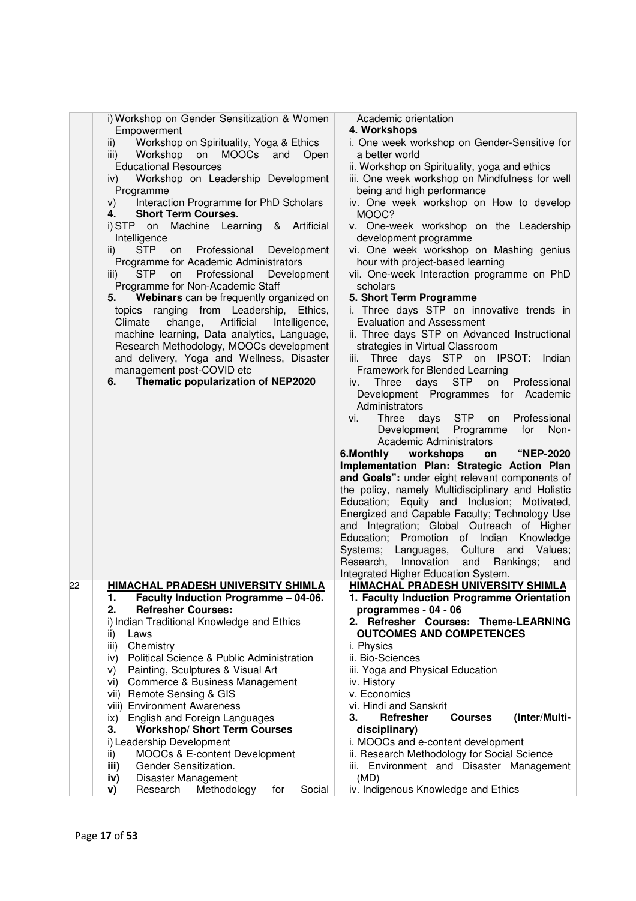| | | |
|---|---|---|
| | i) Workshop on Gender Sensitization & Women Empowerment<br>ii) Workshop on Spirituality, Yoga & Ethics<br>iii) Workshop on MOOCs and Open Educational Resources<br>iv) Workshop on Leadership Development Programme<br>v) Interaction Programme for PhD Scholars<br>**4. Short Term Courses.**<br>i) STP on Machine Learning & Artificial Intelligence<br>ii) STP on Professional Development Programme for Academic Administrators<br>iii) STP on Professional Development Programme for Non-Academic Staff<br>**5. Webinars** can be frequently organized on topics ranging from Leadership, Ethics, Climate change, Artificial Intelligence, machine learning, Data analytics, Language, Research Methodology, MOOCs development and delivery, Yoga and Wellness, Disaster management post-COVID etc<br>**6. Thematic popularization of NEP2020** | Academic orientation<br>**4. Workshops**<br>i. One week workshop on Gender-Sensitive for a better world<br>ii. Workshop on Spirituality, yoga and ethics<br>iii. One week workshop on Mindfulness for well being and high performance<br>iv. One week workshop on How to develop MOOC?<br>v. One-week workshop on the Leadership development programme<br>vi. One week workshop on Mashing genius hour with project-based learning<br>vii. One-week Interaction programme on PhD scholars<br>**5. Short Term Programme**<br>i. Three days STP on innovative trends in Evaluation and Assessment<br>ii. Three days STP on Advanced Instructional strategies in Virtual Classroom<br>iii. Three days STP on IPSOT: Indian Framework for Blended Learning<br>iv. Three days STP on Professional Development Programmes for Academic Administrators<br>vi. Three days STP on Professional Development Programme for Non-Academic Administrators<br>**6.Monthly workshops on "NEP-2020 Implementation Plan: Strategic Action Plan and Goals":** under eight relevant components of the policy, namely Multidisciplinary and Holistic Education; Equity and Inclusion; Motivated, Energized and Capable Faculty; Technology Use and Integration; Global Outreach of Higher Education; Promotion of Indian Knowledge Systems; Languages, Culture and Values; Research, Innovation and Rankings; and Integrated Higher Education System. |
| 22 | **HIMACHAL PRADESH UNIVERSITY SHIMLA**<br>**1. Faculty Induction Programme – 04-06.**<br>**2. Refresher Courses:**<br>i) Indian Traditional Knowledge and Ethics<br>ii) Laws<br>iii) Chemistry<br>iv) Political Science & Public Administration<br>v) Painting, Sculptures & Visual Art<br>vi) Commerce & Business Management<br>vii) Remote Sensing & GIS<br>viii) Environment Awareness<br>ix) English and Foreign Languages<br>**3. Workshop/ Short Term Courses**<br>i) Leadership Development<br>ii) MOOCs & E-content Development<br>**iii)** Gender Sensitization.<br>**iv)** Disaster Management<br>**v)** Research Methodology for Social | **HIMACHAL PRADESH UNIVERSITY SHIMLA**<br>**1. Faculty Induction Programme Orientation programmes - 04 - 06**<br>**2. Refresher Courses: Theme-LEARNING OUTCOMES AND COMPETENCES**<br>i. Physics<br>ii. Bio-Sciences<br>iii. Yoga and Physical Education<br>iv. History<br>v. Economics<br>vi. Hindi and Sanskrit<br>**3. Refresher Courses (Inter/Multi-disciplinary)**<br>i. MOOCs and e-content development<br>ii. Research Methodology for Social Science<br>iii. Environment and Disaster Management (MD)<br>iv. Indigenous Knowledge and Ethics |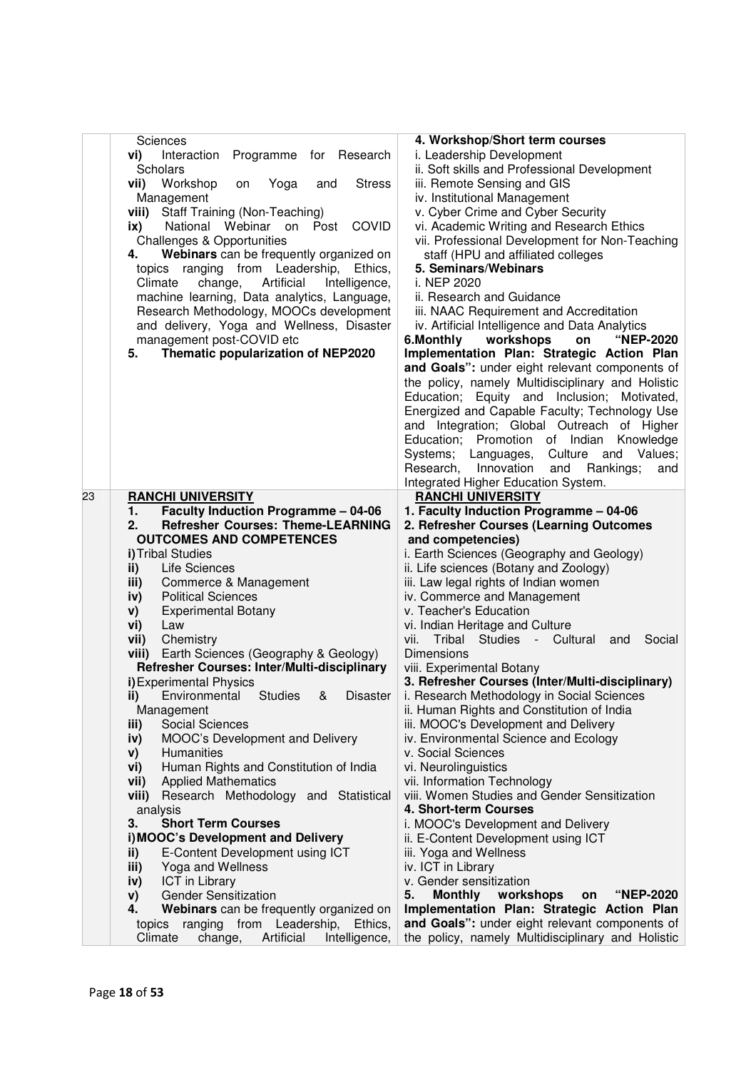| | | |
|---|---|---|
| | Sciences<br>**vi)** Interaction Programme for Research Scholars<br>**vii)** Workshop on Yoga and Stress Management<br>**viii)** Staff Training (Non-Teaching)<br>**ix)** National Webinar on Post COVID Challenges & Opportunities<br>**4. Webinars** can be frequently organized on topics ranging from Leadership, Ethics, Climate change, Artificial Intelligence, machine learning, Data analytics, Language, Research Methodology, MOOCs development and delivery, Yoga and Wellness, Disaster management post-COVID etc<br>**5. Thematic popularization of NEP2020** | **4. Workshop/Short term courses**<br>i. Leadership Development<br>ii. Soft skills and Professional Development<br>iii. Remote Sensing and GIS<br>iv. Institutional Management<br>v. Cyber Crime and Cyber Security<br>vi. Academic Writing and Research Ethics<br>vii. Professional Development for Non-Teaching staff (HPU and affiliated colleges<br>**5. Seminars/Webinars**<br>i. NEP 2020<br>ii. Research and Guidance<br>iii. NAAC Requirement and Accreditation<br>iv. Artificial Intelligence and Data Analytics<br>**6.Monthly workshops on "NEP-2020 Implementation Plan: Strategic Action Plan and Goals":** under eight relevant components of the policy, namely Multidisciplinary and Holistic Education; Equity and Inclusion; Motivated, Energized and Capable Faculty; Technology Use and Integration; Global Outreach of Higher Education; Promotion of Indian Knowledge Systems; Languages, Culture and Values; Research, Innovation and Rankings; and Integrated Higher Education System. |
| 23 | **RANCHI UNIVERSITY**<br>**1. Faculty Induction Programme – 04-06**<br>**2. Refresher Courses: Theme-LEARNING OUTCOMES AND COMPETENCES**<br>**i)** Tribal Studies<br>**ii)** Life Sciences<br>**iii)** Commerce & Management<br>**iv)** Political Sciences<br>**v)** Experimental Botany<br>**vi)** Law<br>**vii)** Chemistry<br>**viii)** Earth Sciences (Geography & Geology)<br>**Refresher Courses: Inter/Multi-disciplinary**<br>**i)** Experimental Physics<br>**ii)** Environmental Studies & Disaster Management<br>**iii)** Social Sciences<br>**iv)** MOOC's Development and Delivery<br>**v)** Humanities<br>**vi)** Human Rights and Constitution of India<br>**vii)** Applied Mathematics<br>**viii)** Research Methodology and Statistical analysis<br>**3. Short Term Courses**<br>**i) MOOC's Development and Delivery**<br>**ii)** E-Content Development using ICT<br>**iii)** Yoga and Wellness<br>**iv)** ICT in Library<br>**v)** Gender Sensitization<br>**4. Webinars** can be frequently organized on topics ranging from Leadership, Ethics, Climate change, Artificial Intelligence, | **RANCHI UNIVERSITY**<br>**1. Faculty Induction Programme – 04-06**<br>**2. Refresher Courses (Learning Outcomes and competencies)**<br>i. Earth Sciences (Geography and Geology)<br>ii. Life sciences (Botany and Zoology)<br>iii. Law legal rights of Indian women<br>iv. Commerce and Management<br>v. Teacher's Education<br>vi. Indian Heritage and Culture<br>vii. Tribal Studies - Cultural and Social Dimensions<br>viii. Experimental Botany<br>**3. Refresher Courses (Inter/Multi-disciplinary)**<br>i. Research Methodology in Social Sciences<br>ii. Human Rights and Constitution of India<br>iii. MOOC's Development and Delivery<br>iv. Environmental Science and Ecology<br>v. Social Sciences<br>vi. Neurolinguistics<br>vii. Information Technology<br>viii. Women Studies and Gender Sensitization<br>**4. Short-term Courses**<br>i. MOOC's Development and Delivery<br>ii. E-Content Development using ICT<br>iii. Yoga and Wellness<br>iv. ICT in Library<br>v. Gender sensitization<br>**5. Monthly workshops on "NEP-2020 Implementation Plan: Strategic Action Plan and Goals":** under eight relevant components of the policy, namely Multidisciplinary and Holistic |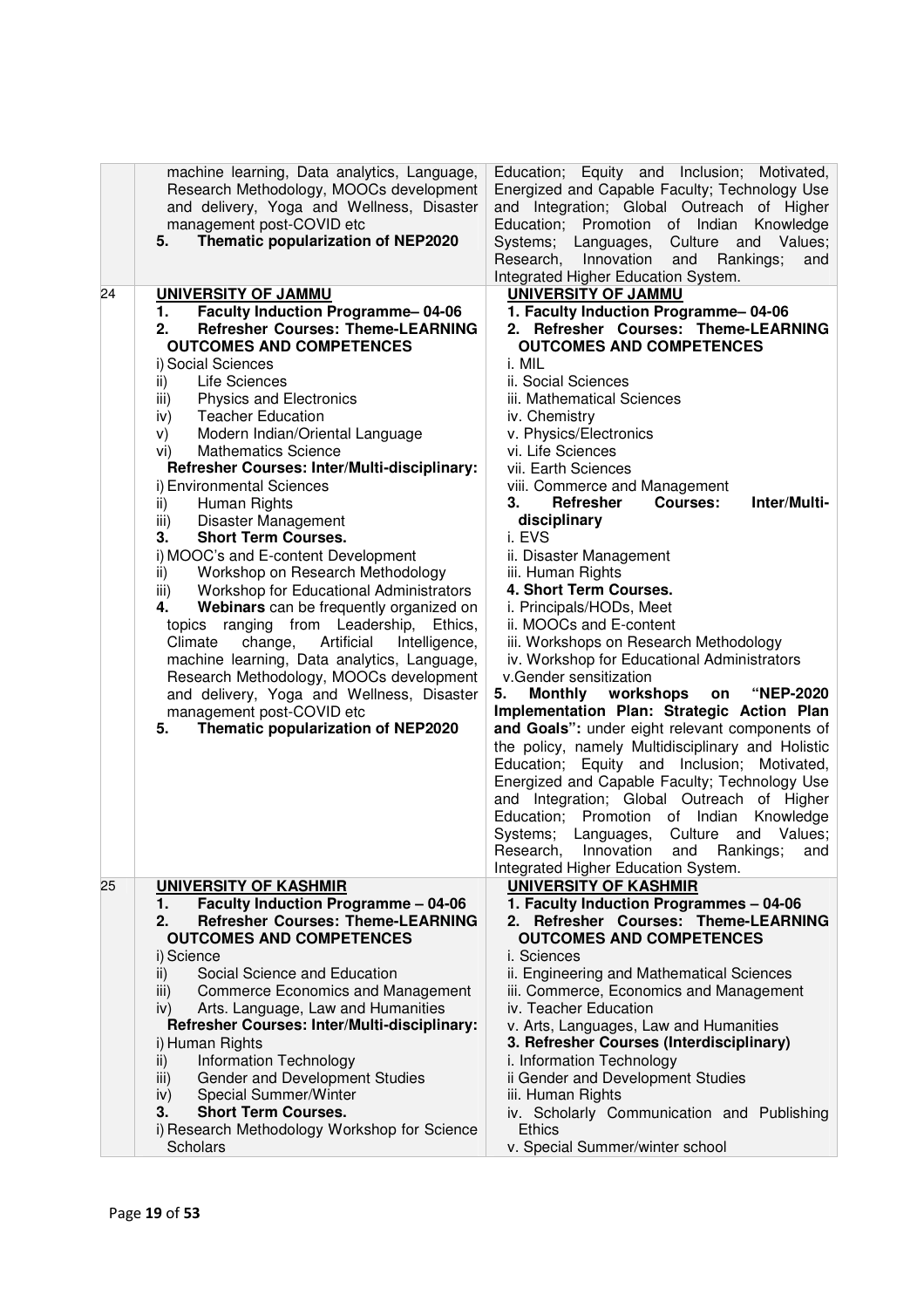| | | |
|---|---|---|
| | machine learning, Data analytics, Language, Research Methodology, MOOCs development and delivery, Yoga and Wellness, Disaster management post-COVID etc<br>5. **Thematic popularization of NEP2020** | Education; Equity and Inclusion; Motivated, Energized and Capable Faculty; Technology Use and Integration; Global Outreach of Higher Education; Promotion of Indian Knowledge Systems; Languages, Culture and Values; Research, Innovation and Rankings; and Integrated Higher Education System. |
| 24 | **UNIVERSITY OF JAMMU**<br>1. **Faculty Induction Programme– 04-06**<br>2. **Refresher Courses: Theme-LEARNING OUTCOMES AND COMPETENCES**<br>i) Social Sciences<br>ii) Life Sciences<br>iii) Physics and Electronics<br>iv) Teacher Education<br>v) Modern Indian/Oriental Language<br>vi) Mathematics Science<br>**Refresher Courses: Inter/Multi-disciplinary:**<br>i) Environmental Sciences<br>ii) Human Rights<br>iii) Disaster Management<br>3. **Short Term Courses.**<br>i) MOOC's and E-content Development<br>ii) Workshop on Research Methodology<br>iii) Workshop for Educational Administrators<br>4. **Webinars** can be frequently organized on topics ranging from Leadership, Ethics, Climate change, Artificial Intelligence, machine learning, Data analytics, Language, Research Methodology, MOOCs development and delivery, Yoga and Wellness, Disaster management post-COVID etc<br>5. **Thematic popularization of NEP2020** | **UNIVERSITY OF JAMMU**<br>**1. Faculty Induction Programme– 04-06**<br>**2. Refresher Courses: Theme-LEARNING OUTCOMES AND COMPETENCES**<br>i. MIL<br>ii. Social Sciences<br>iii. Mathematical Sciences<br>iv. Chemistry<br>v. Physics/Electronics<br>vi. Life Sciences<br>vii. Earth Sciences<br>viii. Commerce and Management<br>**3. Refresher Courses: Inter/Multi-disciplinary**<br>i. EVS<br>ii. Disaster Management<br>iii. Human Rights<br>**4. Short Term Courses.**<br>i. Principals/HODs, Meet<br>ii. MOOCs and E-content<br>iii. Workshops on Research Methodology<br>iv. Workshop for Educational Administrators<br>v.Gender sensitization<br>**5. Monthly workshops on "NEP-2020 Implementation Plan: Strategic Action Plan and Goals":** under eight relevant components of the policy, namely Multidisciplinary and Holistic Education; Equity and Inclusion; Motivated, Energized and Capable Faculty; Technology Use and Integration; Global Outreach of Higher Education; Promotion of Indian Knowledge Systems; Languages, Culture and Values; Research, Innovation and Rankings; and Integrated Higher Education System. |
| 25 | **UNIVERSITY OF KASHMIR**<br>1. **Faculty Induction Programme – 04-06**<br>2. **Refresher Courses: Theme-LEARNING OUTCOMES AND COMPETENCES**<br>i) Science<br>ii) Social Science and Education<br>iii) Commerce Economics and Management<br>iv) Arts. Language, Law and Humanities<br>**Refresher Courses: Inter/Multi-disciplinary:**<br>i) Human Rights<br>ii) Information Technology<br>iii) Gender and Development Studies<br>iv) Special Summer/Winter<br>3. **Short Term Courses.**<br>i) Research Methodology Workshop for Science Scholars | **UNIVERSITY OF KASHMIR**<br>**1. Faculty Induction Programmes – 04-06**<br>**2. Refresher Courses: Theme-LEARNING OUTCOMES AND COMPETENCES**<br>i. Sciences<br>ii. Engineering and Mathematical Sciences<br>iii. Commerce, Economics and Management<br>iv. Teacher Education<br>v. Arts, Languages, Law and Humanities<br>**3. Refresher Courses (Interdisciplinary)**<br>i. Information Technology<br>ii Gender and Development Studies<br>iii. Human Rights<br>iv. Scholarly Communication and Publishing Ethics<br>v. Special Summer/winter school |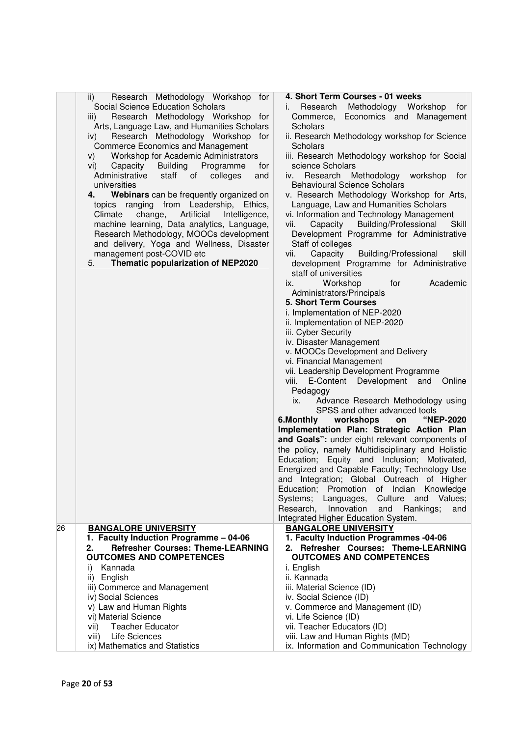| | | |
|---|---|---|
| | ii) Research Methodology Workshop for Social Science Education Scholars<br>iii) Research Methodology Workshop for Arts, Language Law, and Humanities Scholars<br>iv) Research Methodology Workshop for Commerce Economics and Management<br>v) Workshop for Academic Administrators<br>vi) Capacity Building Programme for Administrative staff of colleges and universities<br>**4. Webinars** can be frequently organized on topics ranging from Leadership, Ethics, Climate change, Artificial Intelligence, machine learning, Data analytics, Language, Research Methodology, MOOCs development and delivery, Yoga and Wellness, Disaster management post-COVID etc<br>5. **Thematic popularization of NEP2020** | **4. Short Term Courses - 01 weeks**<br>i. Research Methodology Workshop for Commerce, Economics and Management Scholars<br>ii. Research Methodology workshop for Science Scholars<br>iii. Research Methodology workshop for Social science Scholars<br>iv. Research Methodology workshop for Behavioural Science Scholars<br>v. Research Methodology Workshop for Arts, Language, Law and Humanities Scholars<br>vi. Information and Technology Management<br>vii. Capacity Building/Professional Skill Development Programme for Administrative Staff of colleges<br>vii. Capacity Building/Professional skill development Programme for Administrative staff of universities<br>ix. Workshop for Academic Administrators/Principals<br>**5. Short Term Courses**<br>i. Implementation of NEP-2020<br>ii. Implementation of NEP-2020<br>iii. Cyber Security<br>iv. Disaster Management<br>v. MOOCs Development and Delivery<br>vi. Financial Management<br>vii. Leadership Development Programme<br>viii. E-Content Development and Online Pedagogy<br>ix. Advance Research Methodology using SPSS and other advanced tools<br>**6.Monthly workshops on "NEP-2020 Implementation Plan: Strategic Action Plan and Goals":** under eight relevant components of the policy, namely Multidisciplinary and Holistic Education; Equity and Inclusion; Motivated, Energized and Capable Faculty; Technology Use and Integration; Global Outreach of Higher Education; Promotion of Indian Knowledge Systems; Languages, Culture and Values; Research, Innovation and Rankings; and Integrated Higher Education System. |
| 26 | **BANGALORE UNIVERSITY**<br>**1. Faculty Induction Programme – 04-06**<br>**2. Refresher Courses: Theme-LEARNING OUTCOMES AND COMPETENCES**<br>i) Kannada<br>ii) English<br>iii) Commerce and Management<br>iv) Social Sciences<br>v) Law and Human Rights<br>vi) Material Science<br>vii) Teacher Educator<br>viii) Life Sciences<br>ix) Mathematics and Statistics | **BANGALORE UNIVERSITY**<br>**1. Faculty Induction Programmes -04-06**<br>**2. Refresher Courses: Theme-LEARNING OUTCOMES AND COMPETENCES**<br>i. English<br>ii. Kannada<br>iii. Material Science (ID)<br>iv. Social Science (ID)<br>v. Commerce and Management (ID)<br>vi. Life Science (ID)<br>vii. Teacher Educators (ID)<br>viii. Law and Human Rights (MD)<br>ix. Information and Communication Technology |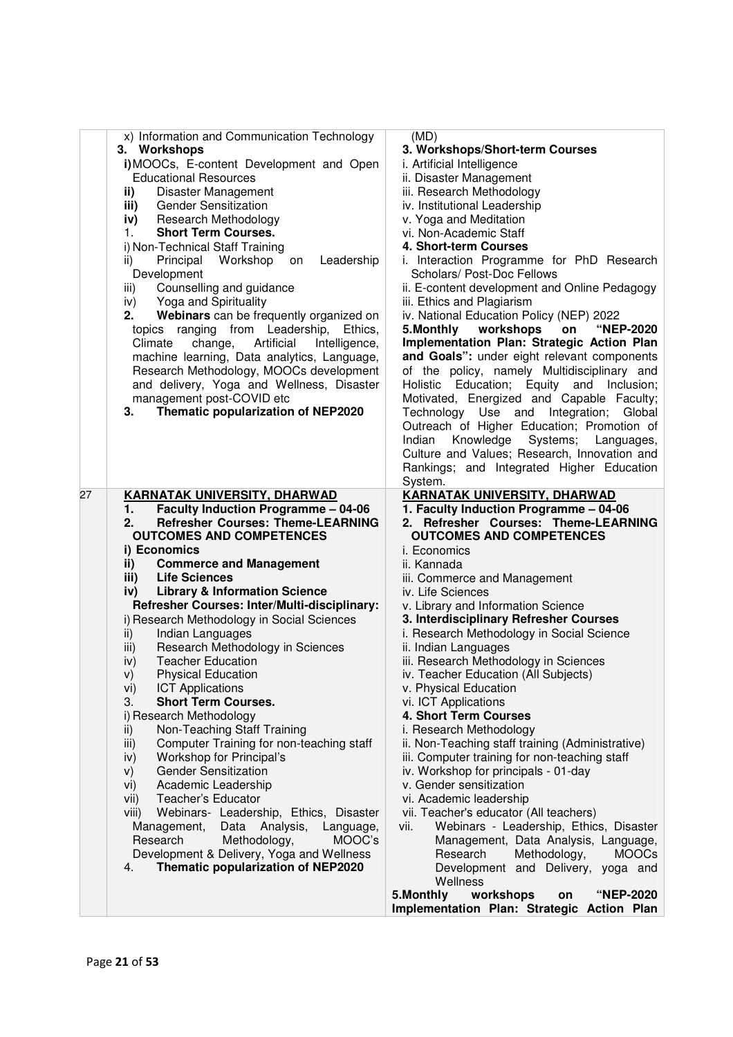| | | |
|---|---|---|
| | x) Information and Communication Technology<br>**3. Workshops**<br>**i)** MOOCs, E-content Development and Open Educational Resources<br>**ii)** Disaster Management<br>**iii)** Gender Sensitization<br>**iv)** Research Methodology<br>1. **Short Term Courses.**<br>i) Non-Technical Staff Training<br>ii) Principal Workshop on Leadership Development<br>iii) Counselling and guidance<br>iv) Yoga and Spirituality<br>**2. Webinars** can be frequently organized on topics ranging from Leadership, Ethics, Climate change, Artificial Intelligence, machine learning, Data analytics, Language, Research Methodology, MOOCs development and delivery, Yoga and Wellness, Disaster management post-COVID etc<br>**3. Thematic popularization of NEP2020** | (MD)<br>**3. Workshops/Short-term Courses**<br>i. Artificial Intelligence<br>ii. Disaster Management<br>iii. Research Methodology<br>iv. Institutional Leadership<br>v. Yoga and Meditation<br>vi. Non-Academic Staff<br>**4. Short-term Courses**<br>i. Interaction Programme for PhD Research Scholars/ Post-Doc Fellows<br>ii. E-content development and Online Pedagogy<br>iii. Ethics and Plagiarism<br>iv. National Education Policy (NEP) 2022<br>**5.Monthly workshops on "NEP-2020 Implementation Plan: Strategic Action Plan and Goals":** under eight relevant components of the policy, namely Multidisciplinary and Holistic Education; Equity and Inclusion; Motivated, Energized and Capable Faculty; Technology Use and Integration; Global Outreach of Higher Education; Promotion of Indian Knowledge Systems; Languages, Culture and Values; Research, Innovation and Rankings; and Integrated Higher Education System. |
| 27 | **KARNATAK UNIVERSITY, DHARWAD**<br>**1. Faculty Induction Programme – 04-06**<br>**2. Refresher Courses: Theme-LEARNING OUTCOMES AND COMPETENCES**<br>**i) Economics**<br>**ii) Commerce and Management**<br>**iii) Life Sciences**<br>**iv) Library & Information Science**<br>**Refresher Courses: Inter/Multi-disciplinary:**<br>i) Research Methodology in Social Sciences<br>ii) Indian Languages<br>iii) Research Methodology in Sciences<br>iv) Teacher Education<br>v) Physical Education<br>vi) ICT Applications<br>3. **Short Term Courses.**<br>i) Research Methodology<br>ii) Non-Teaching Staff Training<br>iii) Computer Training for non-teaching staff<br>iv) Workshop for Principal's<br>v) Gender Sensitization<br>vi) Academic Leadership<br>vii) Teacher's Educator<br>viii) Webinars- Leadership, Ethics, Disaster Management, Data Analysis, Language, Research Methodology, MOOC's Development & Delivery, Yoga and Wellness<br>4. **Thematic popularization of NEP2020** | **KARNATAK UNIVERSITY, DHARWAD**<br>**1. Faculty Induction Programme – 04-06**<br>**2. Refresher Courses: Theme-LEARNING OUTCOMES AND COMPETENCES**<br>i. Economics<br>ii. Kannada<br>iii. Commerce and Management<br>iv. Life Sciences<br>v. Library and Information Science<br>**3. Interdisciplinary Refresher Courses**<br>i. Research Methodology in Social Science<br>ii. Indian Languages<br>iii. Research Methodology in Sciences<br>iv. Teacher Education (All Subjects)<br>v. Physical Education<br>vi. ICT Applications<br>**4. Short Term Courses**<br>i. Research Methodology<br>ii. Non-Teaching staff training (Administrative)<br>iii. Computer training for non-teaching staff<br>iv. Workshop for principals - 01-day<br>v. Gender sensitization<br>vi. Academic leadership<br>vii. Teacher's educator (All teachers)<br>vii. Webinars - Leadership, Ethics, Disaster Management, Data Analysis, Language, Research Methodology, MOOCs Development and Delivery, yoga and Wellness<br>**5.Monthly workshops on "NEP-2020 Implementation Plan: Strategic Action Plan** |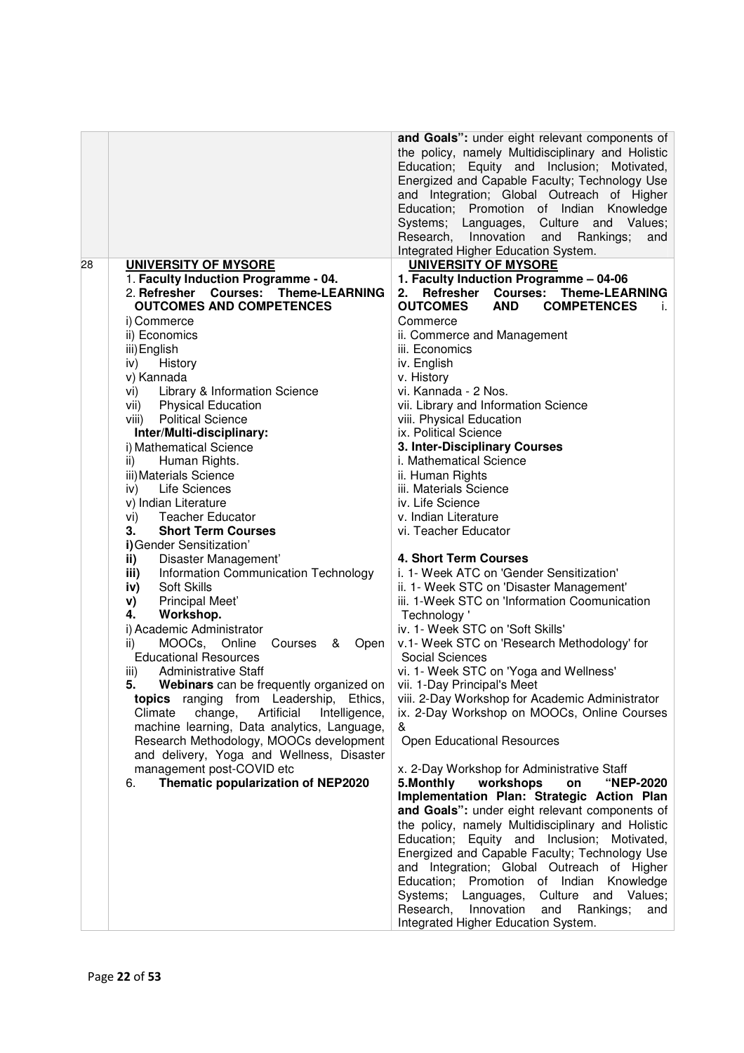| | | |
|---|---|---|
| | | **and Goals":** under eight relevant components of the policy, namely Multidisciplinary and Holistic Education; Equity and Inclusion; Motivated, Energized and Capable Faculty; Technology Use and Integration; Global Outreach of Higher Education; Promotion of Indian Knowledge Systems; Languages, Culture and Values; Research, Innovation and Rankings; and Integrated Higher Education System. |
| 28 | **UNIVERSITY OF MYSORE**<br>1. **Faculty Induction Programme - 04.**<br>2. **Refresher Courses: Theme-LEARNING OUTCOMES AND COMPETENCES**<br>i) Commerce<br>ii) Economics<br>iii) English<br>iv) History<br>v) Kannada<br>vi) Library & Information Science<br>vii) Physical Education<br>viii) Political Science<br>**Inter/Multi-disciplinary:**<br>i) Mathematical Science<br>ii) Human Rights.<br>iii) Materials Science<br>iv) Life Sciences<br>v) Indian Literature<br>vi) Teacher Educator<br>**3. Short Term Courses**<br>**i)** Gender Sensitization'<br>**ii)** Disaster Management'<br>**iii)** Information Communication Technology<br>**iv)** Soft Skills<br>**v)** Principal Meet'<br>**4. Workshop.**<br>i) Academic Administrator<br>ii) MOOCs, Online Courses & Open Educational Resources<br>iii) Administrative Staff<br>**5. Webinars** can be frequently organized on **topics** ranging from Leadership, Ethics, Climate change, Artificial Intelligence, machine learning, Data analytics, Language, Research Methodology, MOOCs development and delivery, Yoga and Wellness, Disaster management post-COVID etc<br>6. **Thematic popularization of NEP2020** | **UNIVERSITY OF MYSORE**<br>**1. Faculty Induction Programme – 04-06**<br>**2. Refresher Courses: Theme-LEARNING OUTCOMES AND COMPETENCES** i. Commerce<br>ii. Commerce and Management<br>iii. Economics<br>iv. English<br>v. History<br>vi. Kannada - 2 Nos.<br>vii. Library and Information Science<br>viii. Physical Education<br>ix. Political Science<br>**3. Inter-Disciplinary Courses**<br>i. Mathematical Science<br>ii. Human Rights<br>iii. Materials Science<br>iv. Life Science<br>v. Indian Literature<br>vi. Teacher Educator<br><br>**4. Short Term Courses**<br>i. 1- Week ATC on 'Gender Sensitization'<br>ii. 1- Week STC on 'Disaster Management'<br>iii. 1-Week STC on 'Information Coomunication Technology '<br>iv. 1- Week STC on 'Soft Skills'<br>v.1- Week STC on 'Research Methodology' for Social Sciences<br>vi. 1- Week STC on 'Yoga and Wellness'<br>vii. 1-Day Principal's Meet<br>viii. 2-Day Workshop for Academic Administrator<br>ix. 2-Day Workshop on MOOCs, Online Courses & Open Educational Resources<br><br>x. 2-Day Workshop for Administrative Staff<br>**5.Monthly workshops on "NEP-2020 Implementation Plan: Strategic Action Plan and Goals":** under eight relevant components of the policy, namely Multidisciplinary and Holistic Education; Equity and Inclusion; Motivated, Energized and Capable Faculty; Technology Use and Integration; Global Outreach of Higher Education; Promotion of Indian Knowledge Systems; Languages, Culture and Values; Research, Innovation and Rankings; and Integrated Higher Education System. |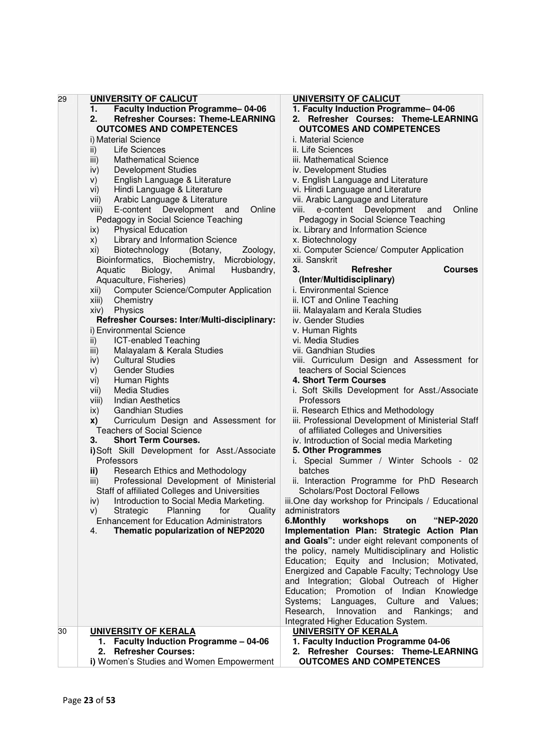| 29 | **UNIVERSITY OF CALICUT**<br>1. **Faculty Induction Programme– 04-06**<br>2. **Refresher Courses: Theme-LEARNING OUTCOMES AND COMPETENCES**<br>i) Material Science<br>ii) Life Sciences<br>iii) Mathematical Science<br>iv) Development Studies<br>v) English Language & Literature<br>vi) Hindi Language & Literature<br>vii) Arabic Language & Literature<br>viii) E-content Development and Online Pedagogy in Social Science Teaching<br>ix) Physical Education<br>x) Library and Information Science<br>xi) Biotechnology (Botany, Zoology, Bioinformatics, Biochemistry, Microbiology, Aquatic Biology, Animal Husbandry, Aquaculture, Fisheries)<br>xii) Computer Science/Computer Application<br>xiii) Chemistry<br>xiv) Physics<br>**Refresher Courses: Inter/Multi-disciplinary:**<br>i) Environmental Science<br>ii) ICT-enabled Teaching<br>iii) Malayalam & Kerala Studies<br>iv) Cultural Studies<br>v) Gender Studies<br>vi) Human Rights<br>vii) Media Studies<br>viii) Indian Aesthetics<br>ix) Gandhian Studies<br>**x)** Curriculum Design and Assessment for Teachers of Social Science<br>3. **Short Term Courses.**<br>**i)** Soft Skill Development for Asst./Associate Professors<br>**ii)** Research Ethics and Methodology<br>iii) Professional Development of Ministerial Staff of affiliated Colleges and Universities<br>iv) Introduction to Social Media Marketing.<br>v) Strategic Planning for Quality Enhancement for Education Administrators<br>4. **Thematic popularization of NEP2020** | **UNIVERSITY OF CALICUT**<br>**1. Faculty Induction Programme– 04-06**<br>**2. Refresher Courses: Theme-LEARNING OUTCOMES AND COMPETENCES**<br>i. Material Science<br>ii. Life Sciences<br>iii. Mathematical Science<br>iv. Development Studies<br>v. English Language and Literature<br>vi. Hindi Language and Literature<br>vii. Arabic Language and Literature<br>viii. e-content Development and Online Pedagogy in Social Science Teaching<br>ix. Library and Information Science<br>x. Biotechnology<br>xi. Computer Science/ Computer Application<br>xii. Sanskrit<br>**3. Refresher Courses (Inter/Multidisciplinary)**<br>i. Environmental Science<br>ii. ICT and Online Teaching<br>iii. Malayalam and Kerala Studies<br>iv. Gender Studies<br>v. Human Rights<br>vi. Media Studies<br>vii. Gandhian Studies<br>viii. Curriculum Design and Assessment for teachers of Social Sciences<br>**4. Short Term Courses**<br>i. Soft Skills Development for Asst./Associate Professors<br>ii. Research Ethics and Methodology<br>iii. Professional Development of Ministerial Staff of affiliated Colleges and Universities<br>iv. Introduction of Social media Marketing<br>**5. Other Programmes**<br>i. Special Summer / Winter Schools - 02 batches<br>ii. Interaction Programme for PhD Research Scholars/Post Doctoral Fellows<br>iii. One day workshop for Principals / Educational administrators<br>**6. Monthly workshops on "NEP-2020 Implementation Plan: Strategic Action Plan and Goals":** under eight relevant components of the policy, namely Multidisciplinary and Holistic Education; Equity and Inclusion; Motivated, Energized and Capable Faculty; Technology Use and Integration; Global Outreach of Higher Education; Promotion of Indian Knowledge Systems; Languages, Culture and Values; Research, Innovation and Rankings; and Integrated Higher Education System. |
|---|---|---|
| 30 | **UNIVERSITY OF KERALA**<br>1. **Faculty Induction Programme – 04-06**<br>2. **Refresher Courses:**<br>**i)** Women's Studies and Women Empowerment | **UNIVERSITY OF KERALA**<br>**1. Faculty Induction Programme 04-06**<br>**2. Refresher Courses: Theme-LEARNING OUTCOMES AND COMPETENCES** |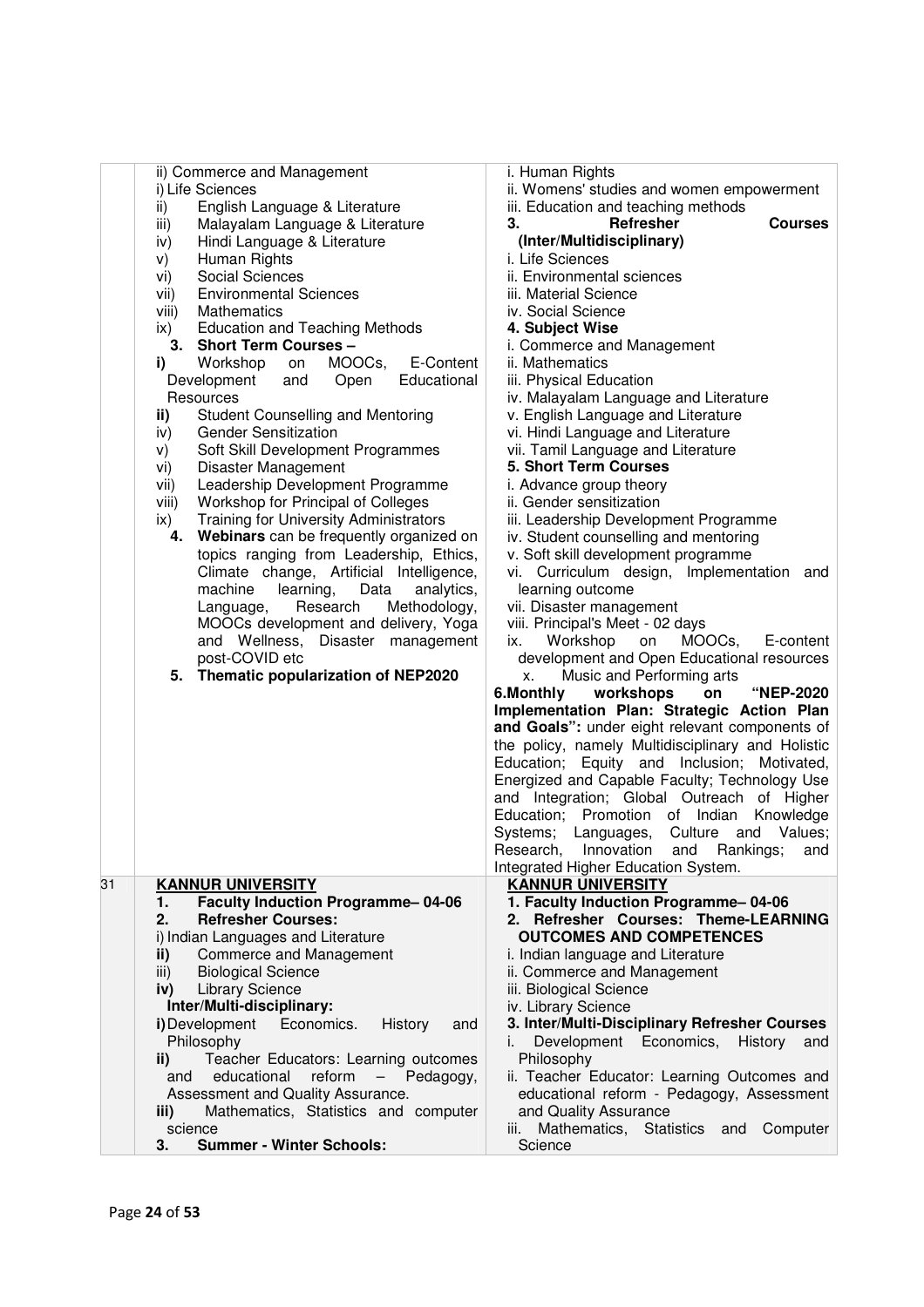|  |  |  |
|---|---|---|
|  | ii) Commerce and Management<br>i) Life Sciences<br>ii) English Language & Literature<br>iii) Malayalam Language & Literature<br>iv) Hindi Language & Literature<br>v) Human Rights<br>vi) Social Sciences<br>vii) Environmental Sciences<br>viii) Mathematics<br>ix) Education and Teaching Methods<br>**3. Short Term Courses –**<br>**i)** Workshop on MOOCs, E-Content Development and Open Educational Resources<br>**ii)** Student Counselling and Mentoring<br>iv) Gender Sensitization<br>v) Soft Skill Development Programmes<br>vi) Disaster Management<br>vii) Leadership Development Programme<br>viii) Workshop for Principal of Colleges<br>ix) Training for University Administrators<br>**4. Webinars** can be frequently organized on topics ranging from Leadership, Ethics, Climate change, Artificial Intelligence, machine learning, Data analytics, Language, Research Methodology, MOOCs development and delivery, Yoga and Wellness, Disaster management post-COVID etc<br>**5. Thematic popularization of NEP2020** | i. Human Rights<br>ii. Womens' studies and women empowerment<br>iii. Education and teaching methods<br>**3. Refresher Courses (Inter/Multidisciplinary)**<br>i. Life Sciences<br>ii. Environmental sciences<br>iii. Material Science<br>iv. Social Science<br>**4. Subject Wise**<br>i. Commerce and Management<br>ii. Mathematics<br>iii. Physical Education<br>iv. Malayalam Language and Literature<br>v. English Language and Literature<br>vi. Hindi Language and Literature<br>vii. Tamil Language and Literature<br>**5. Short Term Courses**<br>i. Advance group theory<br>ii. Gender sensitization<br>iii. Leadership Development Programme<br>iv. Student counselling and mentoring<br>v. Soft skill development programme<br>vi. Curriculum design, Implementation and learning outcome<br>vii. Disaster management<br>viii. Principal's Meet - 02 days<br>ix. Workshop on MOOCs, E-content development and Open Educational resources<br>x. Music and Performing arts<br>**6.Monthly workshops on "NEP-2020 Implementation Plan: Strategic Action Plan and Goals":** under eight relevant components of the policy, namely Multidisciplinary and Holistic Education; Equity and Inclusion; Motivated, Energized and Capable Faculty; Technology Use and Integration; Global Outreach of Higher Education; Promotion of Indian Knowledge Systems; Languages, Culture and Values; Research, Innovation and Rankings; and Integrated Higher Education System. |
| 31 | **KANNUR UNIVERSITY**<br>**1. Faculty Induction Programme– 04-06**<br>**2. Refresher Courses:**<br>i) Indian Languages and Literature<br>**ii)** Commerce and Management<br>iii) Biological Science<br>**iv)** Library Science<br>**Inter/Multi-disciplinary:**<br>**i)** Development Economics. History and Philosophy<br>**ii)** Teacher Educators: Learning outcomes and educational reform – Pedagogy, Assessment and Quality Assurance.<br>**iii)** Mathematics, Statistics and computer science<br>**3. Summer - Winter Schools:** | **KANNUR UNIVERSITY**<br>**1. Faculty Induction Programme– 04-06**<br>**2. Refresher Courses: Theme-LEARNING OUTCOMES AND COMPETENCES**<br>i. Indian language and Literature<br>ii. Commerce and Management<br>iii. Biological Science<br>iv. Library Science<br>**3. Inter/Multi-Disciplinary Refresher Courses**<br>i. Development Economics, History and Philosophy<br>ii. Teacher Educator: Learning Outcomes and educational reform - Pedagogy, Assessment and Quality Assurance<br>iii. Mathematics, Statistics and Computer Science |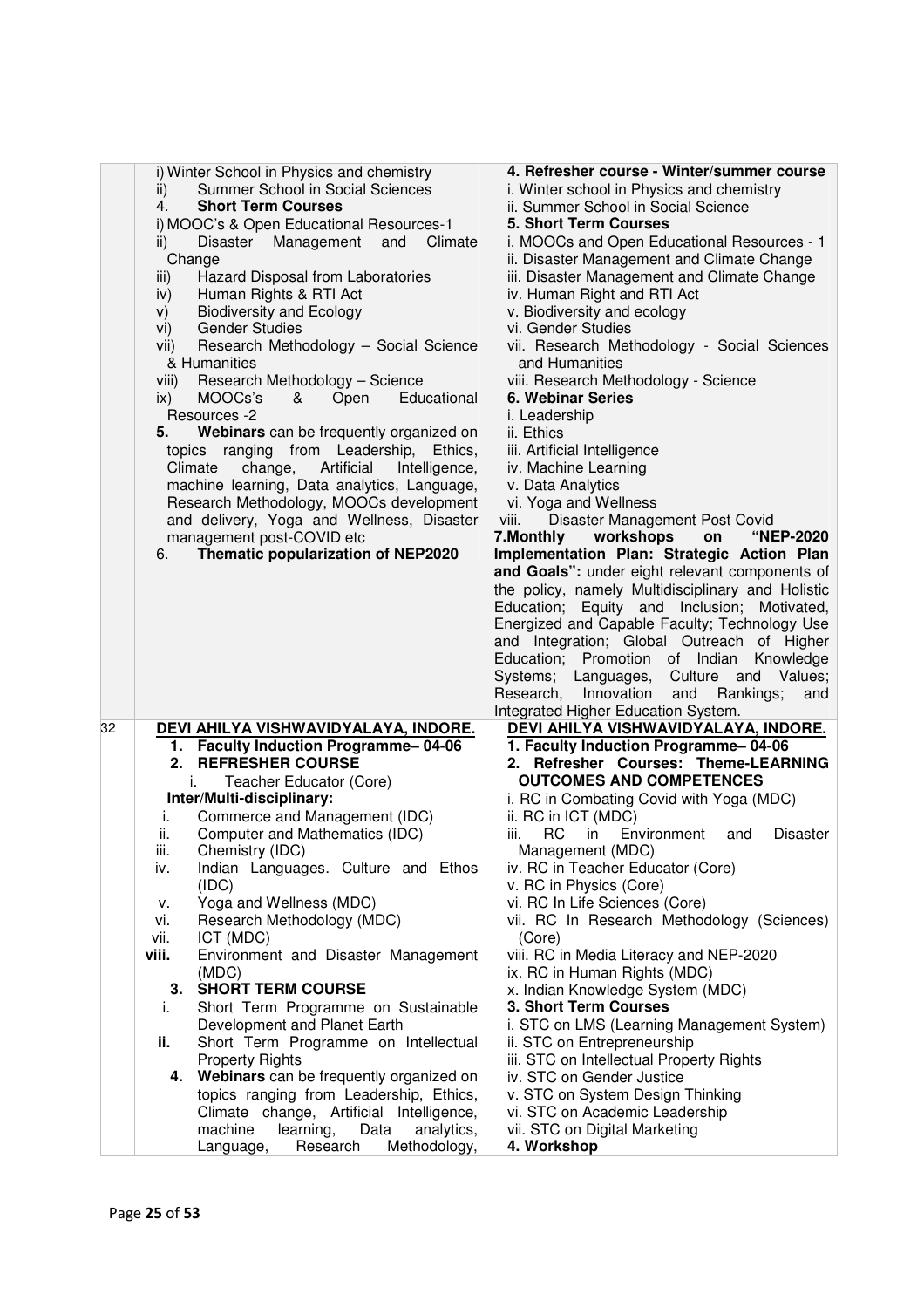| | | |
|---|---|---|
| | i) Winter School in Physics and chemistry<br>ii) Summer School in Social Sciences<br>4. **Short Term Courses**<br>i) MOOC's & Open Educational Resources-1<br>ii) Disaster Management and Climate Change<br>iii) Hazard Disposal from Laboratories<br>iv) Human Rights & RTI Act<br>v) Biodiversity and Ecology<br>vi) Gender Studies<br>vii) Research Methodology – Social Science & Humanities<br>viii) Research Methodology – Science<br>ix) MOOCs's & Open Educational Resources -2<br>5. **Webinars** can be frequently organized on topics ranging from Leadership, Ethics, Climate change, Artificial Intelligence, machine learning, Data analytics, Language, Research Methodology, MOOCs development and delivery, Yoga and Wellness, Disaster management post-COVID etc<br>6. **Thematic popularization of NEP2020** | **4. Refresher course - Winter/summer course**<br>i. Winter school in Physics and chemistry<br>ii. Summer School in Social Science<br>**5. Short Term Courses**<br>i. MOOCs and Open Educational Resources - 1<br>ii. Disaster Management and Climate Change<br>iii. Disaster Management and Climate Change<br>iv. Human Right and RTI Act<br>v. Biodiversity and ecology<br>vi. Gender Studies<br>vii. Research Methodology - Social Sciences and Humanities<br>viii. Research Methodology - Science<br>**6. Webinar Series**<br>i. Leadership<br>ii. Ethics<br>iii. Artificial Intelligence<br>iv. Machine Learning<br>v. Data Analytics<br>vi. Yoga and Wellness<br>viii. Disaster Management Post Covid<br>**7.Monthly workshops on "NEP-2020 Implementation Plan: Strategic Action Plan and Goals":** under eight relevant components of the policy, namely Multidisciplinary and Holistic Education; Equity and Inclusion; Motivated, Energized and Capable Faculty; Technology Use and Integration; Global Outreach of Higher Education; Promotion of Indian Knowledge Systems; Languages, Culture and Values; Research, Innovation and Rankings; and Integrated Higher Education System. |
| 32 | **DEVI AHILYA VISHWAVIDYALAYA, INDORE.**<br>1. **Faculty Induction Programme– 04-06**<br>2. **REFRESHER COURSE**<br>i. Teacher Educator (Core)<br>**Inter/Multi-disciplinary:**<br>i. Commerce and Management (IDC)<br>ii. Computer and Mathematics (IDC)<br>iii. Chemistry (IDC)<br>iv. Indian Languages. Culture and Ethos (IDC)<br>v. Yoga and Wellness (MDC)<br>vi. Research Methodology (MDC)<br>vii. ICT (MDC)<br>viii. Environment and Disaster Management (MDC)<br>3. **SHORT TERM COURSE**<br>i. Short Term Programme on Sustainable Development and Planet Earth<br>ii. Short Term Programme on Intellectual Property Rights<br>4. **Webinars** can be frequently organized on topics ranging from Leadership, Ethics, Climate change, Artificial Intelligence, machine learning, Data analytics, Language, Research Methodology, | **DEVI AHILYA VISHWAVIDYALAYA, INDORE.**<br>**1. Faculty Induction Programme– 04-06**<br>**2. Refresher Courses: Theme-LEARNING OUTCOMES AND COMPETENCES**<br>i. RC in Combating Covid with Yoga (MDC)<br>ii. RC in ICT (MDC)<br>iii. RC in Environment and Disaster Management (MDC)<br>iv. RC in Teacher Educator (Core)<br>v. RC in Physics (Core)<br>vi. RC In Life Sciences (Core)<br>vii. RC In Research Methodology (Sciences) (Core)<br>viii. RC in Media Literacy and NEP-2020<br>ix. RC in Human Rights (MDC)<br>x. Indian Knowledge System (MDC)<br>**3. Short Term Courses**<br>i. STC on LMS (Learning Management System)<br>ii. STC on Entrepreneurship<br>iii. STC on Intellectual Property Rights<br>iv. STC on Gender Justice<br>v. STC on System Design Thinking<br>vi. STC on Academic Leadership<br>vii. STC on Digital Marketing<br>**4. Workshop** |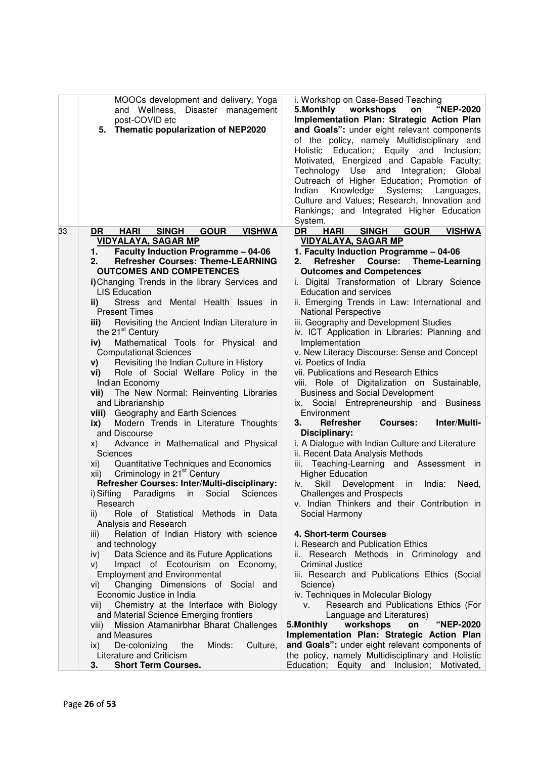| | | |
|---|---|---|
| | MOOCs development and delivery, Yoga and Wellness, Disaster management post-COVID etc<br>5. **Thematic popularization of NEP2020** | i. Workshop on Case-Based Teaching<br>**5.Monthly workshops on "NEP-2020 Implementation Plan: Strategic Action Plan and Goals":** under eight relevant components of the policy, namely Multidisciplinary and Holistic Education; Equity and Inclusion; Motivated, Energized and Capable Faculty; Technology Use and Integration; Global Outreach of Higher Education; Promotion of Indian Knowledge Systems; Languages, Culture and Values; Research, Innovation and Rankings; and Integrated Higher Education System. |
| 33 | **<u>DR HARI SINGH GOUR VISHWA VIDYALAYA, SAGAR MP</u>**<br>1. **Faculty Induction Programme – 04-06**<br>2. **Refresher Courses: Theme-LEARNING OUTCOMES AND COMPETENCES**<br>**i)** Changing Trends in the library Services and LIS Education<br>**ii)** Stress and Mental Health Issues in Present Times<br>**iii)** Revisiting the Ancient Indian Literature in the 21st Century<br>**iv)** Mathematical Tools for Physical and Computational Sciences<br>**v)** Revisiting the Indian Culture in History<br>**vi)** Role of Social Welfare Policy in the Indian Economy<br>**vii)** The New Normal: Reinventing Libraries and Librarianship<br>**viii)** Geography and Earth Sciences<br>**ix)** Modern Trends in Literature Thoughts and Discourse<br>x) Advance in Mathematical and Physical Sciences<br>xi) Quantitative Techniques and Economics<br>xii) Criminology in 21st Century<br>**Refresher Courses: Inter/Multi-disciplinary:**<br>i) Sifting Paradigms in Social Sciences Research<br>ii) Role of Statistical Methods in Data Analysis and Research<br>iii) Relation of Indian History with science and technology<br>iv) Data Science and its Future Applications<br>v) Impact of Ecotourism on Economy, Employment and Environmental<br>vi) Changing Dimensions of Social and Economic Justice in India<br>vii) Chemistry at the Interface with Biology and Material Science Emerging frontiers<br>viii) Mission Atamanirbhar Bharat Challenges and Measures<br>ix) De-colonizing the Minds: Culture, Literature and Criticism<br>3. **Short Term Courses.** | **<u>DR HARI SINGH GOUR VISHWA VIDYALAYA, SAGAR MP</u>**<br>**1. Faculty Induction Programme – 04-06**<br>**2. Refresher Course: Theme-Learning Outcomes and Competences**<br>i. Digital Transformation of Library Science Education and services<br>ii. Emerging Trends in Law: International and National Perspective<br>iii. Geography and Development Studies<br>iv. ICT Application in Libraries: Planning and Implementation<br>v. New Literacy Discourse: Sense and Concept<br>vi. Poetics of India<br>vii. Publications and Research Ethics<br>viii. Role of Digitalization on Sustainable, Business and Social Development<br>ix. Social Entrepreneurship and Business Environment<br>**3. Refresher Courses: Inter/Multi-Disciplinary:**<br>i. A Dialogue with Indian Culture and Literature<br>ii. Recent Data Analysis Methods<br>iii. Teaching-Learning and Assessment in Higher Education<br>iv. Skill Development in India: Need, Challenges and Prospects<br>v. Indian Thinkers and their Contribution in Social Harmony<br><br>**4. Short-term Courses**<br>i. Research and Publication Ethics<br>ii. Research Methods in Criminology and Criminal Justice<br>iii. Research and Publications Ethics (Social Science)<br>iv. Techniques in Molecular Biology<br>v. Research and Publications Ethics (For Language and Literatures)<br>**5.Monthly workshops on "NEP-2020 Implementation Plan: Strategic Action Plan and Goals":** under eight relevant components of the policy, namely Multidisciplinary and Holistic Education; Equity and Inclusion; Motivated, |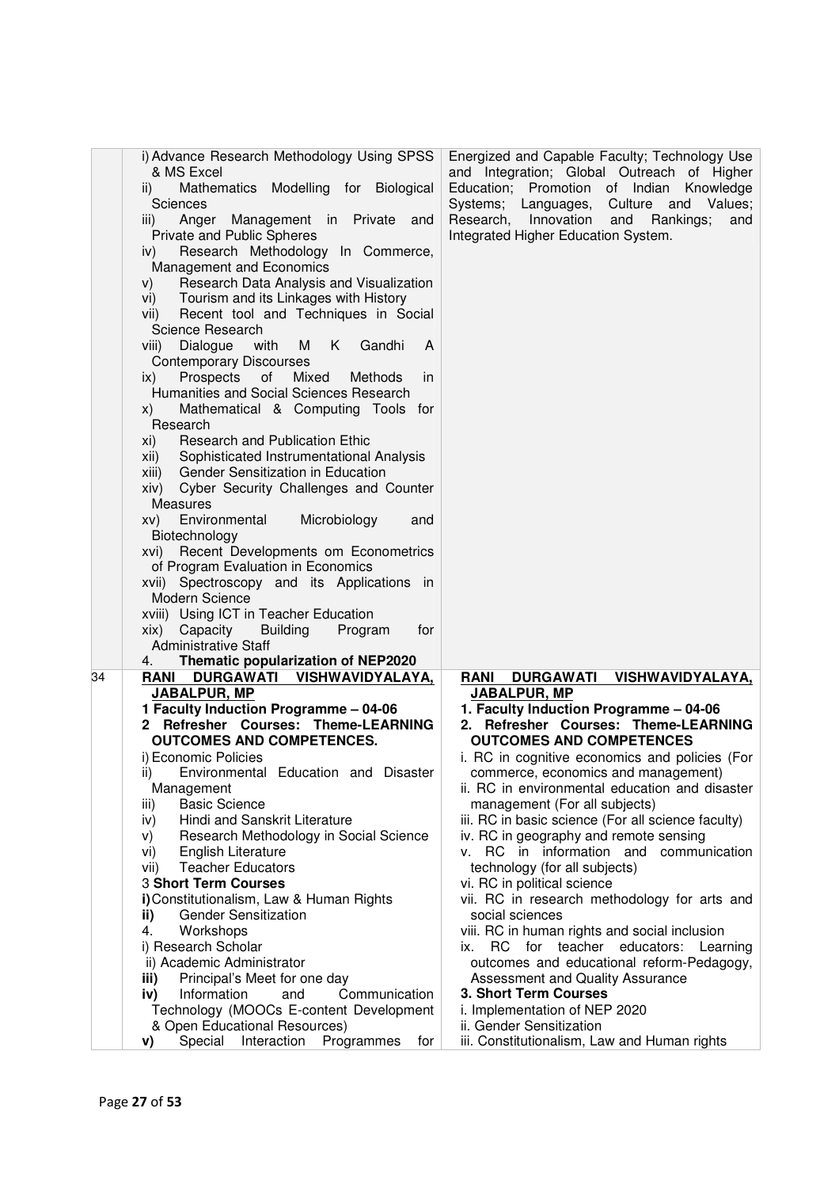| | | |
|---|---|---|
| | i) Advance Research Methodology Using SPSS & MS Excel<br>ii) Mathematics Modelling for Biological Sciences<br>iii) Anger Management in Private and Private and Public Spheres<br>iv) Research Methodology In Commerce, Management and Economics<br>v) Research Data Analysis and Visualization<br>vi) Tourism and its Linkages with History<br>vii) Recent tool and Techniques in Social Science Research<br>viii) Dialogue with M K Gandhi A Contemporary Discourses<br>ix) Prospects of Mixed Methods in Humanities and Social Sciences Research<br>x) Mathematical & Computing Tools for Research<br>xi) Research and Publication Ethic<br>xii) Sophisticated Instrumentational Analysis<br>xiii) Gender Sensitization in Education<br>xiv) Cyber Security Challenges and Counter Measures<br>xv) Environmental Microbiology and Biotechnology<br>xvi) Recent Developments om Econometrics of Program Evaluation in Economics<br>xvii) Spectroscopy and its Applications in Modern Science<br>xviii) Using ICT in Teacher Education<br>xix) Capacity Building Program for Administrative Staff<br>4. **Thematic popularization of NEP2020** | Energized and Capable Faculty; Technology Use and Integration; Global Outreach of Higher Education; Promotion of Indian Knowledge Systems; Languages, Culture and Values; Research, Innovation and Rankings; and Integrated Higher Education System. |
| 34 | **<u>RANI DURGAWATI VISHWAVIDYALAYA, JABALPUR, MP</u>**<br>**1 Faculty Induction Programme – 04-06**<br>**2 Refresher Courses: Theme-LEARNING OUTCOMES AND COMPETENCES.**<br>i) Economic Policies<br>ii) Environmental Education and Disaster Management<br>iii) Basic Science<br>iv) Hindi and Sanskrit Literature<br>v) Research Methodology in Social Science<br>vi) English Literature<br>vii) Teacher Educators<br>3 **Short Term Courses**<br>**i)** Constitutionalism, Law & Human Rights<br>**ii)** Gender Sensitization<br>4. Workshops<br>i) Research Scholar<br>ii) Academic Administrator<br>**iii)** Principal's Meet for one day<br>**iv)** Information and Communication Technology (MOOCs E-content Development & Open Educational Resources)<br>**v)** Special Interaction Programmes for | **<u>RANI DURGAWATI VISHWAVIDYALAYA, JABALPUR, MP</u>**<br>**1. Faculty Induction Programme – 04-06**<br>**2. Refresher Courses: Theme-LEARNING OUTCOMES AND COMPETENCES**<br>i. RC in cognitive economics and policies (For commerce, economics and management)<br>ii. RC in environmental education and disaster management (For all subjects)<br>iii. RC in basic science (For all science faculty)<br>iv. RC in geography and remote sensing<br>v. RC in information and communication technology (for all subjects)<br>vi. RC in political science<br>vii. RC in research methodology for arts and social sciences<br>viii. RC in human rights and social inclusion<br>ix. RC for teacher educators: Learning outcomes and educational reform-Pedagogy, Assessment and Quality Assurance<br>**3. Short Term Courses**<br>i. Implementation of NEP 2020<br>ii. Gender Sensitization<br>iii. Constitutionalism, Law and Human rights |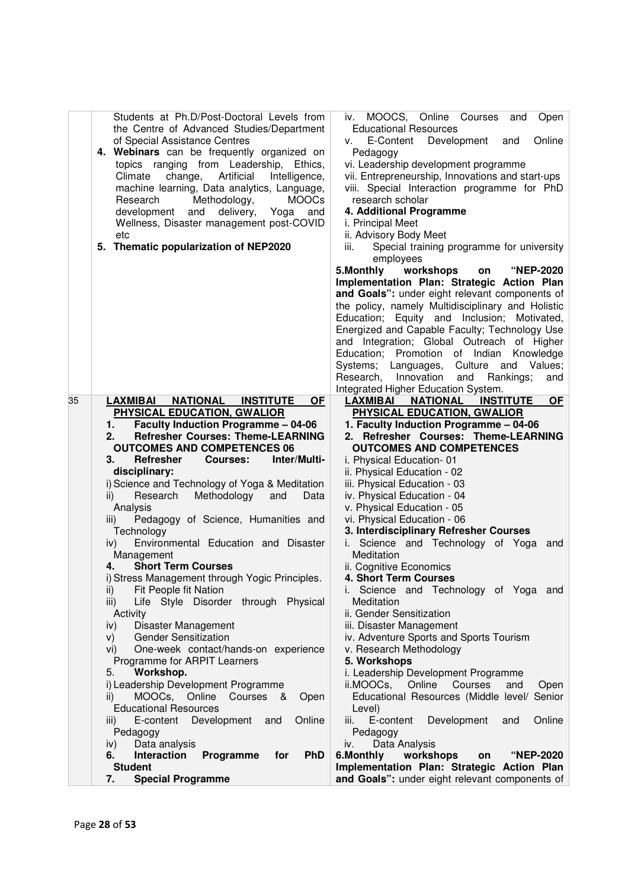| | | |
|---|---|---|
| | Students at Ph.D/Post-Doctoral Levels from the Centre of Advanced Studies/Department of Special Assistance Centres<br>4. **Webinars** can be frequently organized on topics ranging from Leadership, Ethics, Climate change, Artificial Intelligence, machine learning, Data analytics, Language, Research Methodology, MOOCs development and delivery, Yoga and Wellness, Disaster management post-COVID etc<br>5. **Thematic popularization of NEP2020** | iv. MOOCS, Online Courses and Open Educational Resources<br>v. E-Content Development and Online Pedagogy<br>vi. Leadership development programme<br>vii. Entrepreneurship, Innovations and start-ups<br>viii. Special Interaction programme for PhD research scholar<br>**4. Additional Programme**<br>i. Principal Meet<br>ii. Advisory Body Meet<br>iii. Special training programme for university employees<br>**5.Monthly workshops on "NEP-2020 Implementation Plan: Strategic Action Plan and Goals":** under eight relevant components of the policy, namely Multidisciplinary and Holistic Education; Equity and Inclusion; Motivated, Energized and Capable Faculty; Technology Use and Integration; Global Outreach of Higher Education; Promotion of Indian Knowledge Systems; Languages, Culture and Values; Research, Innovation and Rankings; and Integrated Higher Education System. |
| 35 | **LAXMIBAI NATIONAL INSTITUTE OF PHYSICAL EDUCATION, GWALIOR**<br>1. **Faculty Induction Programme – 04-06**<br>2. **Refresher Courses: Theme-LEARNING OUTCOMES AND COMPETENCES 06**<br>3. **Refresher Courses: Inter/Multi-disciplinary:**<br>i) Science and Technology of Yoga & Meditation<br>ii) Research Methodology and Data Analysis<br>iii) Pedagogy of Science, Humanities and Technology<br>iv) Environmental Education and Disaster Management<br>4. **Short Term Courses**<br>i) Stress Management through Yogic Principles.<br>ii) Fit People fit Nation<br>iii) Life Style Disorder through Physical Activity<br>iv) Disaster Management<br>v) Gender Sensitization<br>vi) One-week contact/hands-on experience Programme for ARPIT Learners<br>5. **Workshop.**<br>i) Leadership Development Programme<br>ii) MOOCs, Online Courses & Open Educational Resources<br>iii) E-content Development and Online Pedagogy<br>iv) Data analysis<br>6. **Interaction Programme for PhD Student**<br>7. **Special Programme** | **LAXMIBAI NATIONAL INSTITUTE OF PHYSICAL EDUCATION, GWALIOR**<br>**1. Faculty Induction Programme – 04-06**<br>**2. Refresher Courses: Theme-LEARNING OUTCOMES AND COMPETENCES**<br>i. Physical Education- 01<br>ii. Physical Education - 02<br>iii. Physical Education - 03<br>iv. Physical Education - 04<br>v. Physical Education - 05<br>vi. Physical Education - 06<br>**3. Interdisciplinary Refresher Courses**<br>i. Science and Technology of Yoga and Meditation<br>ii. Cognitive Economics<br>**4. Short Term Courses**<br>i. Science and Technology of Yoga and Meditation<br>ii. Gender Sensitization<br>iii. Disaster Management<br>iv. Adventure Sports and Sports Tourism<br>v. Research Methodology<br>**5. Workshops**<br>i. Leadership Development Programme<br>ii.MOOCs, Online Courses and Open Educational Resources (Middle level/ Senior Level)<br>iii. E-content Development and Online Pedagogy<br>iv. Data Analysis<br>**6.Monthly workshops on "NEP-2020 Implementation Plan: Strategic Action Plan and Goals":** under eight relevant components of |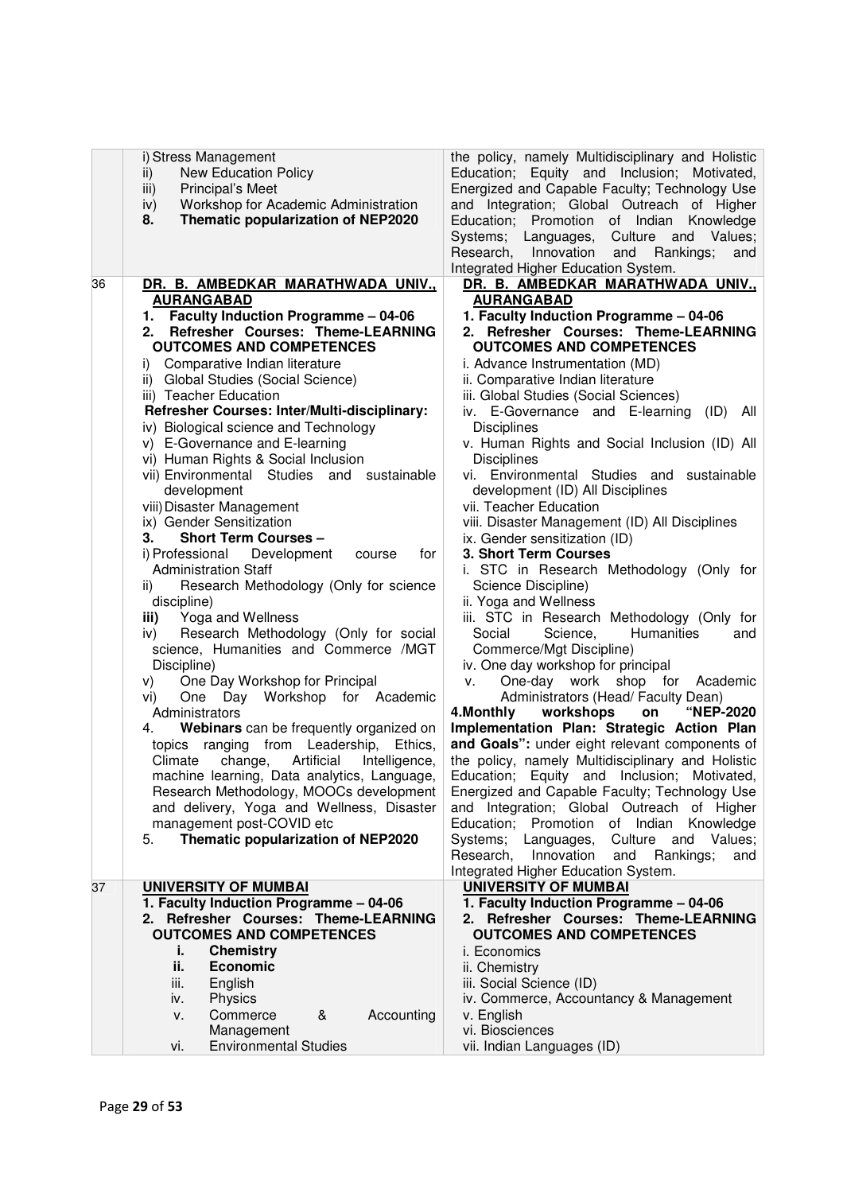| | | |
|---|---|---|
| | i) Stress Management<br>ii) New Education Policy<br>iii) Principal's Meet<br>iv) Workshop for Academic Administration<br>**8. Thematic popularization of NEP2020** | the policy, namely Multidisciplinary and Holistic Education; Equity and Inclusion; Motivated, Energized and Capable Faculty; Technology Use and Integration; Global Outreach of Higher Education; Promotion of Indian Knowledge Systems; Languages, Culture and Values; Research, Innovation and Rankings; and Integrated Higher Education System. |
| 36 | **DR. B. AMBEDKAR MARATHWADA UNIV., AURANGABAD**<br>**1. Faculty Induction Programme – 04-06**<br>**2. Refresher Courses: Theme-LEARNING OUTCOMES AND COMPETENCES**<br>i) Comparative Indian literature<br>ii) Global Studies (Social Science)<br>iii) Teacher Education<br>**Refresher Courses: Inter/Multi-disciplinary:**<br>iv) Biological science and Technology<br>v) E-Governance and E-learning<br>vi) Human Rights & Social Inclusion<br>vii) Environmental Studies and sustainable development<br>viii) Disaster Management<br>ix) Gender Sensitization<br>**3. Short Term Courses –**<br>i) Professional Development course for Administration Staff<br>ii) Research Methodology (Only for science discipline)<br>**iii)** Yoga and Wellness<br>iv) Research Methodology (Only for social science, Humanities and Commerce /MGT Discipline)<br>v) One Day Workshop for Principal<br>vi) One Day Workshop for Academic Administrators<br>4. **Webinars** can be frequently organized on topics ranging from Leadership, Ethics, Climate change, Artificial Intelligence, machine learning, Data analytics, Language, Research Methodology, MOOCs development and delivery, Yoga and Wellness, Disaster management post-COVID etc<br>5. **Thematic popularization of NEP2020** | **DR. B. AMBEDKAR MARATHWADA UNIV., AURANGABAD**<br>**1. Faculty Induction Programme – 04-06**<br>**2. Refresher Courses: Theme-LEARNING OUTCOMES AND COMPETENCES**<br>i. Advance Instrumentation (MD)<br>ii. Comparative Indian literature<br>iii. Global Studies (Social Sciences)<br>iv. E-Governance and E-learning (ID) All Disciplines<br>v. Human Rights and Social Inclusion (ID) All Disciplines<br>vi. Environmental Studies and sustainable development (ID) All Disciplines<br>vii. Teacher Education<br>viii. Disaster Management (ID) All Disciplines<br>ix. Gender sensitization (ID)<br>**3. Short Term Courses**<br>i. STC in Research Methodology (Only for Science Discipline)<br>ii. Yoga and Wellness<br>iii. STC in Research Methodology (Only for Social Science, Humanities and Commerce/Mgt Discipline)<br>iv. One day workshop for principal<br>v. One-day work shop for Academic Administrators (Head/ Faculty Dean)<br>**4.Monthly workshops on "NEP-2020 Implementation Plan: Strategic Action Plan and Goals":** under eight relevant components of the policy, namely Multidisciplinary and Holistic Education; Equity and Inclusion; Motivated, Energized and Capable Faculty; Technology Use and Integration; Global Outreach of Higher Education; Promotion of Indian Knowledge Systems; Languages, Culture and Values; Research, Innovation and Rankings; and Integrated Higher Education System. |
| 37 | **UNIVERSITY OF MUMBAI**<br>**1. Faculty Induction Programme – 04-06**<br>**2. Refresher Courses: Theme-LEARNING OUTCOMES AND COMPETENCES**<br>**i. Chemistry**<br>**ii. Economic**<br>iii. English<br>iv. Physics<br>v. Commerce & Accounting Management<br>vi. Environmental Studies | **UNIVERSITY OF MUMBAI**<br>**1. Faculty Induction Programme – 04-06**<br>**2. Refresher Courses: Theme-LEARNING OUTCOMES AND COMPETENCES**<br>i. Economics<br>ii. Chemistry<br>iii. Social Science (ID)<br>iv. Commerce, Accountancy & Management<br>v. English<br>vi. Biosciences<br>vii. Indian Languages (ID) |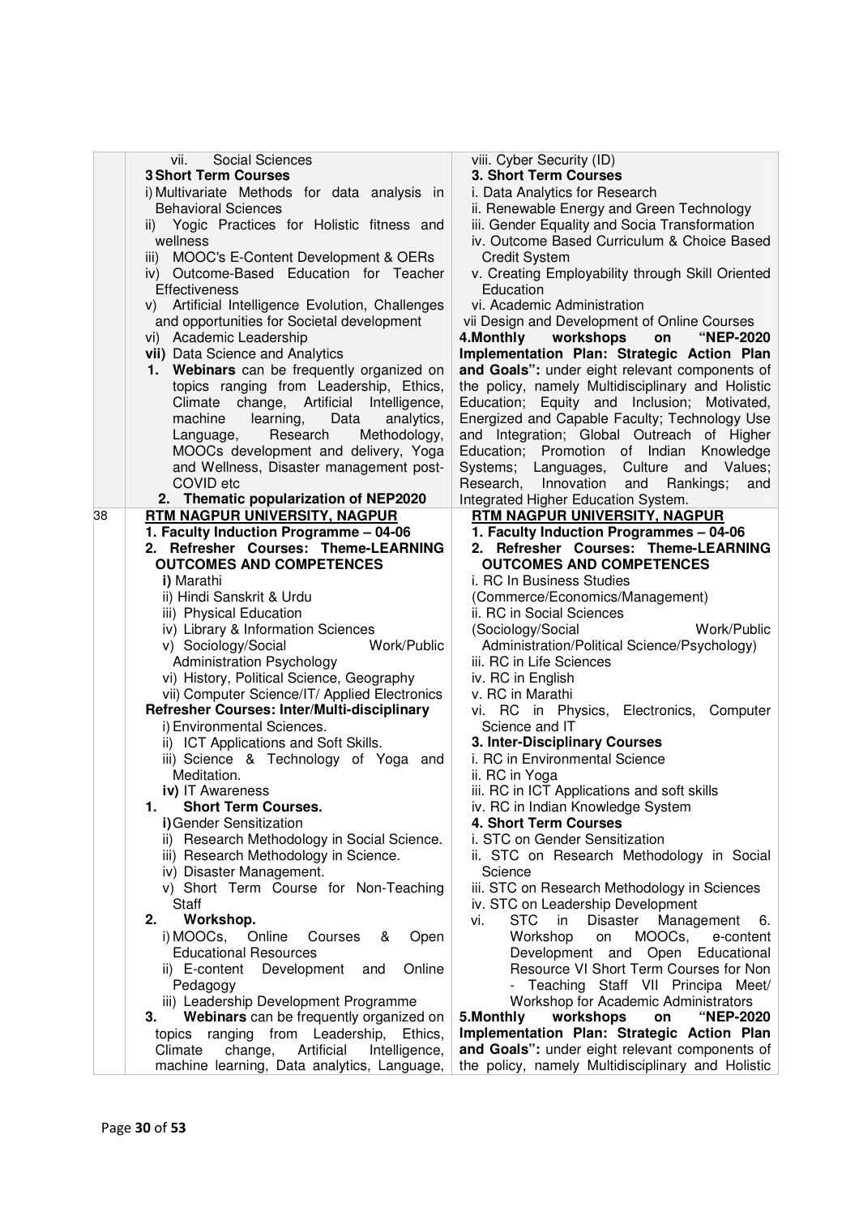| | | |
|---|---|---|
| | vii. Social Sciences<br>**3 Short Term Courses**<br>i) Multivariate Methods for data analysis in Behavioral Sciences<br>ii) Yogic Practices for Holistic fitness and wellness<br>iii) MOOC's E-Content Development & OERs<br>iv) Outcome-Based Education for Teacher Effectiveness<br>v) Artificial Intelligence Evolution, Challenges and opportunities for Societal development<br>vi) Academic Leadership<br>**vii)** Data Science and Analytics<br>**1. Webinars** can be frequently organized on topics ranging from Leadership, Ethics, Climate change, Artificial Intelligence, machine learning, Data analytics, Language, Research Methodology, MOOCs development and delivery, Yoga and Wellness, Disaster management post-COVID etc<br>**2. Thematic popularization of NEP2020** | viii. Cyber Security (ID)<br>**3. Short Term Courses**<br>i. Data Analytics for Research<br>ii. Renewable Energy and Green Technology<br>iii. Gender Equality and Socia Transformation<br>iv. Outcome Based Curriculum & Choice Based Credit System<br>v. Creating Employability through Skill Oriented Education<br>vi. Academic Administration<br>vii Design and Development of Online Courses<br>**4.Monthly workshops on "NEP-2020 Implementation Plan: Strategic Action Plan and Goals":** under eight relevant components of the policy, namely Multidisciplinary and Holistic Education; Equity and Inclusion; Motivated, Energized and Capable Faculty; Technology Use and Integration; Global Outreach of Higher Education; Promotion of Indian Knowledge Systems; Languages, Culture and Values; Research, Innovation and Rankings; and Integrated Higher Education System. |
| 38 | **RTM NAGPUR UNIVERSITY, NAGPUR**<br>**1. Faculty Induction Programme – 04-06**<br>**2. Refresher Courses: Theme-LEARNING OUTCOMES AND COMPETENCES**<br>**i)** Marathi<br>ii) Hindi Sanskrit & Urdu<br>iii) Physical Education<br>iv) Library & Information Sciences<br>v) Sociology/Social Work/Public Administration Psychology<br>vi) History, Political Science, Geography<br>vii) Computer Science/IT/ Applied Electronics<br>**Refresher Courses: Inter/Multi-disciplinary**<br>i) Environmental Sciences.<br>ii) ICT Applications and Soft Skills.<br>iii) Science & Technology of Yoga and Meditation.<br>**iv)** IT Awareness<br>**1. Short Term Courses.**<br>**i)** Gender Sensitization<br>ii) Research Methodology in Social Science.<br>iii) Research Methodology in Science.<br>iv) Disaster Management.<br>v) Short Term Course for Non-Teaching Staff<br>**2. Workshop.**<br>i) MOOCs, Online Courses & Open Educational Resources<br>ii) E-content Development and Online Pedagogy<br>iii) Leadership Development Programme<br>**3. Webinars** can be frequently organized on topics ranging from Leadership, Ethics, Climate change, Artificial Intelligence, machine learning, Data analytics, Language, | **RTM NAGPUR UNIVERSITY, NAGPUR**<br>**1. Faculty Induction Programmes – 04-06**<br>**2. Refresher Courses: Theme-LEARNING OUTCOMES AND COMPETENCES**<br>i. RC In Business Studies (Commerce/Economics/Management)<br>ii. RC in Social Sciences (Sociology/Social Work/Public Administration/Political Science/Psychology)<br>iii. RC in Life Sciences<br>iv. RC in English<br>v. RC in Marathi<br>vi. RC in Physics, Electronics, Computer Science and IT<br>**3. Inter-Disciplinary Courses**<br>i. RC in Environmental Science<br>ii. RC in Yoga<br>iii. RC in ICT Applications and soft skills<br>iv. RC in Indian Knowledge System<br>**4. Short Term Courses**<br>i. STC on Gender Sensitization<br>ii. STC on Research Methodology in Social Science<br>iii. STC on Research Methodology in Sciences<br>iv. STC on Leadership Development<br>vi. STC in Disaster Management 6. Workshop on MOOCs, e-content Development and Open Educational Resource VI Short Term Courses for Non - Teaching Staff VII Principa Meet/ Workshop for Academic Administrators<br>**5.Monthly workshops on "NEP-2020 Implementation Plan: Strategic Action Plan and Goals":** under eight relevant components of the policy, namely Multidisciplinary and Holistic |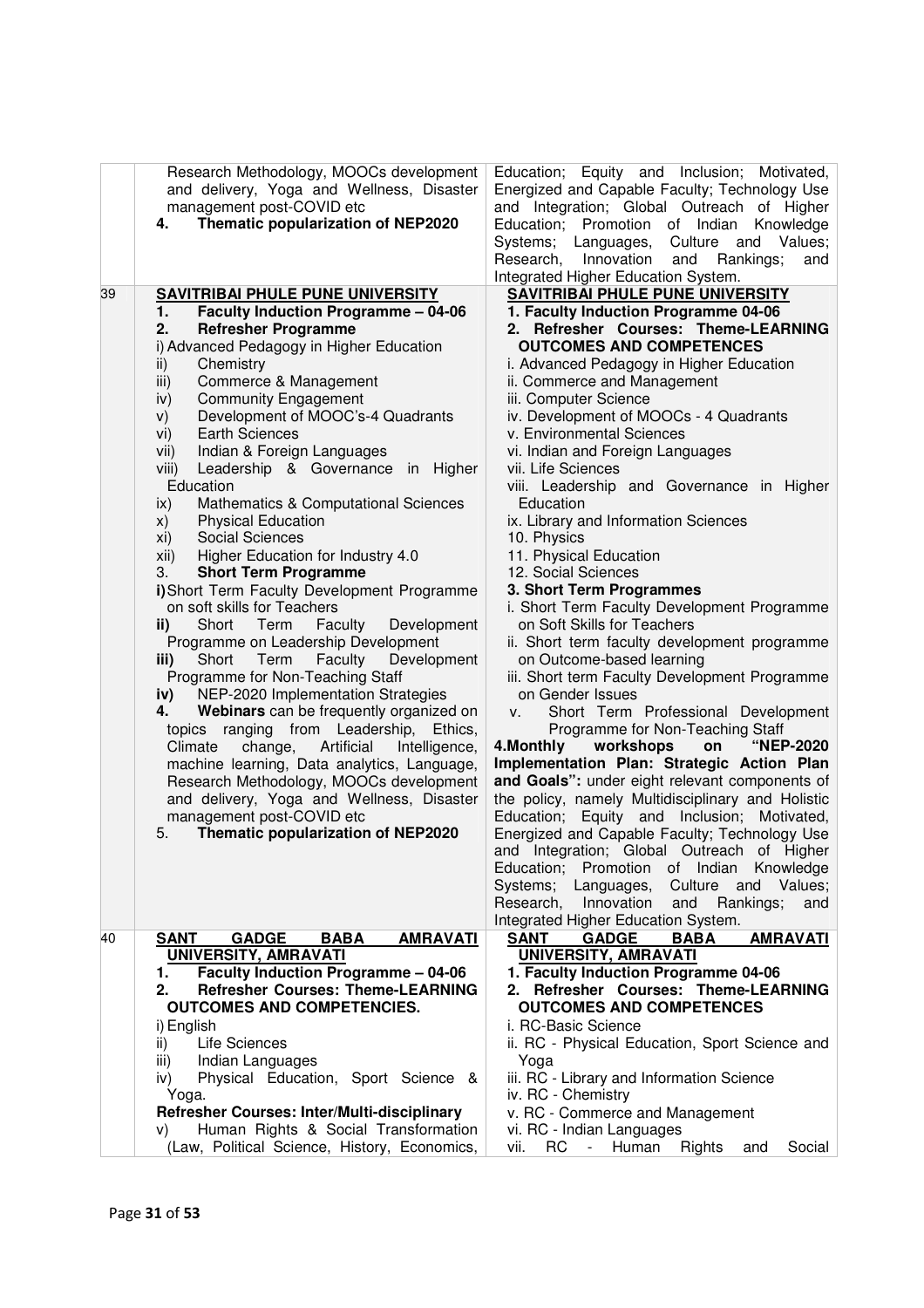| | | |
|---|---|---|
| | Research Methodology, MOOCs development and delivery, Yoga and Wellness, Disaster management post-COVID etc<br>4. **Thematic popularization of NEP2020** | Education; Equity and Inclusion; Motivated, Energized and Capable Faculty; Technology Use and Integration; Global Outreach of Higher Education; Promotion of Indian Knowledge Systems; Languages, Culture and Values; Research, Innovation and Rankings; and Integrated Higher Education System. |
| 39 | **<u>SAVITRIBAI PHULE PUNE UNIVERSITY</u>**<br>1. **Faculty Induction Programme – 04-06**<br>2. **Refresher Programme**<br>i) Advanced Pedagogy in Higher Education<br>ii) Chemistry<br>iii) Commerce & Management<br>iv) Community Engagement<br>v) Development of MOOC's-4 Quadrants<br>vi) Earth Sciences<br>vii) Indian & Foreign Languages<br>viii) Leadership & Governance in Higher Education<br>ix) Mathematics & Computational Sciences<br>x) Physical Education<br>xi) Social Sciences<br>xii) Higher Education for Industry 4.0<br>3. **Short Term Programme**<br>**i)** Short Term Faculty Development Programme on soft skills for Teachers<br>**ii)** Short Term Faculty Development Programme on Leadership Development<br>**iii)** Short Term Faculty Development Programme for Non-Teaching Staff<br>**iv)** NEP-2020 Implementation Strategies<br>4. **Webinars** can be frequently organized on topics ranging from Leadership, Ethics, Climate change, Artificial Intelligence, machine learning, Data analytics, Language, Research Methodology, MOOCs development and delivery, Yoga and Wellness, Disaster management post-COVID etc<br>5. **Thematic popularization of NEP2020** | **<u>SAVITRIBAI PHULE PUNE UNIVERSITY</u>**<br>**1. Faculty Induction Programme 04-06**<br>**2. Refresher Courses: Theme-LEARNING OUTCOMES AND COMPETENCES**<br>i. Advanced Pedagogy in Higher Education<br>ii. Commerce and Management<br>iii. Computer Science<br>iv. Development of MOOCs - 4 Quadrants<br>v. Environmental Sciences<br>vi. Indian and Foreign Languages<br>vii. Life Sciences<br>viii. Leadership and Governance in Higher Education<br>ix. Library and Information Sciences<br>10. Physics<br>11. Physical Education<br>12. Social Sciences<br>**3. Short Term Programmes**<br>i. Short Term Faculty Development Programme on Soft Skills for Teachers<br>ii. Short term faculty development programme on Outcome-based learning<br>iii. Short term Faculty Development Programme on Gender Issues<br>v. Short Term Professional Development Programme for Non-Teaching Staff<br>**4.Monthly workshops on "NEP-2020 Implementation Plan: Strategic Action Plan and Goals":** under eight relevant components of the policy, namely Multidisciplinary and Holistic Education; Equity and Inclusion; Motivated, Energized and Capable Faculty; Technology Use and Integration; Global Outreach of Higher Education; Promotion of Indian Knowledge Systems; Languages, Culture and Values; Research, Innovation and Rankings; and Integrated Higher Education System. |
| 40 | **<u>SANT GADGE BABA AMRAVATI UNIVERSITY, AMRAVATI</u>**<br>1. **Faculty Induction Programme – 04-06**<br>2. **Refresher Courses: Theme-LEARNING OUTCOMES AND COMPETENCIES.**<br>i) English<br>ii) Life Sciences<br>iii) Indian Languages<br>iv) Physical Education, Sport Science & Yoga.<br>**Refresher Courses: Inter/Multi-disciplinary**<br>v) Human Rights & Social Transformation (Law, Political Science, History, Economics, | **<u>SANT GADGE BABA AMRAVATI UNIVERSITY, AMRAVATI</u>**<br>**1. Faculty Induction Programme 04-06**<br>**2. Refresher Courses: Theme-LEARNING OUTCOMES AND COMPETENCES**<br>i. RC-Basic Science<br>ii. RC - Physical Education, Sport Science and Yoga<br>iii. RC - Library and Information Science<br>iv. RC - Chemistry<br>v. RC - Commerce and Management<br>vi. RC - Indian Languages<br>vii. RC - Human Rights and Social |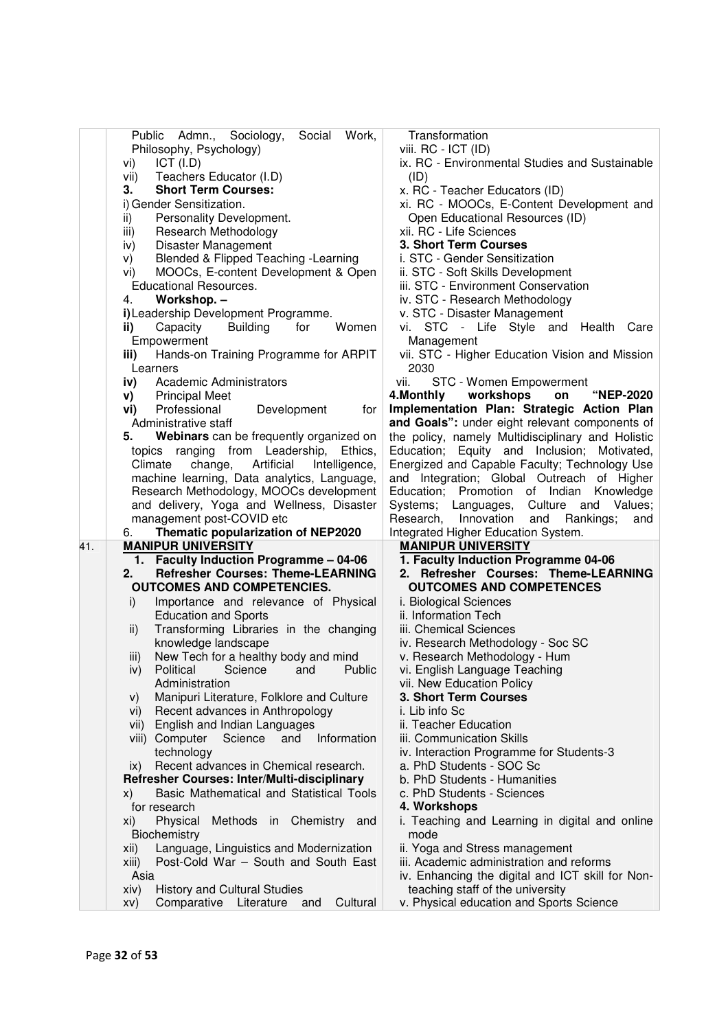| | | |
|---|---|---|
| | Public Admn., Sociology, Social Work, Philosophy, Psychology)<br>vi) ICT (I.D)<br>vii) Teachers Educator (I.D)<br>**3. Short Term Courses:**<br>i) Gender Sensitization.<br>ii) Personality Development.<br>iii) Research Methodology<br>iv) Disaster Management<br>v) Blended & Flipped Teaching -Learning<br>vi) MOOCs, E-content Development & Open Educational Resources.<br>4. **Workshop. –**<br>**i)** Leadership Development Programme.<br>**ii)** Capacity Building for Women Empowerment<br>**iii)** Hands-on Training Programme for ARPIT Learners<br>**iv)** Academic Administrators<br>**v)** Principal Meet<br>**vi)** Professional Development for Administrative staff<br>**5. Webinars** can be frequently organized on topics ranging from Leadership, Ethics, Climate change, Artificial Intelligence, machine learning, Data analytics, Language, Research Methodology, MOOCs development and delivery, Yoga and Wellness, Disaster management post-COVID etc<br>6. **Thematic popularization of NEP2020** | Transformation<br>viii. RC - ICT (ID)<br>ix. RC - Environmental Studies and Sustainable (ID)<br>x. RC - Teacher Educators (ID)<br>xi. RC - MOOCs, E-Content Development and Open Educational Resources (ID)<br>xii. RC - Life Sciences<br>**3. Short Term Courses**<br>i. STC - Gender Sensitization<br>ii. STC - Soft Skills Development<br>iii. STC - Environment Conservation<br>iv. STC - Research Methodology<br>v. STC - Disaster Management<br>vi. STC - Life Style and Health Care Management<br>vii. STC - Higher Education Vision and Mission 2030<br>vii. STC - Women Empowerment<br>**4.Monthly workshops on "NEP-2020 Implementation Plan: Strategic Action Plan and Goals":** under eight relevant components of the policy, namely Multidisciplinary and Holistic Education; Equity and Inclusion; Motivated, Energized and Capable Faculty; Technology Use and Integration; Global Outreach of Higher Education; Promotion of Indian Knowledge Systems; Languages, Culture and Values; Research, Innovation and Rankings; and Integrated Higher Education System. |
| 41. | **MANIPUR UNIVERSITY**<br>**1. Faculty Induction Programme – 04-06**<br>**2. Refresher Courses: Theme-LEARNING OUTCOMES AND COMPETENCIES.**<br>i) Importance and relevance of Physical Education and Sports<br>ii) Transforming Libraries in the changing knowledge landscape<br>iii) New Tech for a healthy body and mind<br>iv) Political Science and Public Administration<br>v) Manipuri Literature, Folklore and Culture<br>vi) Recent advances in Anthropology<br>vii) English and Indian Languages<br>viii) Computer Science and Information technology<br>ix) Recent advances in Chemical research.<br>**Refresher Courses: Inter/Multi-disciplinary**<br>x) Basic Mathematical and Statistical Tools for research<br>xi) Physical Methods in Chemistry and Biochemistry<br>xii) Language, Linguistics and Modernization<br>xiii) Post-Cold War – South and South East Asia<br>xiv) History and Cultural Studies<br>xv) Comparative Literature and Cultural | **MANIPUR UNIVERSITY**<br>**1. Faculty Induction Programme 04-06**<br>**2. Refresher Courses: Theme-LEARNING OUTCOMES AND COMPETENCES**<br>i. Biological Sciences<br>ii. Information Tech<br>iii. Chemical Sciences<br>iv. Research Methodology - Soc SC<br>v. Research Methodology - Hum<br>vi. English Language Teaching<br>vii. New Education Policy<br>**3. Short Term Courses**<br>i. Lib info Sc<br>ii. Teacher Education<br>iii. Communication Skills<br>iv. Interaction Programme for Students-3<br>a. PhD Students - SOC Sc<br>b. PhD Students - Humanities<br>c. PhD Students - Sciences<br>**4. Workshops**<br>i. Teaching and Learning in digital and online mode<br>ii. Yoga and Stress management<br>iii. Academic administration and reforms<br>iv. Enhancing the digital and ICT skill for Non-teaching staff of the university<br>v. Physical education and Sports Science |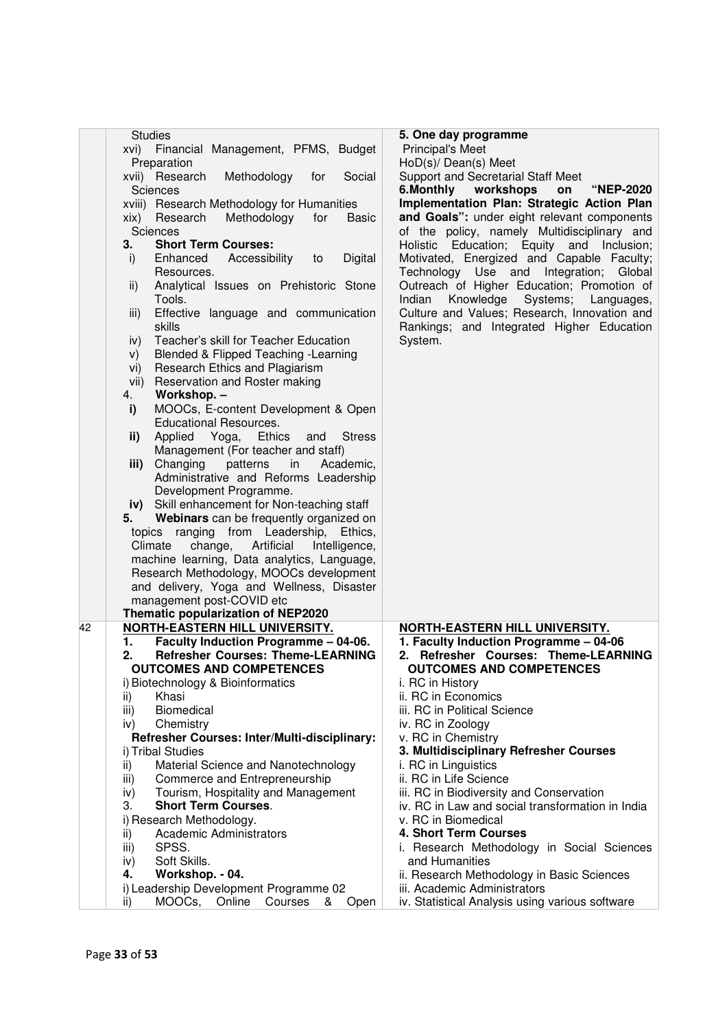| | | |
|---|---|---|
| | Studies<br>xvi) Financial Management, PFMS, Budget Preparation<br>xvii) Research Methodology for Social Sciences<br>xviii) Research Methodology for Humanities<br>xix) Research Methodology for Basic Sciences<br>3. **Short Term Courses:**<br>i) Enhanced Accessibility to Digital Resources.<br>ii) Analytical Issues on Prehistoric Stone Tools.<br>iii) Effective language and communication skills<br>iv) Teacher's skill for Teacher Education<br>v) Blended & Flipped Teaching -Learning<br>vi) Research Ethics and Plagiarism<br>vii) Reservation and Roster making<br>4. **Workshop. –**<br>**i)** MOOCs, E-content Development & Open Educational Resources.<br>**ii)** Applied Yoga, Ethics and Stress Management (For teacher and staff)<br>**iii)** Changing patterns in Academic, Administrative and Reforms Leadership Development Programme.<br>**iv)** Skill enhancement for Non-teaching staff<br>**5. Webinars** can be frequently organized on topics ranging from Leadership, Ethics, Climate change, Artificial Intelligence, machine learning, Data analytics, Language, Research Methodology, MOOCs development and delivery, Yoga and Wellness, Disaster management post-COVID etc<br>**Thematic popularization of NEP2020** | **5. One day programme**<br>Principal's Meet<br>HoD(s)/ Dean(s) Meet<br>Support and Secretarial Staff Meet<br>**6.Monthly workshops on "NEP-2020 Implementation Plan: Strategic Action Plan and Goals":** under eight relevant components of the policy, namely Multidisciplinary and Holistic Education; Equity and Inclusion; Motivated, Energized and Capable Faculty; Technology Use and Integration; Global Outreach of Higher Education; Promotion of Indian Knowledge Systems; Languages, Culture and Values; Research, Innovation and Rankings; and Integrated Higher Education System. |
| 42 | **NORTH-EASTERN HILL UNIVERSITY.**<br>**1. Faculty Induction Programme – 04-06.**<br>**2. Refresher Courses: Theme-LEARNING OUTCOMES AND COMPETENCES**<br>i) Biotechnology & Bioinformatics<br>ii) Khasi<br>iii) Biomedical<br>iv) Chemistry<br>**Refresher Courses: Inter/Multi-disciplinary:**<br>i) Tribal Studies<br>ii) Material Science and Nanotechnology<br>iii) Commerce and Entrepreneurship<br>iv) Tourism, Hospitality and Management<br>3. **Short Term Courses**.<br>i) Research Methodology.<br>ii) Academic Administrators<br>iii) SPSS.<br>iv) Soft Skills.<br>**4. Workshop. - 04.**<br>i) Leadership Development Programme 02<br>ii) MOOCs, Online Courses & Open | **NORTH-EASTERN HILL UNIVERSITY.**<br>**1. Faculty Induction Programme – 04-06**<br>**2. Refresher Courses: Theme-LEARNING OUTCOMES AND COMPETENCES**<br>i. RC in History<br>ii. RC in Economics<br>iii. RC in Political Science<br>iv. RC in Zoology<br>v. RC in Chemistry<br>**3. Multidisciplinary Refresher Courses**<br>i. RC in Linguistics<br>ii. RC in Life Science<br>iii. RC in Biodiversity and Conservation<br>iv. RC in Law and social transformation in India<br>v. RC in Biomedical<br>**4. Short Term Courses**<br>i. Research Methodology in Social Sciences and Humanities<br>ii. Research Methodology in Basic Sciences<br>iii. Academic Administrators<br>iv. Statistical Analysis using various software |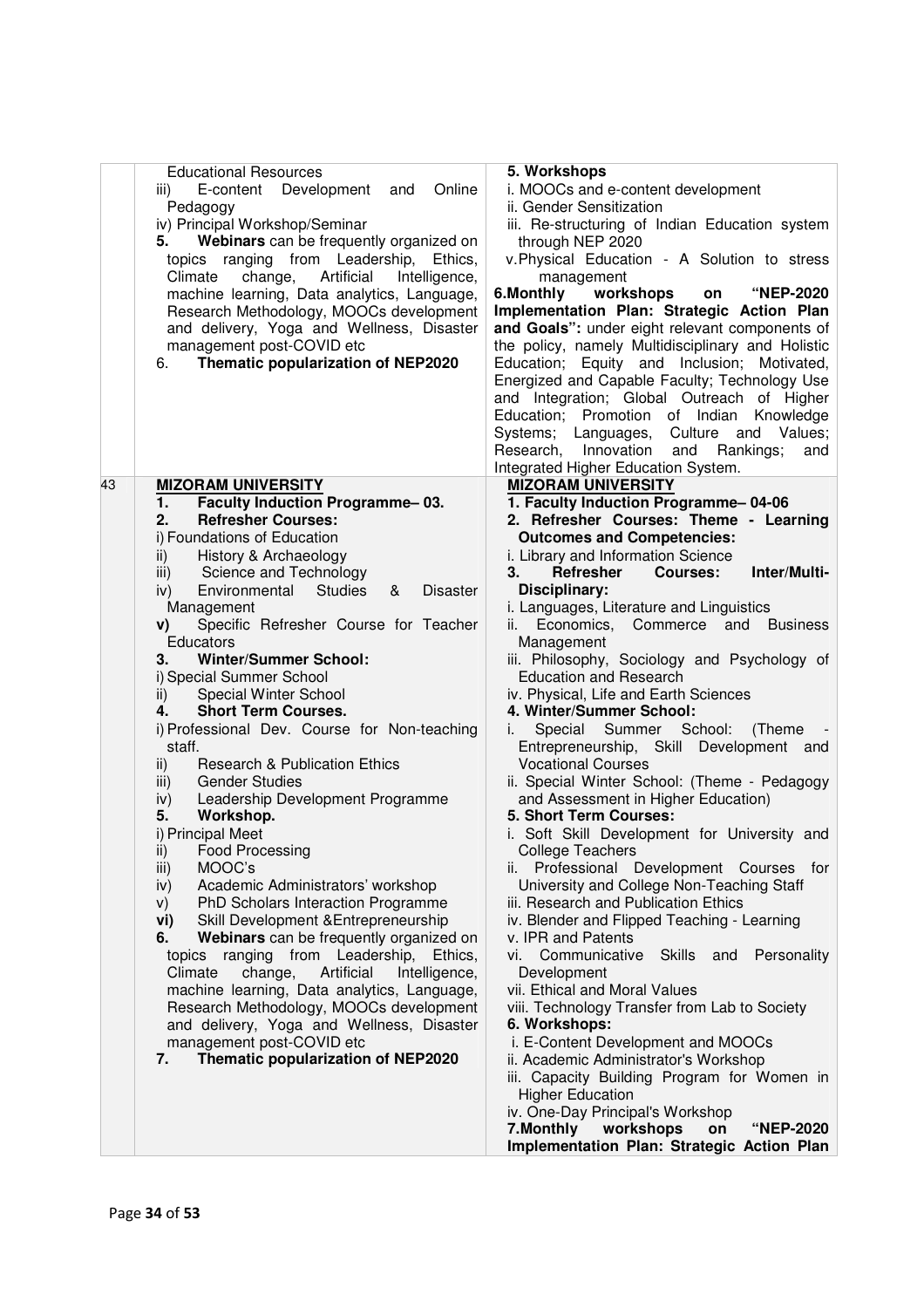| | | |
|---|---|---|
| | Educational Resources<br>iii) E-content Development and Online Pedagogy<br>iv) Principal Workshop/Seminar<br>**5. Webinars** can be frequently organized on topics ranging from Leadership, Ethics, Climate change, Artificial Intelligence, machine learning, Data analytics, Language, Research Methodology, MOOCs development and delivery, Yoga and Wellness, Disaster management post-COVID etc<br>6. **Thematic popularization of NEP2020** | **5. Workshops**<br>i. MOOCs and e-content development<br>ii. Gender Sensitization<br>iii. Re-structuring of Indian Education system through NEP 2020<br>v. Physical Education - A Solution to stress management<br>**6. Monthly workshops on "NEP-2020 Implementation Plan: Strategic Action Plan and Goals":** under eight relevant components of the policy, namely Multidisciplinary and Holistic Education; Equity and Inclusion; Motivated, Energized and Capable Faculty; Technology Use and Integration; Global Outreach of Higher Education; Promotion of Indian Knowledge Systems; Languages, Culture and Values; Research, Innovation and Rankings; and Integrated Higher Education System. |
| 43 | **MIZORAM UNIVERSITY**<br>**1. Faculty Induction Programme– 03.**<br>**2. Refresher Courses:**<br>i) Foundations of Education<br>ii) History & Archaeology<br>iii) Science and Technology<br>iv) Environmental Studies & Disaster Management<br>**v)** Specific Refresher Course for Teacher Educators<br>**3. Winter/Summer School:**<br>i) Special Summer School<br>ii) Special Winter School<br>**4. Short Term Courses.**<br>i) Professional Dev. Course for Non-teaching staff.<br>ii) Research & Publication Ethics<br>iii) Gender Studies<br>iv) Leadership Development Programme<br>**5. Workshop.**<br>i) Principal Meet<br>ii) Food Processing<br>iii) MOOC's<br>iv) Academic Administrators' workshop<br>v) PhD Scholars Interaction Programme<br>**vi)** Skill Development &Entrepreneurship<br>**6. Webinars** can be frequently organized on topics ranging from Leadership, Ethics, Climate change, Artificial Intelligence, machine learning, Data analytics, Language, Research Methodology, MOOCs development and delivery, Yoga and Wellness, Disaster management post-COVID etc<br>**7. Thematic popularization of NEP2020** | **MIZORAM UNIVERSITY**<br>**1. Faculty Induction Programme– 04-06**<br>**2. Refresher Courses: Theme - Learning Outcomes and Competencies:**<br>i. Library and Information Science<br>**3. Refresher Courses: Inter/Multi-Disciplinary:**<br>i. Languages, Literature and Linguistics<br>ii. Economics, Commerce and Business Management<br>iii. Philosophy, Sociology and Psychology of Education and Research<br>iv. Physical, Life and Earth Sciences<br>**4. Winter/Summer School:**<br>i. Special Summer School: (Theme - Entrepreneurship, Skill Development and Vocational Courses<br>ii. Special Winter School: (Theme - Pedagogy and Assessment in Higher Education)<br>**5. Short Term Courses:**<br>i. Soft Skill Development for University and College Teachers<br>ii. Professional Development Courses for University and College Non-Teaching Staff<br>iii. Research and Publication Ethics<br>iv. Blender and Flipped Teaching - Learning<br>v. IPR and Patents<br>vi. Communicative Skills and Personality Development<br>vii. Ethical and Moral Values<br>viii. Technology Transfer from Lab to Society<br>**6. Workshops:**<br>i. E-Content Development and MOOCs<br>ii. Academic Administrator's Workshop<br>iii. Capacity Building Program for Women in Higher Education<br>iv. One-Day Principal's Workshop<br>**7. Monthly workshops on "NEP-2020 Implementation Plan: Strategic Action Plan** |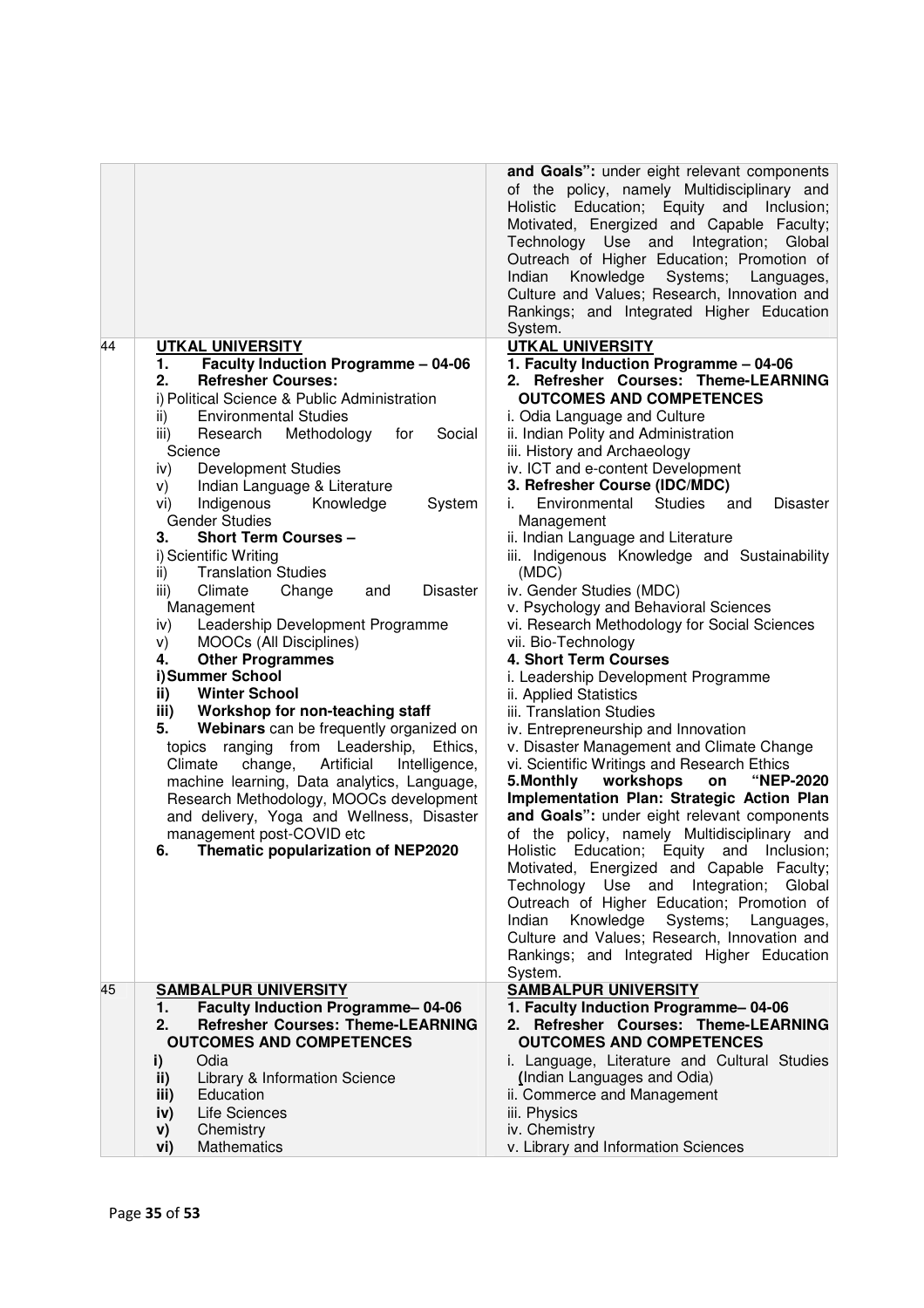| | | |
|---|---|---|
| | | **and Goals":** under eight relevant components of the policy, namely Multidisciplinary and Holistic Education; Equity and Inclusion; Motivated, Energized and Capable Faculty; Technology Use and Integration; Global Outreach of Higher Education; Promotion of Indian Knowledge Systems; Languages, Culture and Values; Research, Innovation and Rankings; and Integrated Higher Education System. |
| 44 | **UTKAL UNIVERSITY**<br>1. **Faculty Induction Programme – 04-06**<br>2. **Refresher Courses:**<br>i) Political Science & Public Administration<br>ii) Environmental Studies<br>iii) Research Methodology for Social Science<br>iv) Development Studies<br>v) Indian Language & Literature<br>vi) Indigenous Knowledge System Gender Studies<br>3. **Short Term Courses –**<br>i) Scientific Writing<br>ii) Translation Studies<br>iii) Climate Change and Disaster Management<br>iv) Leadership Development Programme<br>v) MOOCs (All Disciplines)<br>4. **Other Programmes**<br>**i) Summer School**<br>**ii) Winter School**<br>**iii) Workshop for non-teaching staff**<br>5. **Webinars** can be frequently organized on topics ranging from Leadership, Ethics, Climate change, Artificial Intelligence, machine learning, Data analytics, Language, Research Methodology, MOOCs development and delivery, Yoga and Wellness, Disaster management post-COVID etc<br>6. **Thematic popularization of NEP2020** | **UTKAL UNIVERSITY**<br>**1. Faculty Induction Programme – 04-06**<br>**2. Refresher Courses: Theme-LEARNING OUTCOMES AND COMPETENCES**<br>i. Odia Language and Culture<br>ii. Indian Polity and Administration<br>iii. History and Archaeology<br>iv. ICT and e-content Development<br>**3. Refresher Course (IDC/MDC)**<br>i. Environmental Studies and Disaster Management<br>ii. Indian Language and Literature<br>iii. Indigenous Knowledge and Sustainability (MDC)<br>iv. Gender Studies (MDC)<br>v. Psychology and Behavioral Sciences<br>vi. Research Methodology for Social Sciences<br>vii. Bio-Technology<br>**4. Short Term Courses**<br>i. Leadership Development Programme<br>ii. Applied Statistics<br>iii. Translation Studies<br>iv. Entrepreneurship and Innovation<br>v. Disaster Management and Climate Change<br>vi. Scientific Writings and Research Ethics<br>**5. Monthly workshops on "NEP-2020 Implementation Plan: Strategic Action Plan and Goals":** under eight relevant components of the policy, namely Multidisciplinary and Holistic Education; Equity and Inclusion; Motivated, Energized and Capable Faculty; Technology Use and Integration; Global Outreach of Higher Education; Promotion of Indian Knowledge Systems; Languages, Culture and Values; Research, Innovation and Rankings; and Integrated Higher Education System. |
| 45 | **SAMBALPUR UNIVERSITY**<br>1. **Faculty Induction Programme– 04-06**<br>2. **Refresher Courses: Theme-LEARNING OUTCOMES AND COMPETENCES**<br>**i)** Odia<br>**ii)** Library & Information Science<br>**iii)** Education<br>**iv)** Life Sciences<br>**v)** Chemistry<br>**vi)** Mathematics | **SAMBALPUR UNIVERSITY**<br>**1. Faculty Induction Programme– 04-06**<br>**2. Refresher Courses: Theme-LEARNING OUTCOMES AND COMPETENCES**<br>i. Language, Literature and Cultural Studies (Indian Languages and Odia)<br>ii. Commerce and Management<br>iii. Physics<br>iv. Chemistry<br>v. Library and Information Sciences |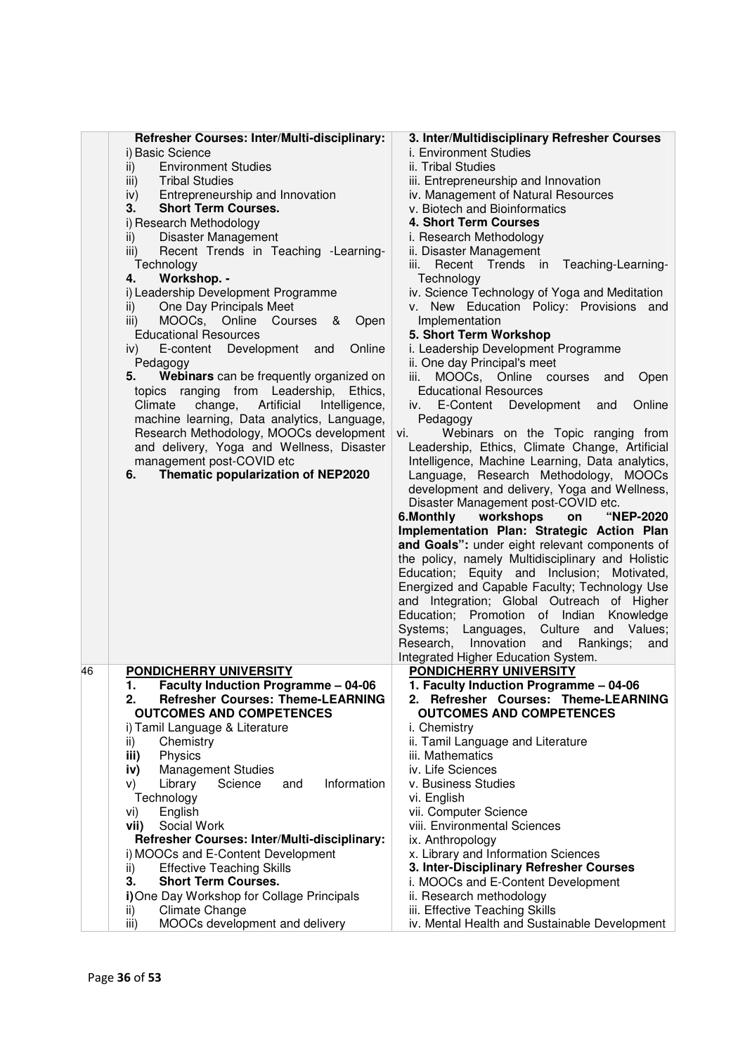| | | |
|---|---|---|
| | **Refresher Courses: Inter/Multi-disciplinary:**<br>i) Basic Science<br>ii) Environment Studies<br>iii) Tribal Studies<br>iv) Entrepreneurship and Innovation<br>**3. Short Term Courses.**<br>i) Research Methodology<br>ii) Disaster Management<br>iii) Recent Trends in Teaching -Learning-Technology<br>**4. Workshop. -**<br>i) Leadership Development Programme<br>ii) One Day Principals Meet<br>iii) MOOCs, Online Courses & Open Educational Resources<br>iv) E-content Development and Online Pedagogy<br>**5. Webinars** can be frequently organized on topics ranging from Leadership, Ethics, Climate change, Artificial Intelligence, machine learning, Data analytics, Language, Research Methodology, MOOCs development and delivery, Yoga and Wellness, Disaster management post-COVID etc<br>**6. Thematic popularization of NEP2020** | **3. Inter/Multidisciplinary Refresher Courses**<br>i. Environment Studies<br>ii. Tribal Studies<br>iii. Entrepreneurship and Innovation<br>iv. Management of Natural Resources<br>v. Biotech and Bioinformatics<br>**4. Short Term Courses**<br>i. Research Methodology<br>ii. Disaster Management<br>iii. Recent Trends in Teaching-Learning-Technology<br>iv. Science Technology of Yoga and Meditation<br>v. New Education Policy: Provisions and Implementation<br>**5. Short Term Workshop**<br>i. Leadership Development Programme<br>ii. One day Principal's meet<br>iii. MOOCs, Online courses and Open Educational Resources<br>iv. E-Content Development and Online Pedagogy<br>vi. Webinars on the Topic ranging from Leadership, Ethics, Climate Change, Artificial Intelligence, Machine Learning, Data analytics, Language, Research Methodology, MOOCs development and delivery, Yoga and Wellness, Disaster Management post-COVID etc.<br>**6.Monthly workshops on "NEP-2020 Implementation Plan: Strategic Action Plan and Goals":** under eight relevant components of the policy, namely Multidisciplinary and Holistic Education; Equity and Inclusion; Motivated, Energized and Capable Faculty; Technology Use and Integration; Global Outreach of Higher Education; Promotion of Indian Knowledge Systems; Languages, Culture and Values; Research, Innovation and Rankings; and Integrated Higher Education System. |
| 46 | **PONDICHERRY UNIVERSITY**<br>**1. Faculty Induction Programme – 04-06**<br>**2. Refresher Courses: Theme-LEARNING OUTCOMES AND COMPETENCES**<br>i) Tamil Language & Literature<br>ii) Chemistry<br>**iii)** Physics<br>**iv)** Management Studies<br>v) Library Science and Information Technology<br>vi) English<br>**vii)** Social Work<br>**Refresher Courses: Inter/Multi-disciplinary:**<br>i) MOOCs and E-Content Development<br>ii) Effective Teaching Skills<br>**3. Short Term Courses.**<br>**i)** One Day Workshop for Collage Principals<br>ii) Climate Change<br>iii) MOOCs development and delivery | **PONDICHERRY UNIVERSITY**<br>**1. Faculty Induction Programme – 04-06**<br>**2. Refresher Courses: Theme-LEARNING OUTCOMES AND COMPETENCES**<br>i. Chemistry<br>ii. Tamil Language and Literature<br>iii. Mathematics<br>iv. Life Sciences<br>v. Business Studies<br>vi. English<br>vii. Computer Science<br>viii. Environmental Sciences<br>ix. Anthropology<br>x. Library and Information Sciences<br>**3. Inter-Disciplinary Refresher Courses**<br>i. MOOCs and E-Content Development<br>ii. Research methodology<br>iii. Effective Teaching Skills<br>iv. Mental Health and Sustainable Development |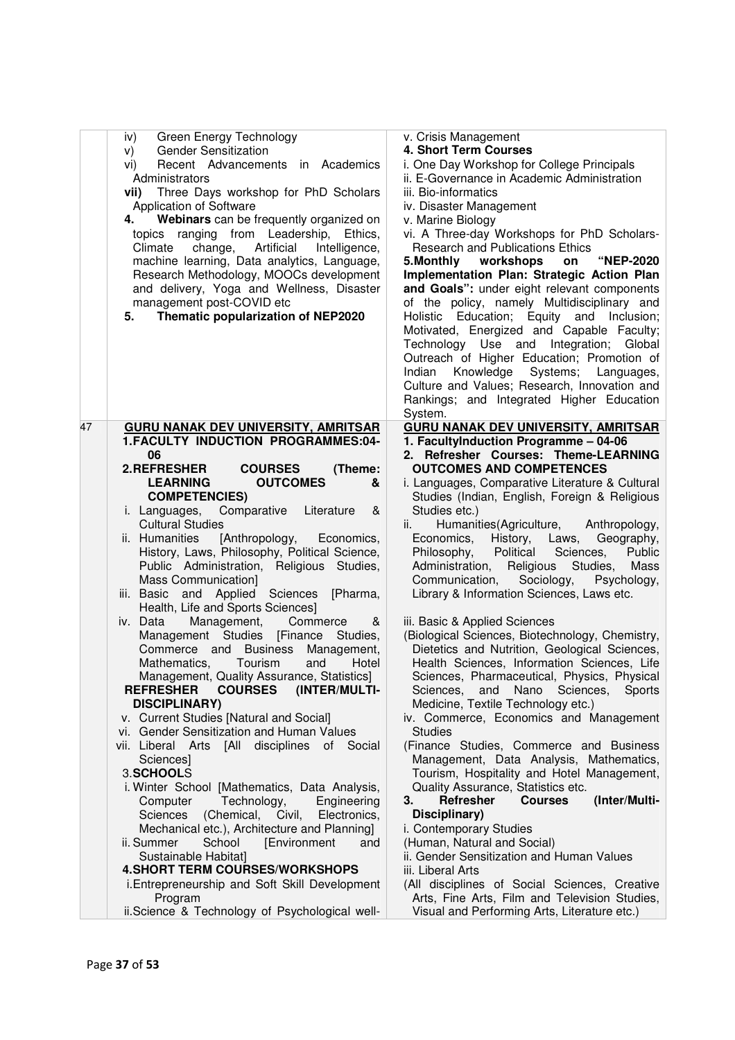| | | |
|---|---|---|
| | iv) Green Energy Technology<br>v) Gender Sensitization<br>vi) Recent Advancements in Academics Administrators<br>**vii)** Three Days workshop for PhD Scholars Application of Software<br>**4.** **Webinars** can be frequently organized on topics ranging from Leadership, Ethics, Climate change, Artificial Intelligence, machine learning, Data analytics, Language, Research Methodology, MOOCs development and delivery, Yoga and Wellness, Disaster management post-COVID etc<br>**5.** **Thematic popularization of NEP2020** | v. Crisis Management<br>**4. Short Term Courses**<br>i. One Day Workshop for College Principals<br>ii. E-Governance in Academic Administration<br>iii. Bio-informatics<br>iv. Disaster Management<br>v. Marine Biology<br>vi. A Three-day Workshops for PhD Scholars-Research and Publications Ethics<br>**5.Monthly workshops on "NEP-2020 Implementation Plan: Strategic Action Plan and Goals":** under eight relevant components of the policy, namely Multidisciplinary and Holistic Education; Equity and Inclusion; Motivated, Energized and Capable Faculty; Technology Use and Integration; Global Outreach of Higher Education; Promotion of Indian Knowledge Systems; Languages, Culture and Values; Research, Innovation and Rankings; and Integrated Higher Education System. |
| 47 | **<u>GURU NANAK DEV UNIVERSITY, AMRITSAR</u>**<br>**1.FACULTY INDUCTION PROGRAMMES:04-06**<br>**2.REFRESHER COURSES (Theme: LEARNING OUTCOMES & COMPETENCIES)**<br>i. Languages, Comparative Literature & Cultural Studies<br>ii. Humanities [Anthropology, Economics, History, Laws, Philosophy, Political Science, Public Administration, Religious Studies, Mass Communication]<br>iii. Basic and Applied Sciences [Pharma, Health, Life and Sports Sciences]<br>iv. Data Management, Commerce & Management Studies [Finance Studies, Commerce and Business Management, Mathematics, Tourism and Hotel Management, Quality Assurance, Statistics]<br>**REFRESHER COURSES (INTER/MULTI-DISCIPLINARY)**<br>v. Current Studies [Natural and Social]<br>vi. Gender Sensitization and Human Values<br>vii. Liberal Arts [All disciplines of Social Sciences]<br>3.**SCHOOL**S<br>i. Winter School [Mathematics, Data Analysis, Computer Technology, Engineering Sciences (Chemical, Civil, Electronics, Mechanical etc.), Architecture and Planning]<br>ii. Summer School [Environment and Sustainable Habitat]<br>**4.SHORT TERM COURSES/WORKSHOPS**<br>i.Entrepreneurship and Soft Skill Development Program<br>ii.Science & Technology of Psychological well- | **<u>GURU NANAK DEV UNIVERSITY, AMRITSAR</u>**<br>**1. FacultyInduction Programme – 04-06**<br>**2. Refresher Courses: Theme-LEARNING OUTCOMES AND COMPETENCES**<br>i. Languages, Comparative Literature & Cultural Studies (Indian, English, Foreign & Religious Studies etc.)<br>ii. Humanities(Agriculture, Anthropology, Economics, History, Laws, Geography, Philosophy, Political Sciences, Public Administration, Religious Studies, Mass Communication, Sociology, Psychology, Library & Information Sciences, Laws etc.<br><br>iii. Basic & Applied Sciences<br>(Biological Sciences, Biotechnology, Chemistry, Dietetics and Nutrition, Geological Sciences, Health Sciences, Information Sciences, Life Sciences, Pharmaceutical, Physics, Physical Sciences, and Nano Sciences, Sports Medicine, Textile Technology etc.)<br>iv. Commerce, Economics and Management Studies<br>(Finance Studies, Commerce and Business Management, Data Analysis, Mathematics, Tourism, Hospitality and Hotel Management, Quality Assurance, Statistics etc.<br>**3. Refresher Courses (Inter/Multi-Disciplinary)**<br>i. Contemporary Studies<br>(Human, Natural and Social)<br>ii. Gender Sensitization and Human Values<br>iii. Liberal Arts<br>(All disciplines of Social Sciences, Creative Arts, Fine Arts, Film and Television Studies, Visual and Performing Arts, Literature etc.) |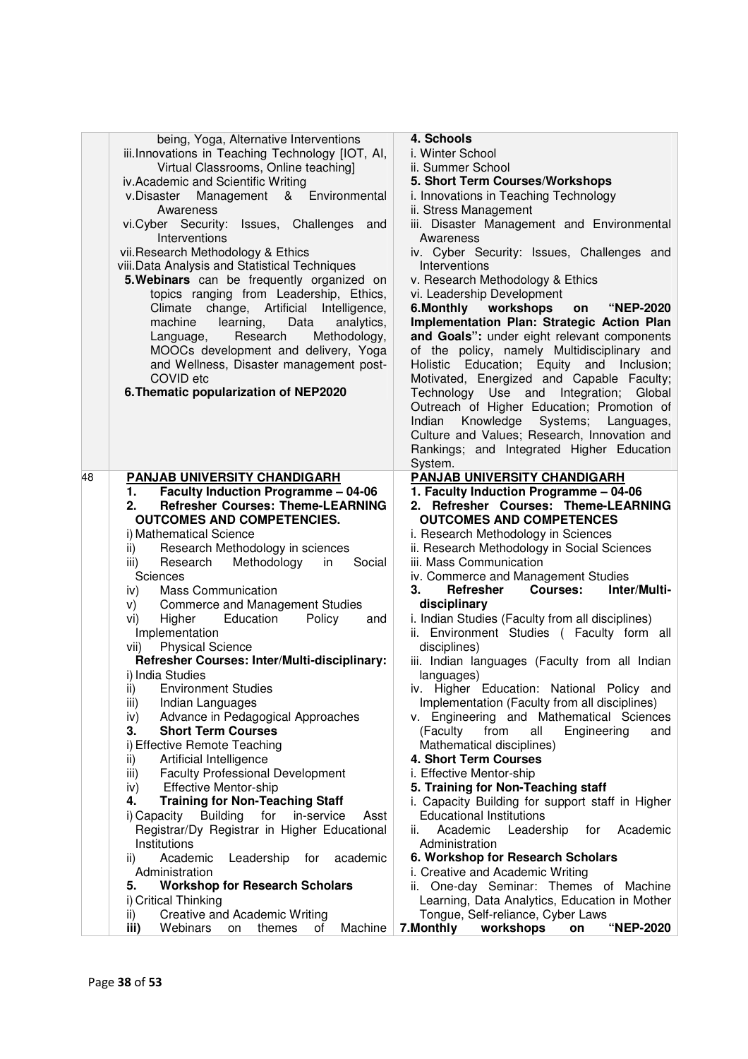| | | |
|---|---|---|
| | being, Yoga, Alternative Interventions<br>iii.Innovations in Teaching Technology [IOT, AI, Virtual Classrooms, Online teaching]<br>iv.Academic and Scientific Writing<br>v.Disaster Management & Environmental Awareness<br>vi.Cyber Security: Issues, Challenges and Interventions<br>vii.Research Methodology & Ethics<br>viii.Data Analysis and Statistical Techniques<br>**5.Webinars** can be frequently organized on topics ranging from Leadership, Ethics, Climate change, Artificial Intelligence, machine learning, Data analytics, Language, Research Methodology, MOOCs development and delivery, Yoga and Wellness, Disaster management post-COVID etc<br>**6.Thematic popularization of NEP2020** | **4. Schools**<br>i. Winter School<br>ii. Summer School<br>**5. Short Term Courses/Workshops**<br>i. Innovations in Teaching Technology<br>ii. Stress Management<br>iii. Disaster Management and Environmental Awareness<br>iv. Cyber Security: Issues, Challenges and Interventions<br>v. Research Methodology & Ethics<br>vi. Leadership Development<br>**6.Monthly workshops on "NEP-2020 Implementation Plan: Strategic Action Plan and Goals":** under eight relevant components of the policy, namely Multidisciplinary and Holistic Education; Equity and Inclusion; Motivated, Energized and Capable Faculty; Technology Use and Integration; Global Outreach of Higher Education; Promotion of Indian Knowledge Systems; Languages, Culture and Values; Research, Innovation and Rankings; and Integrated Higher Education System. |
| 48 | **PANJAB UNIVERSITY CHANDIGARH**<br>**1. Faculty Induction Programme – 04-06**<br>**2. Refresher Courses: Theme-LEARNING OUTCOMES AND COMPETENCIES.**<br>i) Mathematical Science<br>ii) Research Methodology in sciences<br>iii) Research Methodology in Social Sciences<br>iv) Mass Communication<br>v) Commerce and Management Studies<br>vi) Higher Education Policy and Implementation<br>vii) Physical Science<br>**Refresher Courses: Inter/Multi-disciplinary:**<br>i) India Studies<br>ii) Environment Studies<br>iii) Indian Languages<br>iv) Advance in Pedagogical Approaches<br>**3. Short Term Courses**<br>i) Effective Remote Teaching<br>ii) Artificial Intelligence<br>iii) Faculty Professional Development<br>iv) Effective Mentor-ship<br>**4. Training for Non-Teaching Staff**<br>i) Capacity Building for in-service Asst Registrar/Dy Registrar in Higher Educational Institutions<br>ii) Academic Leadership for academic Administration<br>**5. Workshop for Research Scholars**<br>i) Critical Thinking<br>ii) Creative and Academic Writing<br>**iii)** Webinars on themes of Machine | **PANJAB UNIVERSITY CHANDIGARH**<br>**1. Faculty Induction Programme – 04-06**<br>**2. Refresher Courses: Theme-LEARNING OUTCOMES AND COMPETENCES**<br>i. Research Methodology in Sciences<br>ii. Research Methodology in Social Sciences<br>iii. Mass Communication<br>iv. Commerce and Management Studies<br>**3. Refresher Courses: Inter/Multi-disciplinary**<br>i. Indian Studies (Faculty from all disciplines)<br>ii. Environment Studies ( Faculty form all disciplines)<br>iii. Indian languages (Faculty from all Indian languages)<br>iv. Higher Education: National Policy and Implementation (Faculty from all disciplines)<br>v. Engineering and Mathematical Sciences (Faculty from all Engineering and Mathematical disciplines)<br>**4. Short Term Courses**<br>i. Effective Mentor-ship<br>**5. Training for Non-Teaching staff**<br>i. Capacity Building for support staff in Higher Educational Institutions<br>ii. Academic Leadership for Academic Administration<br>**6. Workshop for Research Scholars**<br>i. Creative and Academic Writing<br>ii. One-day Seminar: Themes of Machine Learning, Data Analytics, Education in Mother Tongue, Self-reliance, Cyber Laws<br>**7.Monthly workshops on "NEP-2020** |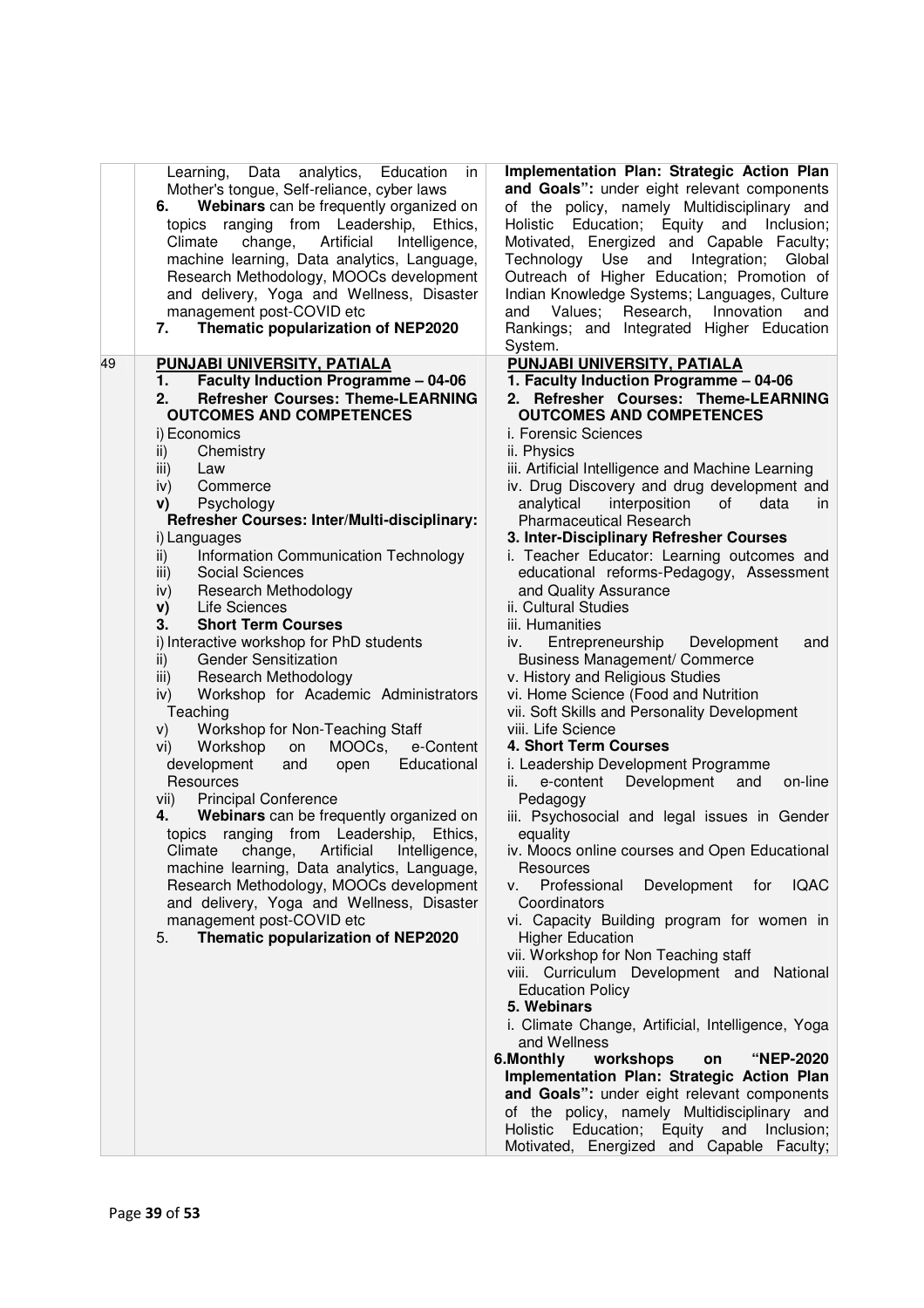| | | |
|---|---|---|
| | Learning, Data analytics, Education in Mother's tongue, Self-reliance, cyber laws<br>**6. Webinars** can be frequently organized on topics ranging from Leadership, Ethics, Climate change, Artificial Intelligence, machine learning, Data analytics, Language, Research Methodology, MOOCs development and delivery, Yoga and Wellness, Disaster management post-COVID etc<br>**7. Thematic popularization of NEP2020** | **Implementation Plan: Strategic Action Plan and Goals":** under eight relevant components of the policy, namely Multidisciplinary and Holistic Education; Equity and Inclusion; Motivated, Energized and Capable Faculty; Technology Use and Integration; Global Outreach of Higher Education; Promotion of Indian Knowledge Systems; Languages, Culture and Values; Research, Innovation and Rankings; and Integrated Higher Education System. |
| 49 | **PUNJABI UNIVERSITY, PATIALA**<br>**1. Faculty Induction Programme – 04-06**<br>**2. Refresher Courses: Theme-LEARNING OUTCOMES AND COMPETENCES**<br>i) Economics<br>ii) Chemistry<br>iii) Law<br>iv) Commerce<br>**v)** Psychology<br>**Refresher Courses: Inter/Multi-disciplinary:**<br>i) Languages<br>ii) Information Communication Technology<br>iii) Social Sciences<br>iv) Research Methodology<br>**v)** Life Sciences<br>**3. Short Term Courses**<br>i) Interactive workshop for PhD students<br>ii) Gender Sensitization<br>iii) Research Methodology<br>iv) Workshop for Academic Administrators Teaching<br>v) Workshop for Non-Teaching Staff<br>vi) Workshop on MOOCs, e-Content development and open Educational Resources<br>vii) Principal Conference<br>**4. Webinars** can be frequently organized on topics ranging from Leadership, Ethics, Climate change, Artificial Intelligence, machine learning, Data analytics, Language, Research Methodology, MOOCs development and delivery, Yoga and Wellness, Disaster management post-COVID etc<br>5. **Thematic popularization of NEP2020** | **PUNJABI UNIVERSITY, PATIALA**<br>**1. Faculty Induction Programme – 04-06**<br>**2. Refresher Courses: Theme-LEARNING OUTCOMES AND COMPETENCES**<br>i. Forensic Sciences<br>ii. Physics<br>iii. Artificial Intelligence and Machine Learning<br>iv. Drug Discovery and drug development and analytical interposition of data in Pharmaceutical Research<br>**3. Inter-Disciplinary Refresher Courses**<br>i. Teacher Educator: Learning outcomes and educational reforms-Pedagogy, Assessment and Quality Assurance<br>ii. Cultural Studies<br>iii. Humanities<br>iv. Entrepreneurship Development and Business Management/ Commerce<br>v. History and Religious Studies<br>vi. Home Science (Food and Nutrition<br>vii. Soft Skills and Personality Development<br>viii. Life Science<br>**4. Short Term Courses**<br>i. Leadership Development Programme<br>ii. e-content Development and on-line Pedagogy<br>iii. Psychosocial and legal issues in Gender equality<br>iv. Moocs online courses and Open Educational Resources<br>v. Professional Development for IQAC Coordinators<br>vi. Capacity Building program for women in Higher Education<br>vii. Workshop for Non Teaching staff<br>viii. Curriculum Development and National Education Policy<br>**5. Webinars**<br>i. Climate Change, Artificial, Intelligence, Yoga and Wellness<br>**6.Monthly workshops on "NEP-2020 Implementation Plan: Strategic Action Plan and Goals":** under eight relevant components of the policy, namely Multidisciplinary and Holistic Education; Equity and Inclusion; Motivated, Energized and Capable Faculty; |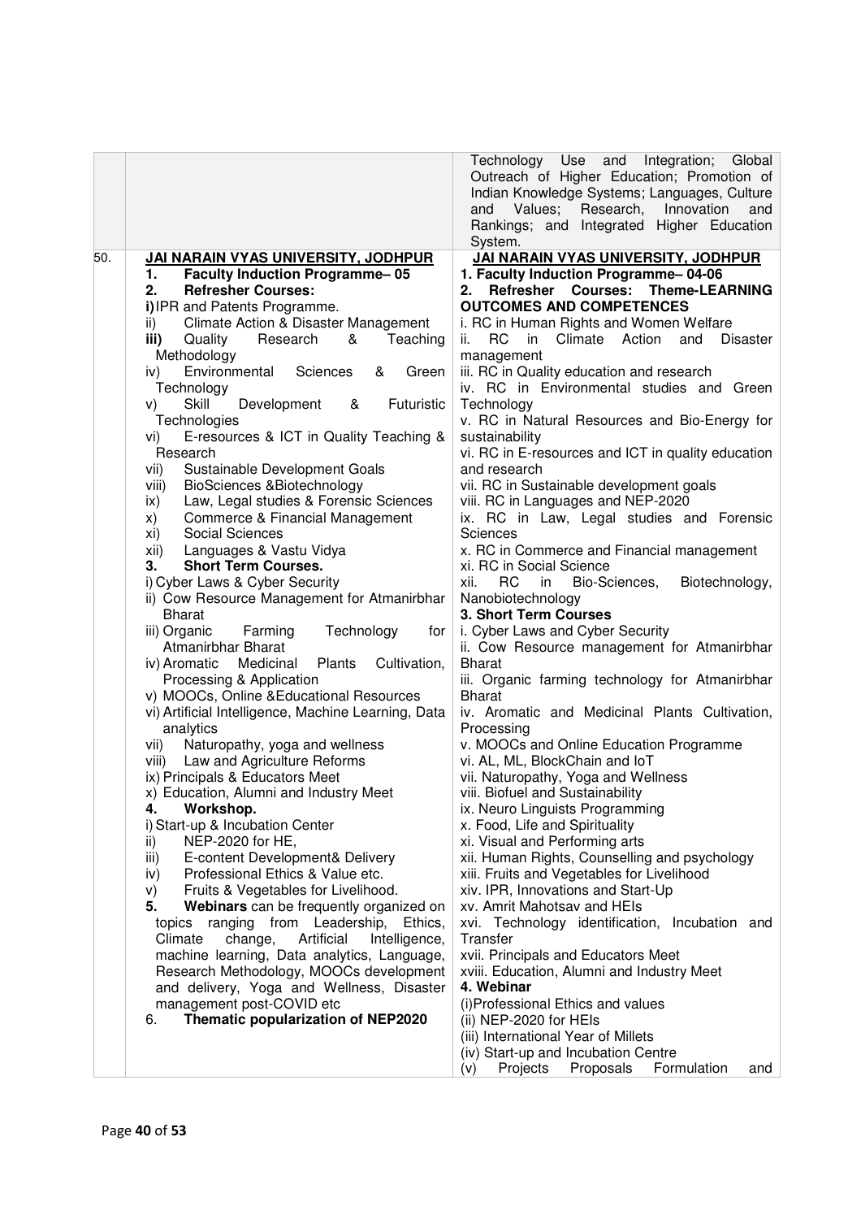| | | |
|---|---|---|
| | | Technology Use and Integration; Global Outreach of Higher Education; Promotion of Indian Knowledge Systems; Languages, Culture and Values; Research, Innovation and Rankings; and Integrated Higher Education System. |
| 50. | **JAI NARAIN VYAS UNIVERSITY, JODHPUR**<br>1. **Faculty Induction Programme– 05**<br>2. **Refresher Courses:**<br>i) IPR and Patents Programme.<br>ii) Climate Action & Disaster Management<br>**iii)** Quality Research & Teaching Methodology<br>iv) Environmental Sciences & Green Technology<br>v) Skill Development & Futuristic Technologies<br>vi) E-resources & ICT in Quality Teaching & Research<br>vii) Sustainable Development Goals<br>viii) BioSciences &Biotechnology<br>ix) Law, Legal studies & Forensic Sciences<br>x) Commerce & Financial Management<br>xi) Social Sciences<br>xii) Languages & Vastu Vidya<br>3. **Short Term Courses.**<br>i) Cyber Laws & Cyber Security<br>ii) Cow Resource Management for Atmanirbhar Bharat<br>iii) Organic Farming Technology for Atmanirbhar Bharat<br>iv) Aromatic Medicinal Plants Cultivation, Processing & Application<br>v) MOOCs, Online &Educational Resources<br>vi) Artificial Intelligence, Machine Learning, Data analytics<br>vii) Naturopathy, yoga and wellness<br>viii) Law and Agriculture Reforms<br>ix) Principals & Educators Meet<br>x) Education, Alumni and Industry Meet<br>4. **Workshop.**<br>i) Start-up & Incubation Center<br>ii) NEP-2020 for HE,<br>iii) E-content Development& Delivery<br>iv) Professional Ethics & Value etc.<br>v) Fruits & Vegetables for Livelihood.<br>5. **Webinars** can be frequently organized on topics ranging from Leadership, Ethics, Climate change, Artificial Intelligence, machine learning, Data analytics, Language, Research Methodology, MOOCs development and delivery, Yoga and Wellness, Disaster management post-COVID etc<br>6. **Thematic popularization of NEP2020** | **JAI NARAIN VYAS UNIVERSITY, JODHPUR**<br>**1. Faculty Induction Programme– 04-06**<br>**2. Refresher Courses: Theme-LEARNING OUTCOMES AND COMPETENCES**<br>i. RC in Human Rights and Women Welfare<br>ii. RC in Climate Action and Disaster management<br>iii. RC in Quality education and research<br>iv. RC in Environmental studies and Green Technology<br>v. RC in Natural Resources and Bio-Energy for sustainability<br>vi. RC in E-resources and ICT in quality education and research<br>vii. RC in Sustainable development goals<br>viii. RC in Languages and NEP-2020<br>ix. RC in Law, Legal studies and Forensic Sciences<br>x. RC in Commerce and Financial management<br>xi. RC in Social Science<br>xii. RC in Bio-Sciences, Biotechnology, Nanobiotechnology<br>**3. Short Term Courses**<br>i. Cyber Laws and Cyber Security<br>ii. Cow Resource management for Atmanirbhar Bharat<br>iii. Organic farming technology for Atmanirbhar Bharat<br>iv. Aromatic and Medicinal Plants Cultivation, Processing<br>v. MOOCs and Online Education Programme<br>vi. AL, ML, BlockChain and IoT<br>vii. Naturopathy, Yoga and Wellness<br>viii. Biofuel and Sustainability<br>ix. Neuro Linguists Programming<br>x. Food, Life and Spirituality<br>xi. Visual and Performing arts<br>xii. Human Rights, Counselling and psychology<br>xiii. Fruits and Vegetables for Livelihood<br>xiv. IPR, Innovations and Start-Up<br>xv. Amrit Mahotsav and HEIs<br>xvi. Technology identification, Incubation and Transfer<br>xvii. Principals and Educators Meet<br>xviii. Education, Alumni and Industry Meet<br>**4. Webinar**<br>(i) Professional Ethics and values<br>(ii) NEP-2020 for HEIs<br>(iii) International Year of Millets<br>(iv) Start-up and Incubation Centre<br>(v) Projects Proposals Formulation and |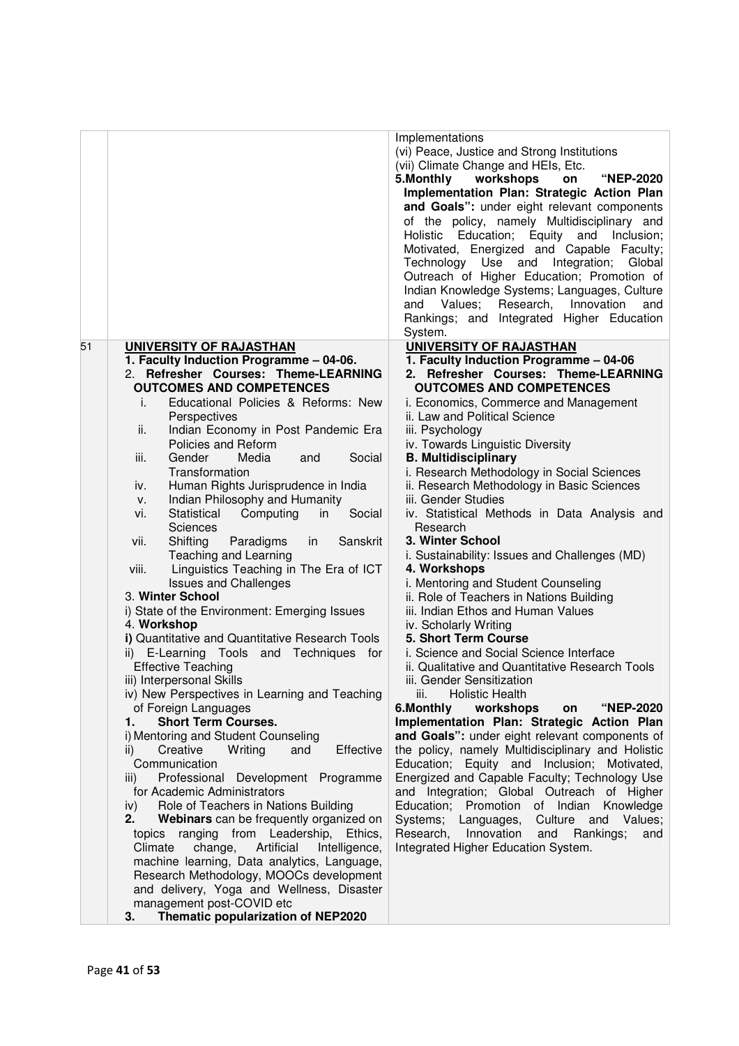| | | |
|---|---|---|
| | | Implementations<br>(vi) Peace, Justice and Strong Institutions<br>(vii) Climate Change and HEIs, Etc.<br>**5.Monthly workshops on "NEP-2020 Implementation Plan: Strategic Action Plan and Goals":** under eight relevant components of the policy, namely Multidisciplinary and Holistic Education; Equity and Inclusion; Motivated, Energized and Capable Faculty; Technology Use and Integration; Global Outreach of Higher Education; Promotion of Indian Knowledge Systems; Languages, Culture and Values; Research, Innovation and Rankings; and Integrated Higher Education System. |
| 51 | **UNIVERSITY OF RAJASTHAN**<br>**1. Faculty Induction Programme – 04-06.**<br>2. **Refresher Courses: Theme-LEARNING OUTCOMES AND COMPETENCES**<br>i. Educational Policies & Reforms: New Perspectives<br>ii. Indian Economy in Post Pandemic Era Policies and Reform<br>iii. Gender Media and Social Transformation<br>iv. Human Rights Jurisprudence in India<br>v. Indian Philosophy and Humanity<br>vi. Statistical Computing in Social Sciences<br>vii. Shifting Paradigms in Sanskrit Teaching and Learning<br>viii. Linguistics Teaching in The Era of ICT Issues and Challenges<br>3. **Winter School**<br>i) State of the Environment: Emerging Issues<br>4. **Workshop**<br>**i)** Quantitative and Quantitative Research Tools<br>ii) E-Learning Tools and Techniques for Effective Teaching<br>iii) Interpersonal Skills<br>iv) New Perspectives in Learning and Teaching of Foreign Languages<br>**1. Short Term Courses.**<br>i) Mentoring and Student Counseling<br>ii) Creative Writing and Effective Communication<br>iii) Professional Development Programme for Academic Administrators<br>iv) Role of Teachers in Nations Building<br>**2. Webinars** can be frequently organized on topics ranging from Leadership, Ethics, Climate change, Artificial Intelligence, machine learning, Data analytics, Language, Research Methodology, MOOCs development and delivery, Yoga and Wellness, Disaster management post-COVID etc<br>**3. Thematic popularization of NEP2020** | **UNIVERSITY OF RAJASTHAN**<br>**1. Faculty Induction Programme – 04-06**<br>**2. Refresher Courses: Theme-LEARNING OUTCOMES AND COMPETENCES**<br>i. Economics, Commerce and Management<br>ii. Law and Political Science<br>iii. Psychology<br>iv. Towards Linguistic Diversity<br>**B. Multidisciplinary**<br>i. Research Methodology in Social Sciences<br>ii. Research Methodology in Basic Sciences<br>iii. Gender Studies<br>iv. Statistical Methods in Data Analysis and Research<br>**3. Winter School**<br>i. Sustainability: Issues and Challenges (MD)<br>**4. Workshops**<br>i. Mentoring and Student Counseling<br>ii. Role of Teachers in Nations Building<br>iii. Indian Ethos and Human Values<br>iv. Scholarly Writing<br>**5. Short Term Course**<br>i. Science and Social Science Interface<br>ii. Qualitative and Quantitative Research Tools<br>iii. Gender Sensitization<br>iii. Holistic Health<br>**6.Monthly workshops on "NEP-2020 Implementation Plan: Strategic Action Plan and Goals":** under eight relevant components of the policy, namely Multidisciplinary and Holistic Education; Equity and Inclusion; Motivated, Energized and Capable Faculty; Technology Use and Integration; Global Outreach of Higher Education; Promotion of Indian Knowledge Systems; Languages, Culture and Values; Research, Innovation and Rankings; and Integrated Higher Education System. |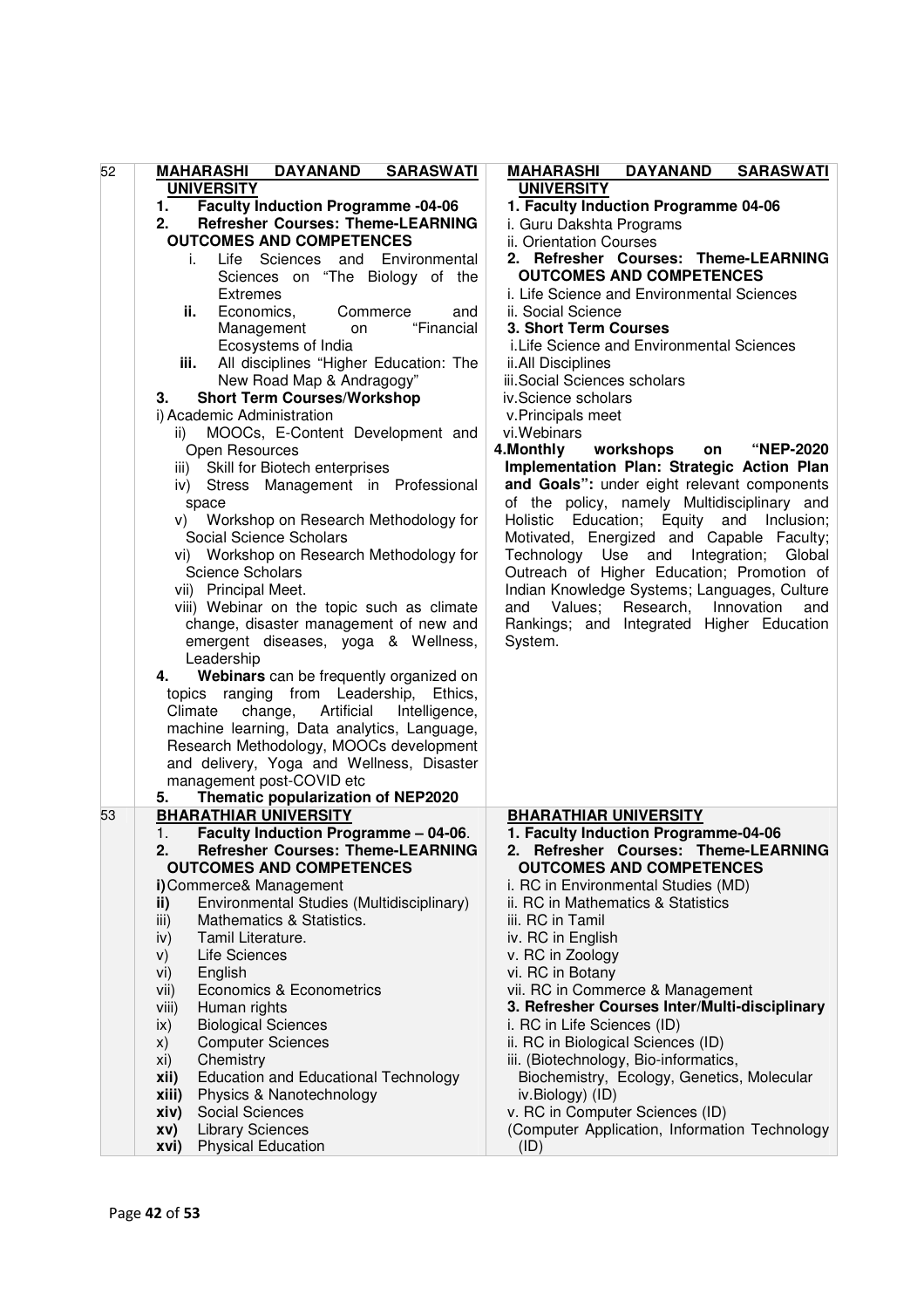| | | |
|---|---|---|
| 52 | **MAHARASHI DAYANAND SARASWATI UNIVERSITY**<br>**1. Faculty Induction Programme -04-06**<br>**2. Refresher Courses: Theme-LEARNING OUTCOMES AND COMPETENCES**<br>i. Life Sciences and Environmental Sciences on "The Biology of the Extremes<br>**ii.** Economics, Commerce and Management on "Financial Ecosystems of India<br>**iii.** All disciplines "Higher Education: The New Road Map & Andragogy"<br>**3. Short Term Courses/Workshop**<br>i) Academic Administration<br>ii) MOOCs, E-Content Development and Open Resources<br>iii) Skill for Biotech enterprises<br>iv) Stress Management in Professional space<br>v) Workshop on Research Methodology for Social Science Scholars<br>vi) Workshop on Research Methodology for Science Scholars<br>vii) Principal Meet.<br>viii) Webinar on the topic such as climate change, disaster management of new and emergent diseases, yoga & Wellness, Leadership<br>**4. Webinars** can be frequently organized on topics ranging from Leadership, Ethics, Climate change, Artificial Intelligence, machine learning, Data analytics, Language, Research Methodology, MOOCs development and delivery, Yoga and Wellness, Disaster management post-COVID etc<br>**5. Thematic popularization of NEP2020** | **MAHARASHI DAYANAND SARASWATI UNIVERSITY**<br>**1. Faculty Induction Programme 04-06**<br>i. Guru Dakshta Programs<br>ii. Orientation Courses<br>**2. Refresher Courses: Theme-LEARNING OUTCOMES AND COMPETENCES**<br>i. Life Science and Environmental Sciences<br>ii. Social Science<br>**3. Short Term Courses**<br>i.Life Science and Environmental Sciences<br>ii.All Disciplines<br>iii.Social Sciences scholars<br>iv.Science scholars<br>v.Principals meet<br>vi.Webinars<br>**4.Monthly workshops on "NEP-2020 Implementation Plan: Strategic Action Plan and Goals":** under eight relevant components of the policy, namely Multidisciplinary and Holistic Education; Equity and Inclusion; Motivated, Energized and Capable Faculty; Technology Use and Integration; Global Outreach of Higher Education; Promotion of Indian Knowledge Systems; Languages, Culture and Values; Research, Innovation and Rankings; and Integrated Higher Education System. |
| 53 | **BHARATHIAR UNIVERSITY**<br>1. **Faculty Induction Programme – 04-06**.<br>**2. Refresher Courses: Theme-LEARNING OUTCOMES AND COMPETENCES**<br>**i)** Commerce& Management<br>**ii)** Environmental Studies (Multidisciplinary)<br>iii) Mathematics & Statistics.<br>iv) Tamil Literature.<br>v) Life Sciences<br>vi) English<br>vii) Economics & Econometrics<br>viii) Human rights<br>ix) Biological Sciences<br>x) Computer Sciences<br>xi) Chemistry<br>**xii)** Education and Educational Technology<br>**xiii)** Physics & Nanotechnology<br>**xiv)** Social Sciences<br>**xv)** Library Sciences<br>**xvi)** Physical Education | **BHARATHIAR UNIVERSITY**<br>**1. Faculty Induction Programme-04-06**<br>**2. Refresher Courses: Theme-LEARNING OUTCOMES AND COMPETENCES**<br>i. RC in Environmental Studies (MD)<br>ii. RC in Mathematics & Statistics<br>iii. RC in Tamil<br>iv. RC in English<br>v. RC in Zoology<br>vi. RC in Botany<br>vii. RC in Commerce & Management<br>**3. Refresher Courses Inter/Multi-disciplinary**<br>i. RC in Life Sciences (ID)<br>ii. RC in Biological Sciences (ID)<br>iii. (Biotechnology, Bio-informatics, Biochemistry, Ecology, Genetics, Molecular iv.Biology) (ID)<br>v. RC in Computer Sciences (ID)<br>(Computer Application, Information Technology (ID) |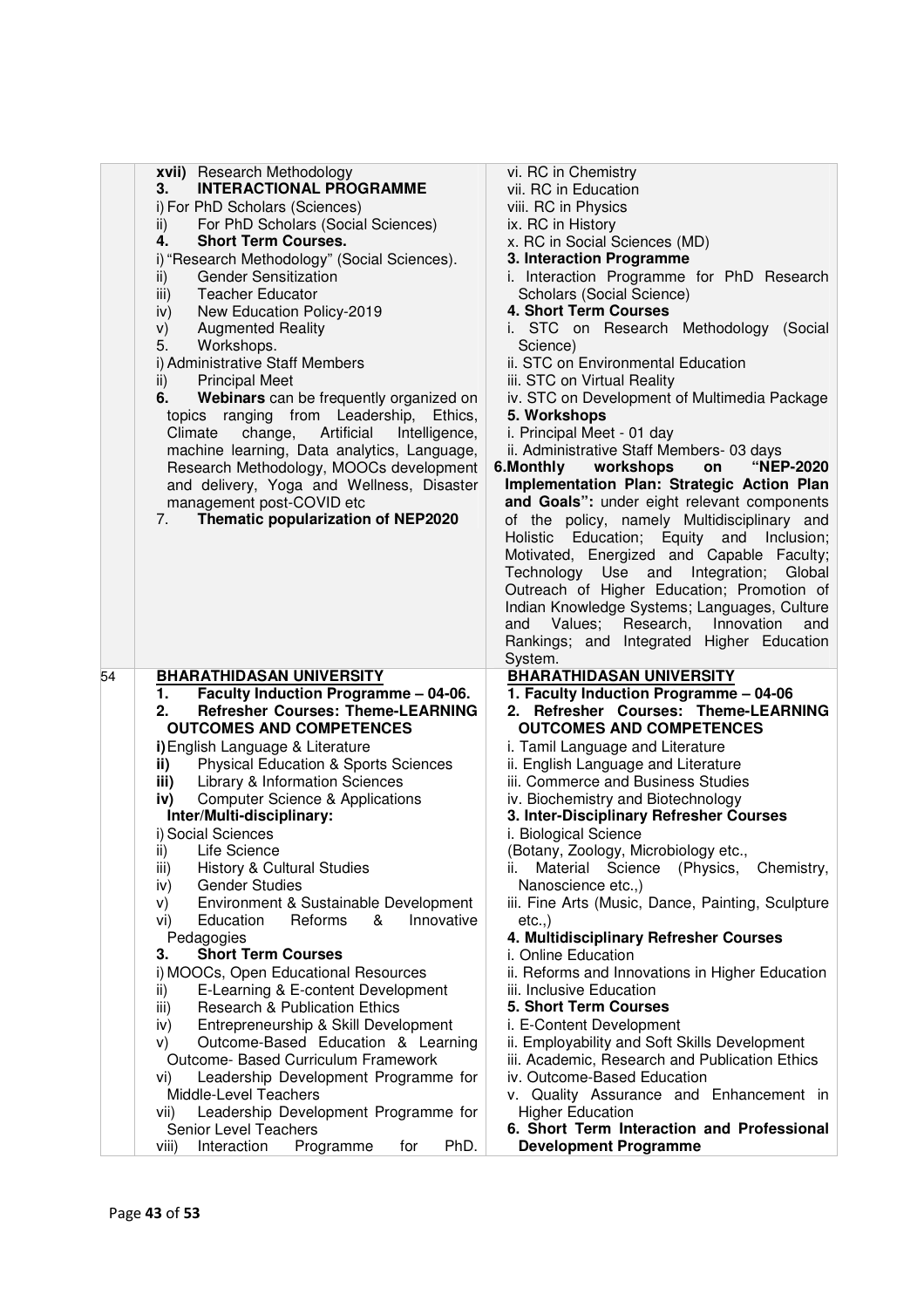| | | |
|---|---|---|
| | **xvii)** Research Methodology<br>**3. INTERACTIONAL PROGRAMME**<br>i) For PhD Scholars (Sciences)<br>ii) For PhD Scholars (Social Sciences)<br>**4. Short Term Courses.**<br>i) "Research Methodology" (Social Sciences).<br>ii) Gender Sensitization<br>iii) Teacher Educator<br>iv) New Education Policy-2019<br>v) Augmented Reality<br>5. Workshops.<br>i) Administrative Staff Members<br>ii) Principal Meet<br>**6. Webinars** can be frequently organized on topics ranging from Leadership, Ethics, Climate change, Artificial Intelligence, machine learning, Data analytics, Language, Research Methodology, MOOCs development and delivery, Yoga and Wellness, Disaster management post-COVID etc<br>7. **Thematic popularization of NEP2020** | vi. RC in Chemistry<br>vii. RC in Education<br>viii. RC in Physics<br>ix. RC in History<br>x. RC in Social Sciences (MD)<br>**3. Interaction Programme**<br>i. Interaction Programme for PhD Research Scholars (Social Science)<br>**4. Short Term Courses**<br>i. STC on Research Methodology (Social Science)<br>ii. STC on Environmental Education<br>iii. STC on Virtual Reality<br>iv. STC on Development of Multimedia Package<br>**5. Workshops**<br>i. Principal Meet - 01 day<br>ii. Administrative Staff Members- 03 days<br>**6.Monthly workshops on "NEP-2020 Implementation Plan: Strategic Action Plan and Goals":** under eight relevant components of the policy, namely Multidisciplinary and Holistic Education; Equity and Inclusion; Motivated, Energized and Capable Faculty; Technology Use and Integration; Global Outreach of Higher Education; Promotion of Indian Knowledge Systems; Languages, Culture and Values; Research, Innovation and Rankings; and Integrated Higher Education System. |
| 54 | **BHARATHIDASAN UNIVERSITY**<br>**1. Faculty Induction Programme – 04-06.**<br>**2. Refresher Courses: Theme-LEARNING OUTCOMES AND COMPETENCES**<br>**i)** English Language & Literature<br>**ii)** Physical Education & Sports Sciences<br>**iii)** Library & Information Sciences<br>**iv)** Computer Science & Applications<br>**Inter/Multi-disciplinary:**<br>i) Social Sciences<br>ii) Life Science<br>iii) History & Cultural Studies<br>iv) Gender Studies<br>v) Environment & Sustainable Development<br>vi) Education Reforms & Innovative Pedagogies<br>**3. Short Term Courses**<br>i) MOOCs, Open Educational Resources<br>ii) E-Learning & E-content Development<br>iii) Research & Publication Ethics<br>iv) Entrepreneurship & Skill Development<br>v) Outcome-Based Education & Learning Outcome- Based Curriculum Framework<br>vi) Leadership Development Programme for Middle-Level Teachers<br>vii) Leadership Development Programme for Senior Level Teachers<br>viii) Interaction Programme for PhD. | **BHARATHIDASAN UNIVERSITY**<br>**1. Faculty Induction Programme – 04-06**<br>**2. Refresher Courses: Theme-LEARNING OUTCOMES AND COMPETENCES**<br>i. Tamil Language and Literature<br>ii. English Language and Literature<br>iii. Commerce and Business Studies<br>iv. Biochemistry and Biotechnology<br>**3. Inter-Disciplinary Refresher Courses**<br>i. Biological Science<br>(Botany, Zoology, Microbiology etc.,<br>ii. Material Science (Physics, Chemistry, Nanoscience etc.,)<br>iii. Fine Arts (Music, Dance, Painting, Sculpture etc.,)<br>**4. Multidisciplinary Refresher Courses**<br>i. Online Education<br>ii. Reforms and Innovations in Higher Education<br>iii. Inclusive Education<br>**5. Short Term Courses**<br>i. E-Content Development<br>ii. Employability and Soft Skills Development<br>iii. Academic, Research and Publication Ethics<br>iv. Outcome-Based Education<br>v. Quality Assurance and Enhancement in Higher Education<br>**6. Short Term Interaction and Professional Development Programme** |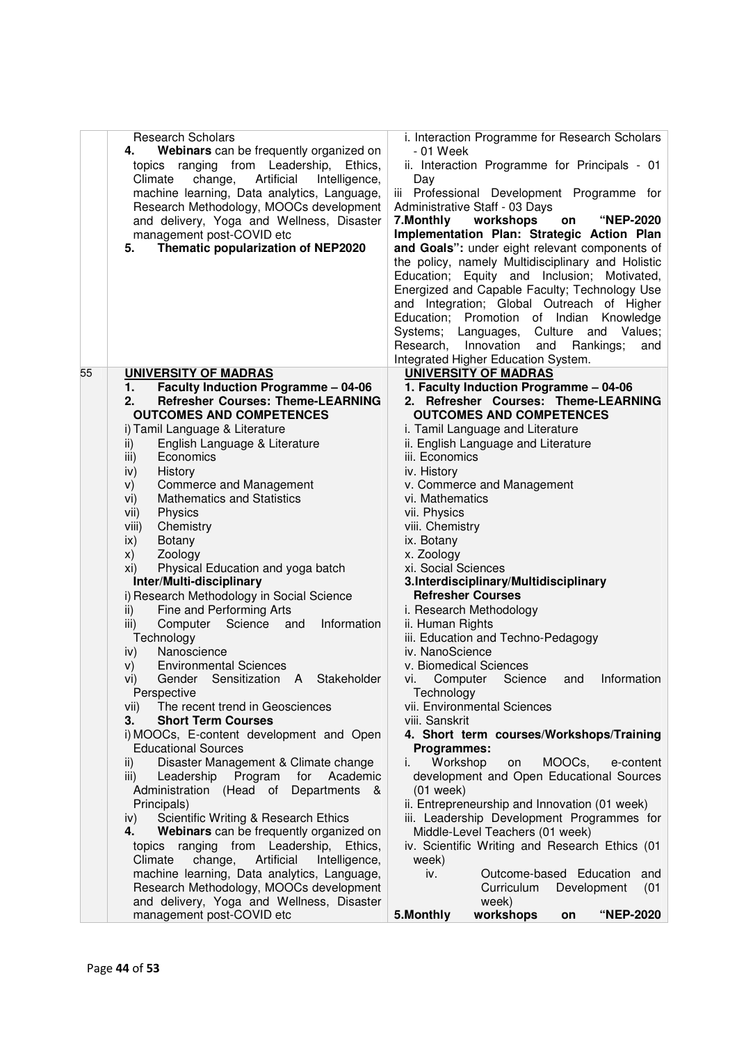| | | |
|---|---|---|
| | Research Scholars<br>4. **Webinars** can be frequently organized on topics ranging from Leadership, Ethics, Climate change, Artificial Intelligence, machine learning, Data analytics, Language, Research Methodology, MOOCs development and delivery, Yoga and Wellness, Disaster management post-COVID etc<br>5. **Thematic popularization of NEP2020** | i. Interaction Programme for Research Scholars - 01 Week<br>ii. Interaction Programme for Principals - 01 Day<br>iii Professional Development Programme for Administrative Staff - 03 Days<br>**7.Monthly workshops on "NEP-2020 Implementation Plan: Strategic Action Plan and Goals":** under eight relevant components of the policy, namely Multidisciplinary and Holistic Education; Equity and Inclusion; Motivated, Energized and Capable Faculty; Technology Use and Integration; Global Outreach of Higher Education; Promotion of Indian Knowledge Systems; Languages, Culture and Values; Research, Innovation and Rankings; and Integrated Higher Education System. |
| 55 | **UNIVERSITY OF MADRAS**<br>1. **Faculty Induction Programme – 04-06**<br>2. **Refresher Courses: Theme-LEARNING OUTCOMES AND COMPETENCES**<br>i) Tamil Language & Literature<br>ii) English Language & Literature<br>iii) Economics<br>iv) History<br>v) Commerce and Management<br>vi) Mathematics and Statistics<br>vii) Physics<br>viii) Chemistry<br>ix) Botany<br>x) Zoology<br>xi) Physical Education and yoga batch<br>**Inter/Multi-disciplinary**<br>i) Research Methodology in Social Science<br>ii) Fine and Performing Arts<br>iii) Computer Science and Information Technology<br>iv) Nanoscience<br>v) Environmental Sciences<br>vi) Gender Sensitization A Stakeholder Perspective<br>vii) The recent trend in Geosciences<br>3. **Short Term Courses**<br>i) MOOCs, E-content development and Open Educational Sources<br>ii) Disaster Management & Climate change<br>iii) Leadership Program for Academic Administration (Head of Departments & Principals)<br>iv) Scientific Writing & Research Ethics<br>4. **Webinars** can be frequently organized on topics ranging from Leadership, Ethics, Climate change, Artificial Intelligence, machine learning, Data analytics, Language, Research Methodology, MOOCs development and delivery, Yoga and Wellness, Disaster management post-COVID etc | **UNIVERSITY OF MADRAS**<br>**1. Faculty Induction Programme – 04-06**<br>**2. Refresher Courses: Theme-LEARNING OUTCOMES AND COMPETENCES**<br>i. Tamil Language and Literature<br>ii. English Language and Literature<br>iii. Economics<br>iv. History<br>v. Commerce and Management<br>vi. Mathematics<br>vii. Physics<br>viii. Chemistry<br>ix. Botany<br>x. Zoology<br>xi. Social Sciences<br>**3.Interdisciplinary/Multidisciplinary Refresher Courses**<br>i. Research Methodology<br>ii. Human Rights<br>iii. Education and Techno-Pedagogy<br>iv. NanoScience<br>v. Biomedical Sciences<br>vi. Computer Science and Information Technology<br>vii. Environmental Sciences<br>viii. Sanskrit<br>**4. Short term courses/Workshops/Training Programmes:**<br>i. Workshop on MOOCs, e-content development and Open Educational Sources (01 week)<br>ii. Entrepreneurship and Innovation (01 week)<br>iii. Leadership Development Programmes for Middle-Level Teachers (01 week)<br>iv. Scientific Writing and Research Ethics (01 week)<br>iv. Outcome-based Education and Curriculum Development (01 week)<br>**5.Monthly workshops on "NEP-2020** |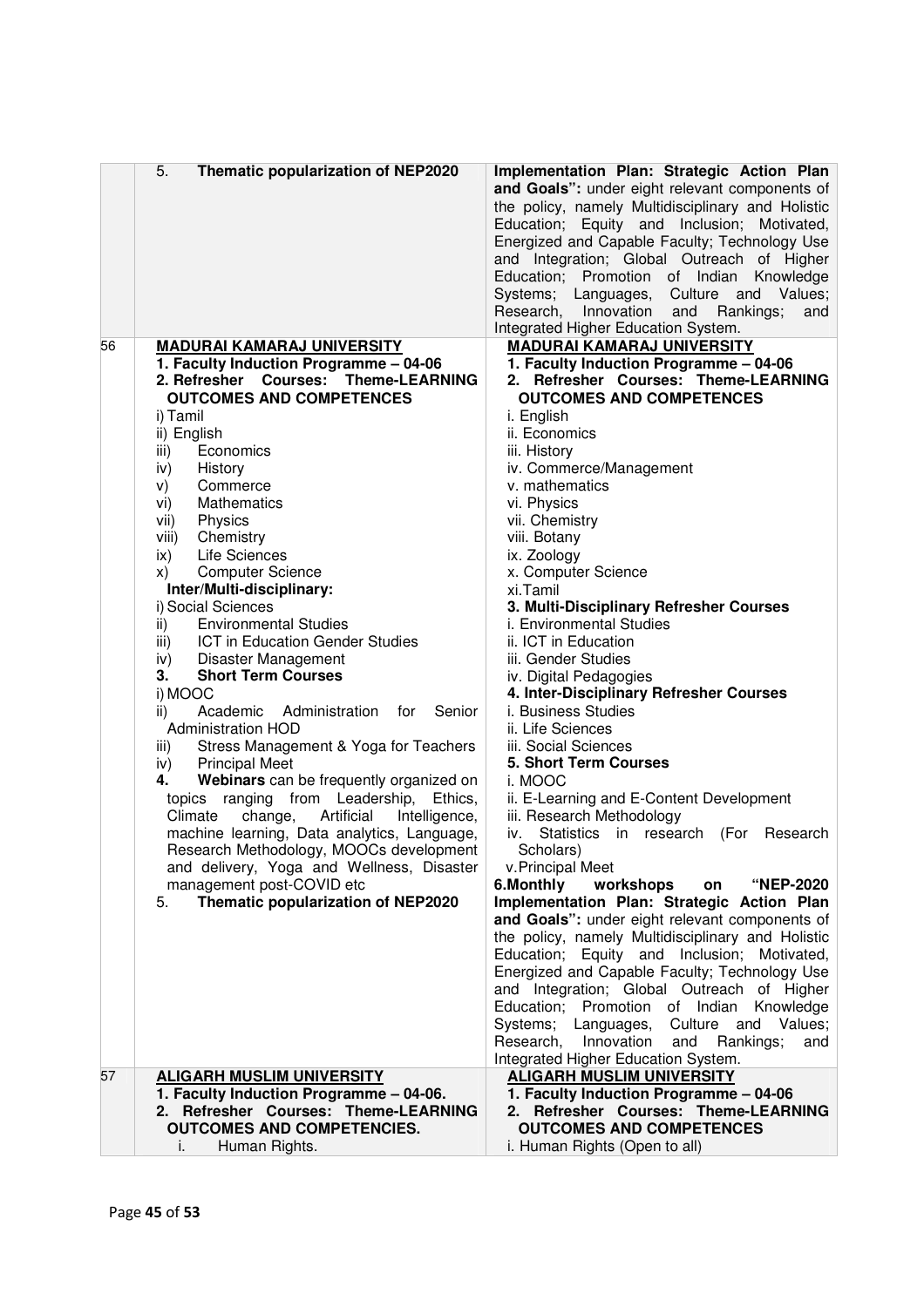| | | |
|---|---|---|
| | 5. **Thematic popularization of NEP2020** | **Implementation Plan: Strategic Action Plan and Goals":** under eight relevant components of the policy, namely Multidisciplinary and Holistic Education; Equity and Inclusion; Motivated, Energized and Capable Faculty; Technology Use and Integration; Global Outreach of Higher Education; Promotion of Indian Knowledge Systems; Languages, Culture and Values; Research, Innovation and Rankings; and Integrated Higher Education System. |
| 56 | **MADURAI KAMARAJ UNIVERSITY**<br>**1. Faculty Induction Programme – 04-06**<br>**2. Refresher Courses: Theme-LEARNING OUTCOMES AND COMPETENCES**<br>i) Tamil<br>ii) English<br>iii) Economics<br>iv) History<br>v) Commerce<br>vi) Mathematics<br>vii) Physics<br>viii) Chemistry<br>ix) Life Sciences<br>x) Computer Science<br>**Inter/Multi-disciplinary:**<br>i) Social Sciences<br>ii) Environmental Studies<br>iii) ICT in Education Gender Studies<br>iv) Disaster Management<br>**3. Short Term Courses**<br>i) MOOC<br>ii) Academic Administration for Senior Administration HOD<br>iii) Stress Management & Yoga for Teachers<br>iv) Principal Meet<br>**4. Webinars** can be frequently organized on topics ranging from Leadership, Ethics, Climate change, Artificial Intelligence, machine learning, Data analytics, Language, Research Methodology, MOOCs development and delivery, Yoga and Wellness, Disaster management post-COVID etc<br>5. **Thematic popularization of NEP2020** | **MADURAI KAMARAJ UNIVERSITY**<br>**1. Faculty Induction Programme – 04-06**<br>**2. Refresher Courses: Theme-LEARNING OUTCOMES AND COMPETENCES**<br>i. English<br>ii. Economics<br>iii. History<br>iv. Commerce/Management<br>v. mathematics<br>vi. Physics<br>vii. Chemistry<br>viii. Botany<br>ix. Zoology<br>x. Computer Science<br>xi.Tamil<br>**3. Multi-Disciplinary Refresher Courses**<br>i. Environmental Studies<br>ii. ICT in Education<br>iii. Gender Studies<br>iv. Digital Pedagogies<br>**4. Inter-Disciplinary Refresher Courses**<br>i. Business Studies<br>ii. Life Sciences<br>iii. Social Sciences<br>**5. Short Term Courses**<br>i. MOOC<br>ii. E-Learning and E-Content Development<br>iii. Research Methodology<br>iv. Statistics in research (For Research Scholars)<br>v.Principal Meet<br>**6.Monthly workshops on "NEP-2020 Implementation Plan: Strategic Action Plan and Goals":** under eight relevant components of the policy, namely Multidisciplinary and Holistic Education; Equity and Inclusion; Motivated, Energized and Capable Faculty; Technology Use and Integration; Global Outreach of Higher Education; Promotion of Indian Knowledge Systems; Languages, Culture and Values; Research, Innovation and Rankings; and Integrated Higher Education System. |
| 57 | **ALIGARH MUSLIM UNIVERSITY**<br>**1. Faculty Induction Programme – 04-06.**<br>**2. Refresher Courses: Theme-LEARNING OUTCOMES AND COMPETENCIES.**<br>i. Human Rights. | **ALIGARH MUSLIM UNIVERSITY**<br>**1. Faculty Induction Programme – 04-06**<br>**2. Refresher Courses: Theme-LEARNING OUTCOMES AND COMPETENCES**<br>i. Human Rights (Open to all) |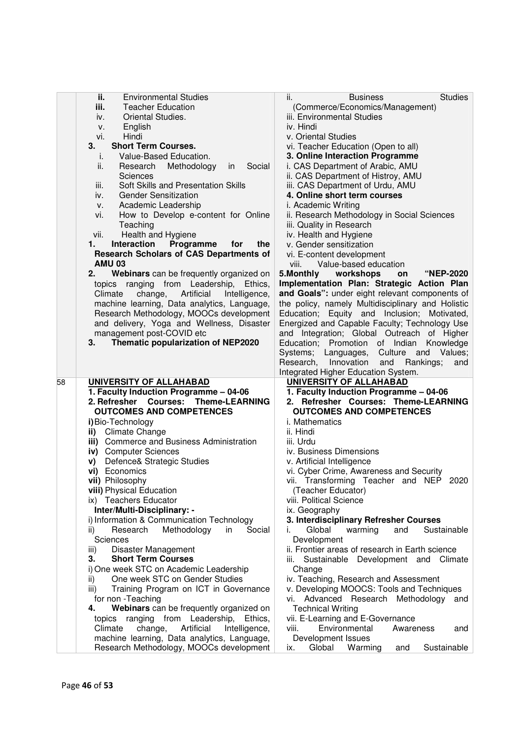| | | |
|---|---|---|
| | **ii.** Environmental Studies<br>**iii.** Teacher Education<br>iv. Oriental Studies.<br>v. English<br>vi. Hindi<br>**3. Short Term Courses.**<br>i. Value-Based Education.<br>ii. Research Methodology in Social Sciences<br>iii. Soft Skills and Presentation Skills<br>iv. Gender Sensitization<br>v. Academic Leadership<br>vi. How to Develop e-content for Online Teaching<br>vii. Health and Hygiene<br>**1. Interaction Programme for the Research Scholars of CAS Departments of AMU 03**<br>**2. Webinars** can be frequently organized on topics ranging from Leadership, Ethics, Climate change, Artificial Intelligence, machine learning, Data analytics, Language, Research Methodology, MOOCs development and delivery, Yoga and Wellness, Disaster management post-COVID etc<br>**3. Thematic popularization of NEP2020** | ii. Business Studies (Commerce/Economics/Management)<br>iii. Environmental Studies<br>iv. Hindi<br>v. Oriental Studies<br>vi. Teacher Education (Open to all)<br>**3. Online Interaction Programme**<br>i. CAS Department of Arabic, AMU<br>ii. CAS Department of Histroy, AMU<br>iii. CAS Department of Urdu, AMU<br>**4. Online short term courses**<br>i. Academic Writing<br>ii. Research Methodology in Social Sciences<br>iii. Quality in Research<br>iv. Health and Hygiene<br>v. Gender sensitization<br>vi. E-content development<br>viii. Value-based education<br>**5.Monthly workshops on "NEP-2020 Implementation Plan: Strategic Action Plan and Goals":** under eight relevant components of the policy, namely Multidisciplinary and Holistic Education; Equity and Inclusion; Motivated, Energized and Capable Faculty; Technology Use and Integration; Global Outreach of Higher Education; Promotion of Indian Knowledge Systems; Languages, Culture and Values; Research, Innovation and Rankings; and Integrated Higher Education System. |
| 58 | **UNIVERSITY OF ALLAHABAD**<br>**1. Faculty Induction Programme – 04-06**<br>**2. Refresher Courses: Theme-LEARNING OUTCOMES AND COMPETENCES**<br>**i)** Bio-Technology<br>**ii)** Climate Change<br>**iii)** Commerce and Business Administration<br>**iv)** Computer Sciences<br>**v)** Defence& Strategic Studies<br>**vi)** Economics<br>**vii)** Philosophy<br>**viii)** Physical Education<br>ix) Teachers Educator<br>**Inter/Multi-Disciplinary: -**<br>i) Information & Communication Technology<br>ii) Research Methodology in Social Sciences<br>iii) Disaster Management<br>**3. Short Term Courses**<br>i) One week STC on Academic Leadership<br>ii) One week STC on Gender Studies<br>iii) Training Program on ICT in Governance for non -Teaching<br>**4. Webinars** can be frequently organized on topics ranging from Leadership, Ethics, Climate change, Artificial Intelligence, machine learning, Data analytics, Language, Research Methodology, MOOCs development | **UNIVERSITY OF ALLAHABAD**<br>**1. Faculty Induction Programme – 04-06**<br>**2. Refresher Courses: Theme-LEARNING OUTCOMES AND COMPETENCES**<br>i. Mathematics<br>ii. Hindi<br>iii. Urdu<br>iv. Business Dimensions<br>v. Artificial Intelligence<br>vi. Cyber Crime, Awareness and Security<br>vii. Transforming Teacher and NEP 2020 (Teacher Educator)<br>viii. Political Science<br>ix. Geography<br>**3. Interdisciplinary Refresher Courses**<br>i. Global warming and Sustainable Development<br>ii. Frontier areas of research in Earth science<br>iii. Sustainable Development and Climate Change<br>iv. Teaching, Research and Assessment<br>v. Developing MOOCS: Tools and Techniques<br>vi. Advanced Research Methodology and Technical Writing<br>vii. E-Learning and E-Governance<br>viii. Environmental Awareness and Development Issues<br>ix. Global Warming and Sustainable |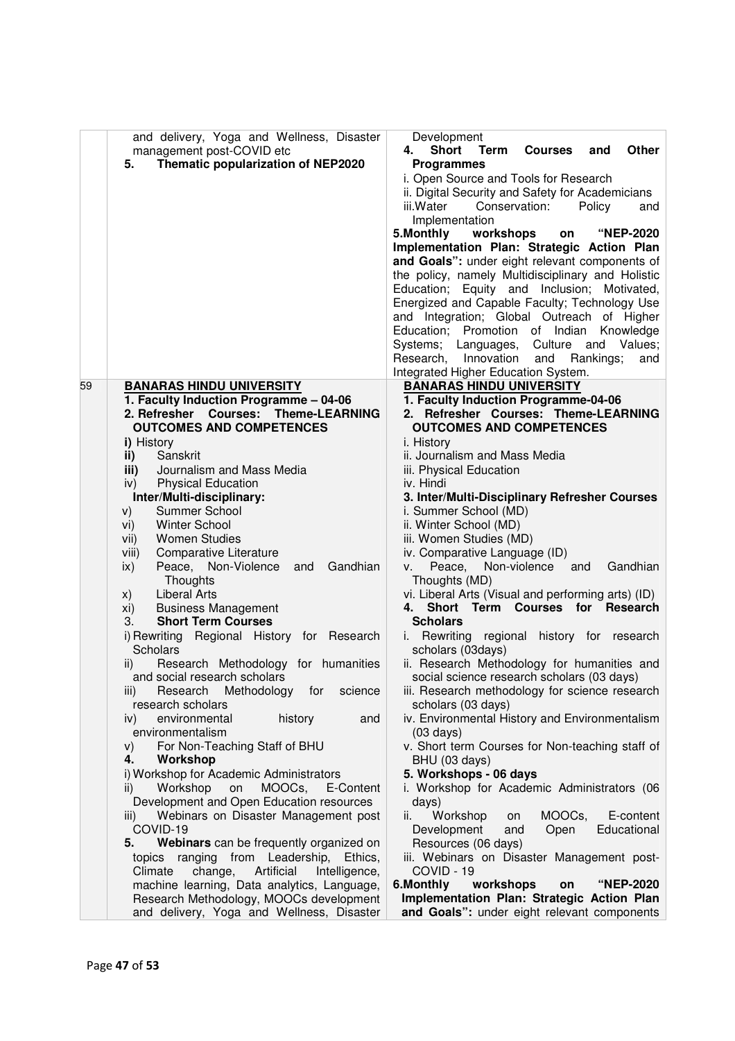| | | |
|---|---|---|
| | and delivery, Yoga and Wellness, Disaster management post-COVID etc<br>**5. Thematic popularization of NEP2020** | Development<br>**4. Short Term Courses and Other Programmes**<br>i. Open Source and Tools for Research<br>ii. Digital Security and Safety for Academicians<br>iii.Water Conservation: Policy and Implementation<br>**5.Monthly workshops on "NEP-2020 Implementation Plan: Strategic Action Plan and Goals":** under eight relevant components of the policy, namely Multidisciplinary and Holistic Education; Equity and Inclusion; Motivated, Energized and Capable Faculty; Technology Use and Integration; Global Outreach of Higher Education; Promotion of Indian Knowledge Systems; Languages, Culture and Values; Research, Innovation and Rankings; and Integrated Higher Education System. |
| 59 | **BANARAS HINDU UNIVERSITY**<br>**1. Faculty Induction Programme – 04-06**<br>**2. Refresher Courses: Theme-LEARNING OUTCOMES AND COMPETENCES**<br>**i)** History<br>**ii)** Sanskrit<br>**iii)** Journalism and Mass Media<br>iv) Physical Education<br>**Inter/Multi-disciplinary:**<br>v) Summer School<br>vi) Winter School<br>vii) Women Studies<br>viii) Comparative Literature<br>ix) Peace, Non-Violence and Gandhian Thoughts<br>x) Liberal Arts<br>xi) Business Management<br>3. **Short Term Courses**<br>i) Rewriting Regional History for Research Scholars<br>ii) Research Methodology for humanities and social research scholars<br>iii) Research Methodology for science research scholars<br>iv) environmental history and environmentalism<br>v) For Non-Teaching Staff of BHU<br>**4. Workshop**<br>i) Workshop for Academic Administrators<br>ii) Workshop on MOOCs, E-Content Development and Open Education resources<br>iii) Webinars on Disaster Management post COVID-19<br>**5. Webinars** can be frequently organized on topics ranging from Leadership, Ethics, Climate change, Artificial Intelligence, machine learning, Data analytics, Language, Research Methodology, MOOCs development and delivery, Yoga and Wellness, Disaster | **BANARAS HINDU UNIVERSITY**<br>**1. Faculty Induction Programme-04-06**<br>**2. Refresher Courses: Theme-LEARNING OUTCOMES AND COMPETENCES**<br>i. History<br>ii. Journalism and Mass Media<br>iii. Physical Education<br>iv. Hindi<br>**3. Inter/Multi-Disciplinary Refresher Courses**<br>i. Summer School (MD)<br>ii. Winter School (MD)<br>iii. Women Studies (MD)<br>iv. Comparative Language (ID)<br>v. Peace, Non-violence and Gandhian Thoughts (MD)<br>vi. Liberal Arts (Visual and performing arts) (ID)<br>**4. Short Term Courses for Research Scholars**<br>i. Rewriting regional history for research scholars (03days)<br>ii. Research Methodology for humanities and social science research scholars (03 days)<br>iii. Research methodology for science research scholars (03 days)<br>iv. Environmental History and Environmentalism (03 days)<br>v. Short term Courses for Non-teaching staff of BHU (03 days)<br>**5. Workshops - 06 days**<br>i. Workshop for Academic Administrators (06 days)<br>ii. Workshop on MOOCs, E-content Development and Open Educational Resources (06 days)<br>iii. Webinars on Disaster Management post-COVID - 19<br>**6.Monthly workshops on "NEP-2020 Implementation Plan: Strategic Action Plan and Goals":** under eight relevant components |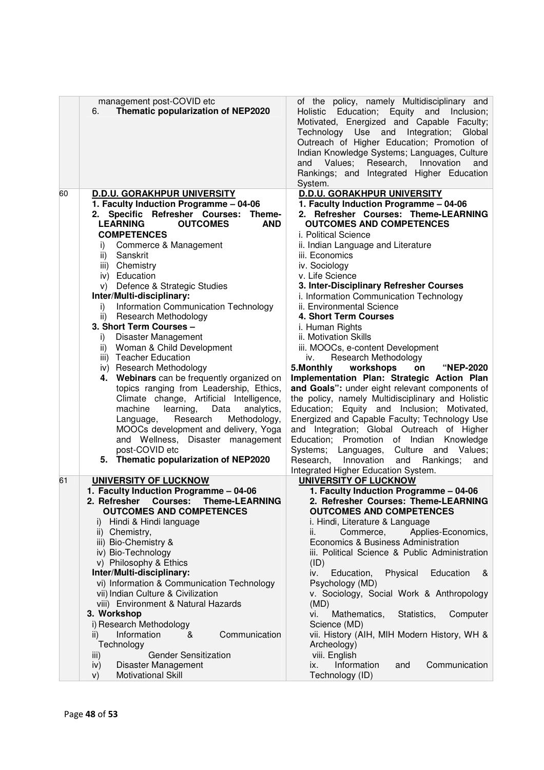| | | |
|---|---|---|
| | management post-COVID etc<br>6. **Thematic popularization of NEP2020** | of the policy, namely Multidisciplinary and Holistic Education; Equity and Inclusion; Motivated, Energized and Capable Faculty; Technology Use and Integration; Global Outreach of Higher Education; Promotion of Indian Knowledge Systems; Languages, Culture and Values; Research, Innovation and Rankings; and Integrated Higher Education System. |
| 60 | **D.D.U. GORAKHPUR UNIVERSITY**<br>**1. Faculty Induction Programme – 04-06**<br>**2. Specific Refresher Courses: Theme-LEARNING OUTCOMES AND COMPETENCES**<br>i) Commerce & Management<br>ii) Sanskrit<br>iii) Chemistry<br>iv) Education<br>v) Defence & Strategic Studies<br>**Inter/Multi-disciplinary:**<br>i) Information Communication Technology<br>ii) Research Methodology<br>**3. Short Term Courses –**<br>i) Disaster Management<br>ii) Woman & Child Development<br>iii) Teacher Education<br>iv) Research Methodology<br>**4. Webinars** can be frequently organized on topics ranging from Leadership, Ethics, Climate change, Artificial Intelligence, machine learning, Data analytics, Language, Research Methodology, MOOCs development and delivery, Yoga and Wellness, Disaster management post-COVID etc<br>**5. Thematic popularization of NEP2020** | **D.D.U. GORAKHPUR UNIVERSITY**<br>**1. Faculty Induction Programme – 04-06**<br>**2. Refresher Courses: Theme-LEARNING OUTCOMES AND COMPETENCES**<br>i. Political Science<br>ii. Indian Language and Literature<br>iii. Economics<br>iv. Sociology<br>v. Life Science<br>**3. Inter-Disciplinary Refresher Courses**<br>i. Information Communication Technology<br>ii. Environmental Science<br>**4. Short Term Courses**<br>i. Human Rights<br>ii. Motivation Skills<br>iii. MOOCs, e-content Development<br>iv. Research Methodology<br>**5.Monthly workshops on "NEP-2020 Implementation Plan: Strategic Action Plan and Goals":** under eight relevant components of the policy, namely Multidisciplinary and Holistic Education; Equity and Inclusion; Motivated, Energized and Capable Faculty; Technology Use and Integration; Global Outreach of Higher Education; Promotion of Indian Knowledge Systems; Languages, Culture and Values; Research, Innovation and Rankings; and Integrated Higher Education System. |
| 61 | **UNIVERSITY OF LUCKNOW**<br>**1. Faculty Induction Programme – 04-06**<br>**2. Refresher Courses: Theme-LEARNING OUTCOMES AND COMPETENCES**<br>i) Hindi & Hindi language<br>ii) Chemistry,<br>iii) Bio-Chemistry &<br>iv) Bio-Technology<br>v) Philosophy & Ethics<br>**Inter/Multi-disciplinary:**<br>vi) Information & Communication Technology<br>vii) Indian Culture & Civilization<br>viii) Environment & Natural Hazards<br>**3. Workshop**<br>i) Research Methodology<br>ii) Information & Communication Technology<br>iii) Gender Sensitization<br>iv) Disaster Management<br>v) Motivational Skill | **UNIVERSITY OF LUCKNOW**<br>**1. Faculty Induction Programme – 04-06**<br>**2. Refresher Courses: Theme-LEARNING OUTCOMES AND COMPETENCES**<br>i. Hindi, Literature & Language<br>ii. Commerce, Applies-Economics, Economics & Business Administration<br>iii. Political Science & Public Administration (ID)<br>iv. Education, Physical Education & Psychology (MD)<br>v. Sociology, Social Work & Anthropology (MD)<br>vi. Mathematics, Statistics, Computer Science (MD)<br>vii. History (AIH, MIH Modern History, WH & Archeology)<br>viii. English<br>ix. Information and Communication Technology (ID) |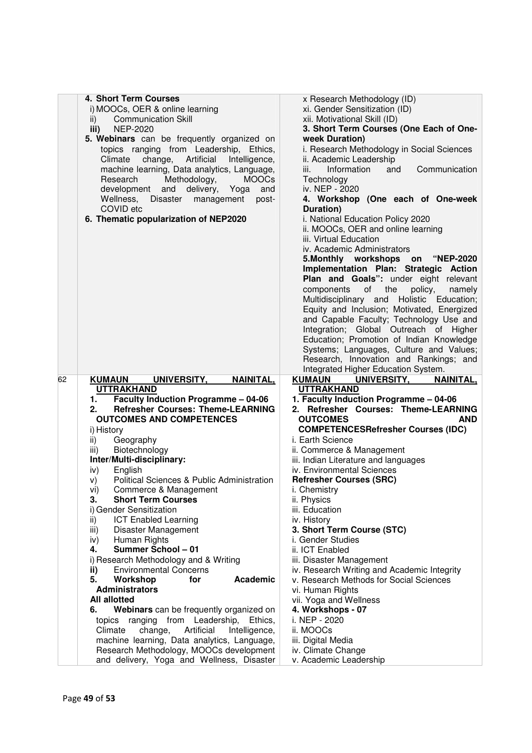| | | |
|---|---|---|
| | **4. Short Term Courses**<br>i) MOOCs, OER & online learning<br>ii) Communication Skill<br>**iii)** NEP-2020<br>**5. Webinars** can be frequently organized on topics ranging from Leadership, Ethics, Climate change, Artificial Intelligence, machine learning, Data analytics, Language, Research Methodology, MOOCs development and delivery, Yoga and Wellness, Disaster management post-COVID etc<br>**6. Thematic popularization of NEP2020** | x Research Methodology (ID)<br>xi. Gender Sensitization (ID)<br>xii. Motivational Skill (ID)<br>**3. Short Term Courses (One Each of One-week Duration)**<br>i. Research Methodology in Social Sciences<br>ii. Academic Leadership<br>iii. Information and Communication Technology<br>iv. NEP - 2020<br>**4. Workshop (One each of One-week Duration)**<br>i. National Education Policy 2020<br>ii. MOOCs, OER and online learning<br>iii. Virtual Education<br>iv. Academic Administrators<br>**5.Monthly workshops on "NEP-2020 Implementation Plan: Strategic Action Plan and Goals":** under eight relevant components of the policy, namely Multidisciplinary and Holistic Education; Equity and Inclusion; Motivated, Energized and Capable Faculty; Technology Use and Integration; Global Outreach of Higher Education; Promotion of Indian Knowledge Systems; Languages, Culture and Values; Research, Innovation and Rankings; and Integrated Higher Education System. |
| 62 | **<u>KUMAUN UNIVERSITY, NAINITAL, UTTRAKHAND</u>**<br>**1. Faculty Induction Programme – 04-06**<br>**2. Refresher Courses: Theme-LEARNING OUTCOMES AND COMPETENCES**<br>i) History<br>ii) Geography<br>iii) Biotechnology<br>**Inter/Multi-disciplinary:**<br>iv) English<br>v) Political Sciences & Public Administration<br>vi) Commerce & Management<br>**3. Short Term Courses**<br>i) Gender Sensitization<br>ii) ICT Enabled Learning<br>iii) Disaster Management<br>iv) Human Rights<br>**4. Summer School – 01**<br>i) Research Methodology and & Writing<br>**ii)** Environmental Concerns<br>**5. Workshop for Academic Administrators**<br>**All allotted**<br>**6. Webinars** can be frequently organized on topics ranging from Leadership, Ethics, Climate change, Artificial Intelligence, machine learning, Data analytics, Language, Research Methodology, MOOCs development and delivery, Yoga and Wellness, Disaster | **<u>KUMAUN UNIVERSITY, NAINITAL, UTTRAKHAND</u>**<br>**1. Faculty Induction Programme – 04-06**<br>**2. Refresher Courses: Theme-LEARNING OUTCOMES AND COMPETENCESRefresher Courses (IDC)**<br>i. Earth Science<br>ii. Commerce & Management<br>iii. Indian Literature and languages<br>iv. Environmental Sciences<br>**Refresher Courses (SRC)**<br>i. Chemistry<br>ii. Physics<br>iii. Education<br>iv. History<br>**3. Short Term Course (STC)**<br>i. Gender Studies<br>ii. ICT Enabled<br>iii. Disaster Management<br>iv. Research Writing and Academic Integrity<br>v. Research Methods for Social Sciences<br>vi. Human Rights<br>vii. Yoga and Wellness<br>**4. Workshops - 07**<br>i. NEP - 2020<br>ii. MOOCs<br>iii. Digital Media<br>iv. Climate Change<br>v. Academic Leadership |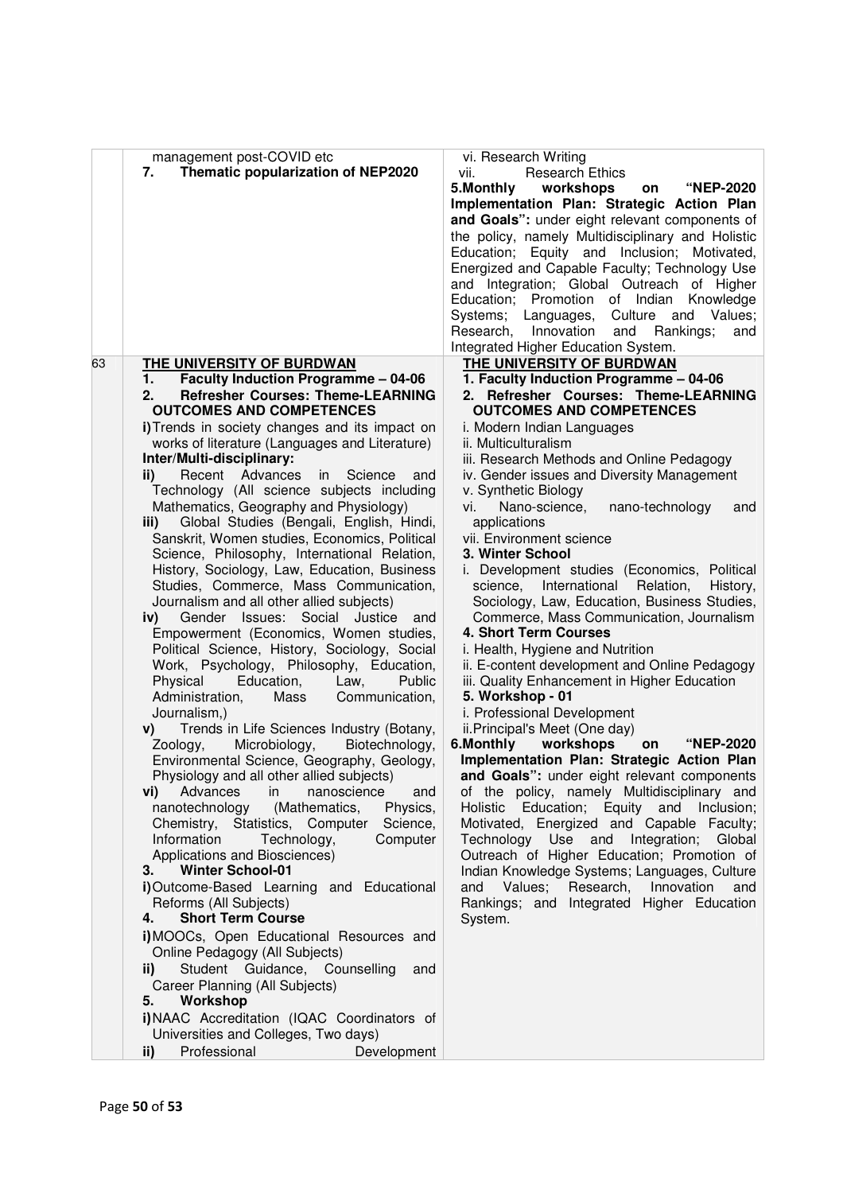| | | |
|---|---|---|
| | management post-COVID etc<br>7. **Thematic popularization of NEP2020** | vi. Research Writing<br>vii. Research Ethics<br>**5.Monthly workshops on "NEP-2020 Implementation Plan: Strategic Action Plan and Goals":** under eight relevant components of the policy, namely Multidisciplinary and Holistic Education; Equity and Inclusion; Motivated, Energized and Capable Faculty; Technology Use and Integration; Global Outreach of Higher Education; Promotion of Indian Knowledge Systems; Languages, Culture and Values; Research, Innovation and Rankings; and Integrated Higher Education System. |
| 63 | **THE UNIVERSITY OF BURDWAN**<br>1. **Faculty Induction Programme – 04-06**<br>2. **Refresher Courses: Theme-LEARNING OUTCOMES AND COMPETENCES**<br>**i)** Trends in society changes and its impact on works of literature (Languages and Literature)<br>**Inter/Multi-disciplinary:**<br>**ii)** Recent Advances in Science and Technology (All science subjects including Mathematics, Geography and Physiology)<br>**iii)** Global Studies (Bengali, English, Hindi, Sanskrit, Women studies, Economics, Political Science, Philosophy, International Relation, History, Sociology, Law, Education, Business Studies, Commerce, Mass Communication, Journalism and all other allied subjects)<br>**iv)** Gender Issues: Social Justice and Empowerment (Economics, Women studies, Political Science, History, Sociology, Social Work, Psychology, Philosophy, Education, Physical Education, Law, Public Administration, Mass Communication, Journalism,)<br>**v)** Trends in Life Sciences Industry (Botany, Zoology, Microbiology, Biotechnology, Environmental Science, Geography, Geology, Physiology and all other allied subjects)<br>**vi)** Advances in nanoscience and nanotechnology (Mathematics, Physics, Chemistry, Statistics, Computer Science, Information Technology, Computer Applications and Biosciences)<br>3. **Winter School-01**<br>**i)** Outcome-Based Learning and Educational Reforms (All Subjects)<br>4. **Short Term Course**<br>**i)** MOOCs, Open Educational Resources and Online Pedagogy (All Subjects)<br>**ii)** Student Guidance, Counselling and Career Planning (All Subjects)<br>5. **Workshop**<br>**i)** NAAC Accreditation (IQAC Coordinators of Universities and Colleges, Two days)<br>**ii)** Professional Development | **THE UNIVERSITY OF BURDWAN**<br>**1. Faculty Induction Programme – 04-06**<br>**2. Refresher Courses: Theme-LEARNING OUTCOMES AND COMPETENCES**<br>i. Modern Indian Languages<br>ii. Multiculturalism<br>iii. Research Methods and Online Pedagogy<br>iv. Gender issues and Diversity Management<br>v. Synthetic Biology<br>vi. Nano-science, nano-technology and applications<br>vii. Environment science<br>**3. Winter School**<br>i. Development studies (Economics, Political science, International Relation, History, Sociology, Law, Education, Business Studies, Commerce, Mass Communication, Journalism<br>**4. Short Term Courses**<br>i. Health, Hygiene and Nutrition<br>ii. E-content development and Online Pedagogy<br>iii. Quality Enhancement in Higher Education<br>**5. Workshop - 01**<br>i. Professional Development<br>ii. Principal's Meet (One day)<br>**6.Monthly workshops on "NEP-2020 Implementation Plan: Strategic Action Plan and Goals":** under eight relevant components of the policy, namely Multidisciplinary and Holistic Education; Equity and Inclusion; Motivated, Energized and Capable Faculty; Technology Use and Integration; Global Outreach of Higher Education; Promotion of Indian Knowledge Systems; Languages, Culture and Values; Research, Innovation and Rankings; and Integrated Higher Education System. |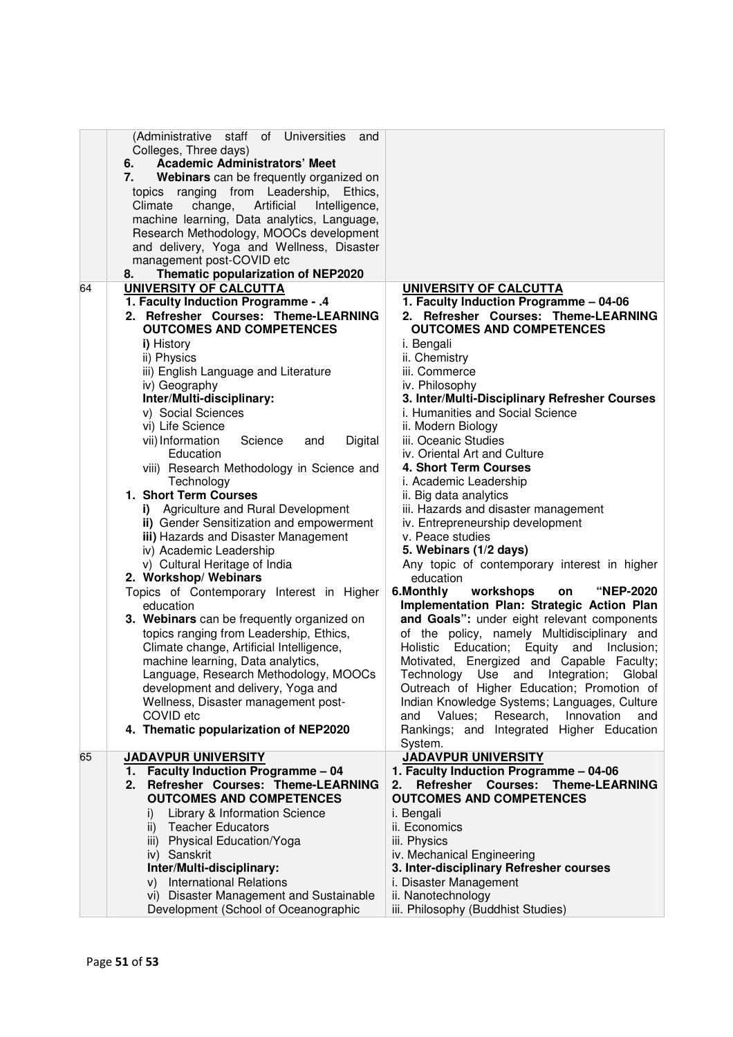| | | |
|---|---|---|
| | (Administrative staff of Universities and Colleges, Three days)<br>6. **Academic Administrators' Meet**<br>7. **Webinars** can be frequently organized on topics ranging from Leadership, Ethics, Climate change, Artificial Intelligence, machine learning, Data analytics, Language, Research Methodology, MOOCs development and delivery, Yoga and Wellness, Disaster management post-COVID etc<br>8. **Thematic popularization of NEP2020** | |
| 64 | **UNIVERSITY OF CALCUTTA**<br>**1. Faculty Induction Programme - .4**<br>**2. Refresher Courses: Theme-LEARNING OUTCOMES AND COMPETENCES**<br>**i)** History<br>ii) Physics<br>iii) English Language and Literature<br>iv) Geography<br>**Inter/Multi-disciplinary:**<br>v) Social Sciences<br>vi) Life Science<br>vii) Information Science and Digital Education<br>viii) Research Methodology in Science and Technology<br>**1. Short Term Courses**<br>**i)** Agriculture and Rural Development<br>**ii)** Gender Sensitization and empowerment<br>**iii)** Hazards and Disaster Management<br>iv) Academic Leadership<br>v) Cultural Heritage of India<br>**2. Workshop/ Webinars**<br>Topics of Contemporary Interest in Higher education<br>**3. Webinars** can be frequently organized on topics ranging from Leadership, Ethics, Climate change, Artificial Intelligence, machine learning, Data analytics, Language, Research Methodology, MOOCs development and delivery, Yoga and Wellness, Disaster management post-COVID etc<br>**4. Thematic popularization of NEP2020** | **UNIVERSITY OF CALCUTTA**<br>**1. Faculty Induction Programme – 04-06**<br>**2. Refresher Courses: Theme-LEARNING OUTCOMES AND COMPETENCES**<br>i. Bengali<br>ii. Chemistry<br>iii. Commerce<br>iv. Philosophy<br>**3. Inter/Multi-Disciplinary Refresher Courses**<br>i. Humanities and Social Science<br>ii. Modern Biology<br>iii. Oceanic Studies<br>iv. Oriental Art and Culture<br>**4. Short Term Courses**<br>i. Academic Leadership<br>ii. Big data analytics<br>iii. Hazards and disaster management<br>iv. Entrepreneurship development<br>v. Peace studies<br>**5. Webinars (1/2 days)**<br>Any topic of contemporary interest in higher education<br>**6.Monthly workshops on "NEP-2020 Implementation Plan: Strategic Action Plan and Goals":** under eight relevant components of the policy, namely Multidisciplinary and Holistic Education; Equity and Inclusion; Motivated, Energized and Capable Faculty; Technology Use and Integration; Global Outreach of Higher Education; Promotion of Indian Knowledge Systems; Languages, Culture and Values; Research, Innovation and Rankings; and Integrated Higher Education System. |
| 65 | **JADAVPUR UNIVERSITY**<br>**1. Faculty Induction Programme – 04**<br>**2. Refresher Courses: Theme-LEARNING OUTCOMES AND COMPETENCES**<br>i) Library & Information Science<br>ii) Teacher Educators<br>iii) Physical Education/Yoga<br>iv) Sanskrit<br>**Inter/Multi-disciplinary:**<br>v) International Relations<br>vi) Disaster Management and Sustainable Development (School of Oceanographic | **JADAVPUR UNIVERSITY**<br>**1. Faculty Induction Programme – 04-06**<br>**2. Refresher Courses: Theme-LEARNING OUTCOMES AND COMPETENCES**<br>i. Bengali<br>ii. Economics<br>iii. Physics<br>iv. Mechanical Engineering<br>**3. Inter-disciplinary Refresher courses**<br>i. Disaster Management<br>ii. Nanotechnology<br>iii. Philosophy (Buddhist Studies) |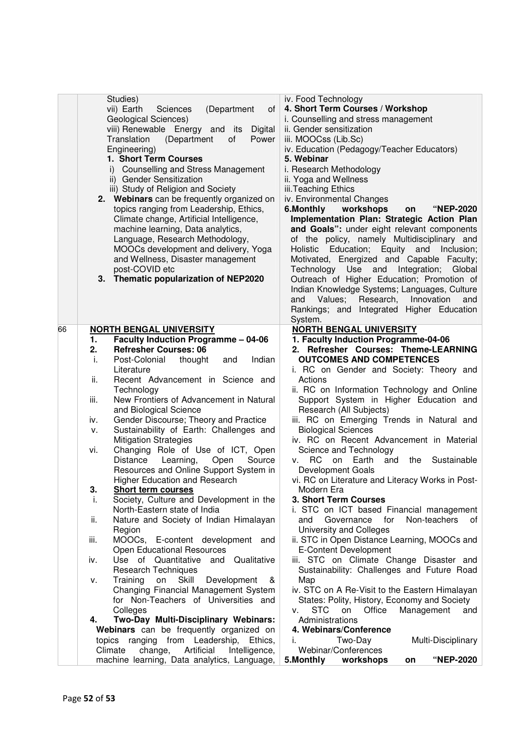| | | |
|---|---|---|
| | Studies)<br>vii) Earth Sciences (Department of Geological Sciences)<br>viii) Renewable Energy and its Digital Translation (Department of Power Engineering)<br>**1. Short Term Courses**<br>i) Counselling and Stress Management<br>ii) Gender Sensitization<br>iii) Study of Religion and Society<br>**2. Webinars** can be frequently organized on topics ranging from Leadership, Ethics, Climate change, Artificial Intelligence, machine learning, Data analytics, Language, Research Methodology, MOOCs development and delivery, Yoga and Wellness, Disaster management post-COVID etc<br>**3. Thematic popularization of NEP2020** | iv. Food Technology<br>**4. Short Term Courses / Workshop**<br>i. Counselling and stress management<br>ii. Gender sensitization<br>iii. MOOCss (Lib.Sc)<br>iv. Education (Pedagogy/Teacher Educators)<br>**5. Webinar**<br>i. Research Methodology<br>ii. Yoga and Wellness<br>iii.Teaching Ethics<br>iv. Environmental Changes<br>**6.Monthly workshops on "NEP-2020 Implementation Plan: Strategic Action Plan and Goals":** under eight relevant components of the policy, namely Multidisciplinary and Holistic Education; Equity and Inclusion; Motivated, Energized and Capable Faculty; Technology Use and Integration; Global Outreach of Higher Education; Promotion of Indian Knowledge Systems; Languages, Culture and Values; Research, Innovation and Rankings; and Integrated Higher Education System. |
| 66 | **NORTH BENGAL UNIVERSITY**<br>**1. Faculty Induction Programme – 04-06**<br>**2. Refresher Courses: 06**<br>i. Post-Colonial thought and Indian Literature<br>ii. Recent Advancement in Science and Technology<br>iii. New Frontiers of Advancement in Natural and Biological Science<br>iv. Gender Discourse; Theory and Practice<br>v. Sustainability of Earth: Challenges and Mitigation Strategies<br>vi. Changing Role of Use of ICT, Open Distance Learning, Open Source Resources and Online Support System in Higher Education and Research<br>**3. Short term courses**<br>i. Society, Culture and Development in the North-Eastern state of India<br>ii. Nature and Society of Indian Himalayan Region<br>iii. MOOCs, E-content development and Open Educational Resources<br>iv. Use of Quantitative and Qualitative Research Techniques<br>v. Training on Skill Development & Changing Financial Management System for Non-Teachers of Universities and Colleges<br>**4. Two-Day Multi-Disciplinary Webinars: Webinars** can be frequently organized on topics ranging from Leadership, Ethics, Climate change, Artificial Intelligence, machine learning, Data analytics, Language, | **NORTH BENGAL UNIVERSITY**<br>**1. Faculty Induction Programme-04-06**<br>**2. Refresher Courses: Theme-LEARNING OUTCOMES AND COMPETENCES**<br>i. RC on Gender and Society: Theory and Actions<br>ii. RC on Information Technology and Online Support System in Higher Education and Research (All Subjects)<br>iii. RC on Emerging Trends in Natural and Biological Sciences<br>iv. RC on Recent Advancement in Material Science and Technology<br>v. RC on Earth and the Sustainable Development Goals<br>vi. RC on Literature and Literacy Works in Post-Modern Era<br>**3. Short Term Courses**<br>i. STC on ICT based Financial management and Governance for Non-teachers of University and Colleges<br>ii. STC in Open Distance Learning, MOOCs and E-Content Development<br>iii. STC on Climate Change Disaster and Sustainability: Challenges and Future Road Map<br>iv. STC on A Re-Visit to the Eastern Himalayan States: Polity, History, Economy and Society<br>v. STC on Office Management and Administrations<br>**4. Webinars/Conference**<br>i. Two-Day Multi-Disciplinary Webinar/Conferences<br>**5.Monthly workshops on "NEP-2020** |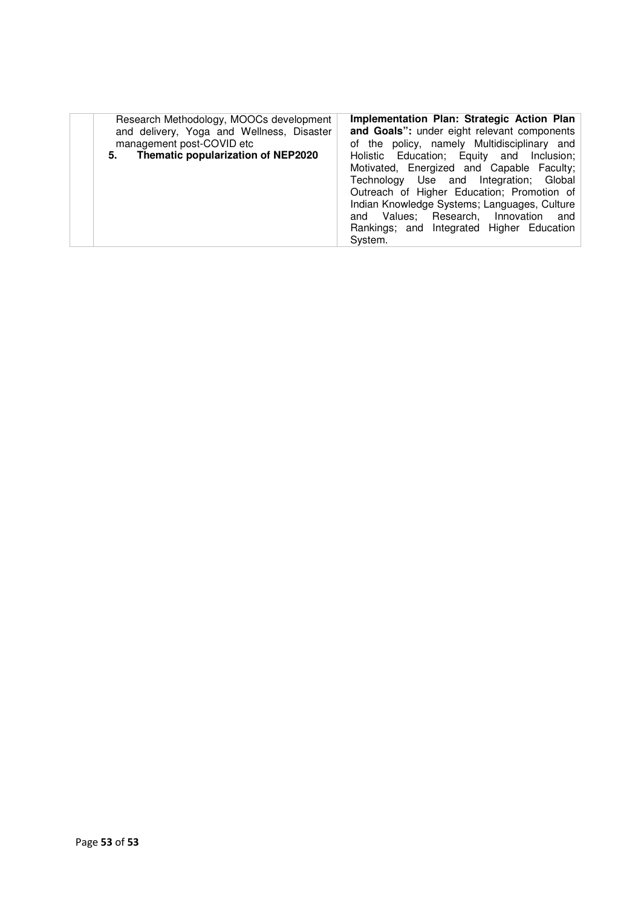| | | |
|---|---|---|
| | Research Methodology, MOOCs development and delivery, Yoga and Wellness, Disaster management post-COVID etc<br>**5. Thematic popularization of NEP2020** | **Implementation Plan: Strategic Action Plan and Goals":** under eight relevant components of the policy, namely Multidisciplinary and Holistic Education; Equity and Inclusion; Motivated, Energized and Capable Faculty; Technology Use and Integration; Global Outreach of Higher Education; Promotion of Indian Knowledge Systems; Languages, Culture and Values; Research, Innovation and Rankings; and Integrated Higher Education System. |